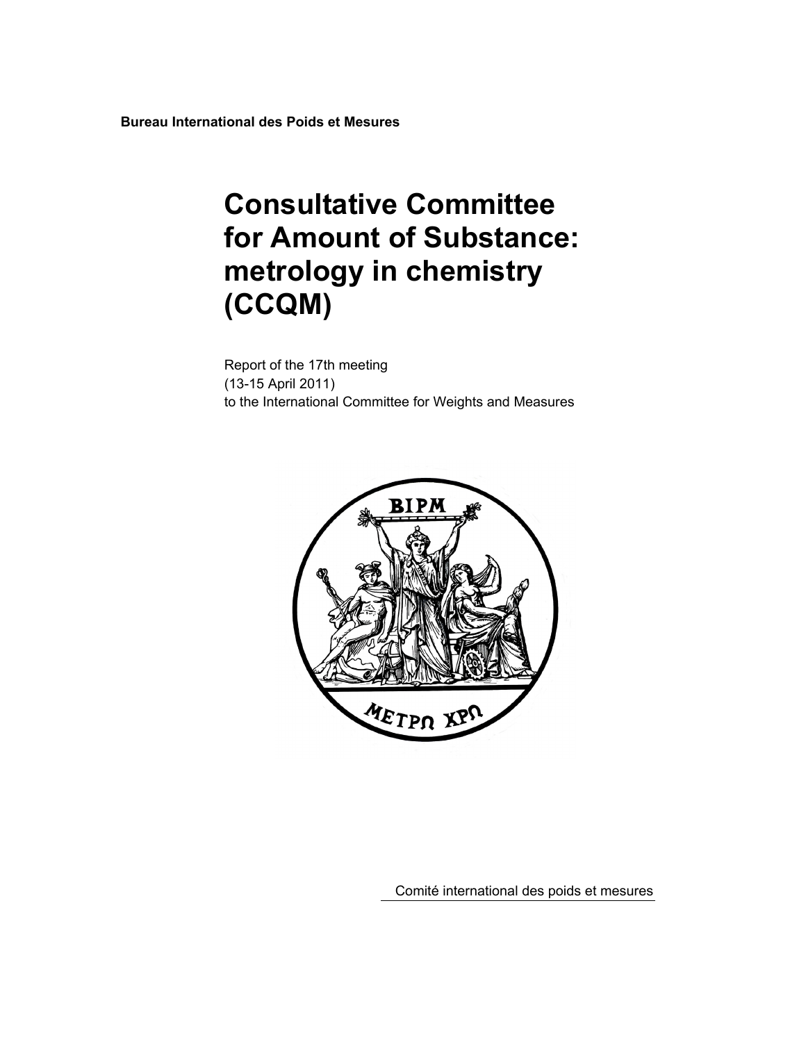**Bureau International des Poids et Mesures**

# Consultative Committee for Amount of Substance: metrology in chemistry (CCQM)

Report of the 17th meeting
(13-15 April 2011)
to the International Committee for Weights and Measures

Comité international des poids et mesures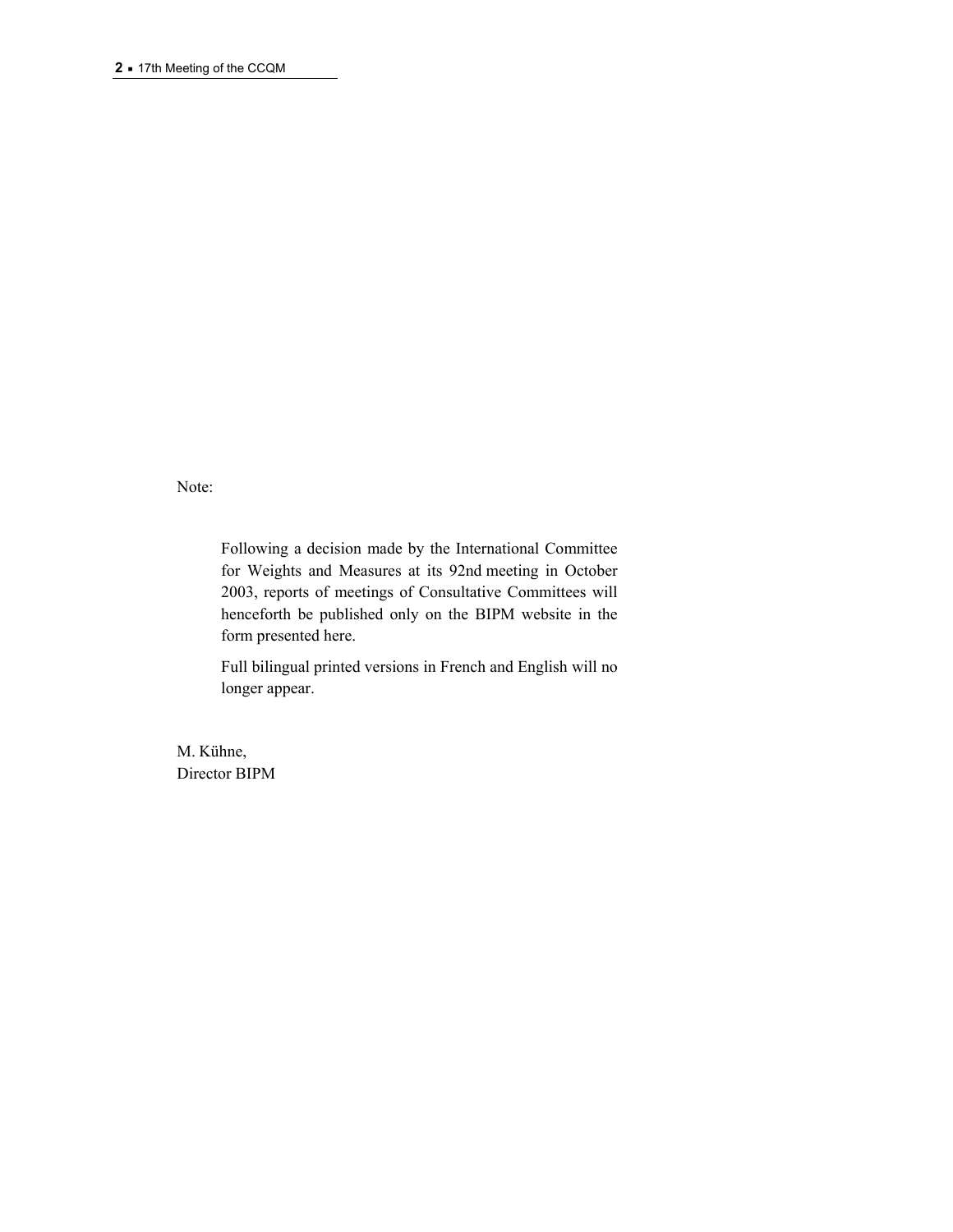Note:

> Following a decision made by the International Committee for Weights and Measures at its 92nd meeting in October 2003, reports of meetings of Consultative Committees will henceforth be published only on the BIPM website in the form presented here.
>
> Full bilingual printed versions in French and English will no longer appear.

M. Kühne,
Director BIPM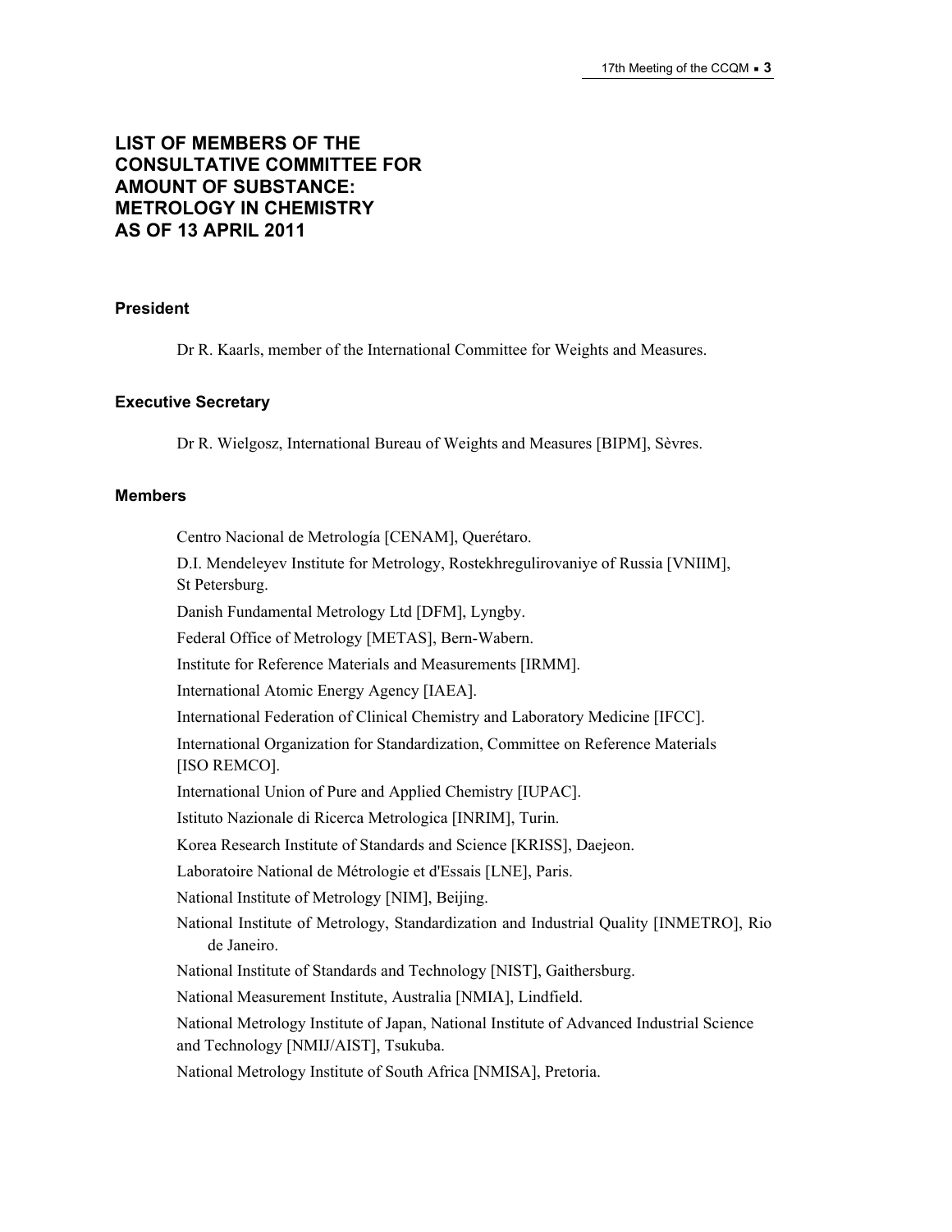# LIST OF MEMBERS OF THE CONSULTATIVE COMMITTEE FOR AMOUNT OF SUBSTANCE: METROLOGY IN CHEMISTRY AS OF 13 APRIL 2011

### President

Dr R. Kaarls, member of the International Committee for Weights and Measures.

### Executive Secretary

Dr R. Wielgosz, International Bureau of Weights and Measures [BIPM], Sèvres.

### Members

Centro Nacional de Metrología [CENAM], Querétaro.

D.I. Mendeleyev Institute for Metrology, Rostekhregulirovaniye of Russia [VNIIM], St Petersburg.

Danish Fundamental Metrology Ltd [DFM], Lyngby.

Federal Office of Metrology [METAS], Bern-Wabern.

Institute for Reference Materials and Measurements [IRMM].

International Atomic Energy Agency [IAEA].

International Federation of Clinical Chemistry and Laboratory Medicine [IFCC].

International Organization for Standardization, Committee on Reference Materials [ISO REMCO].

International Union of Pure and Applied Chemistry [IUPAC].

Istituto Nazionale di Ricerca Metrologica [INRIM], Turin.

Korea Research Institute of Standards and Science [KRISS], Daejeon.

Laboratoire National de Métrologie et d'Essais [LNE], Paris.

National Institute of Metrology [NIM], Beijing.

National Institute of Metrology, Standardization and Industrial Quality [INMETRO], Rio de Janeiro.

National Institute of Standards and Technology [NIST], Gaithersburg.

National Measurement Institute, Australia [NMIA], Lindfield.

National Metrology Institute of Japan, National Institute of Advanced Industrial Science and Technology [NMIJ/AIST], Tsukuba.

National Metrology Institute of South Africa [NMISA], Pretoria.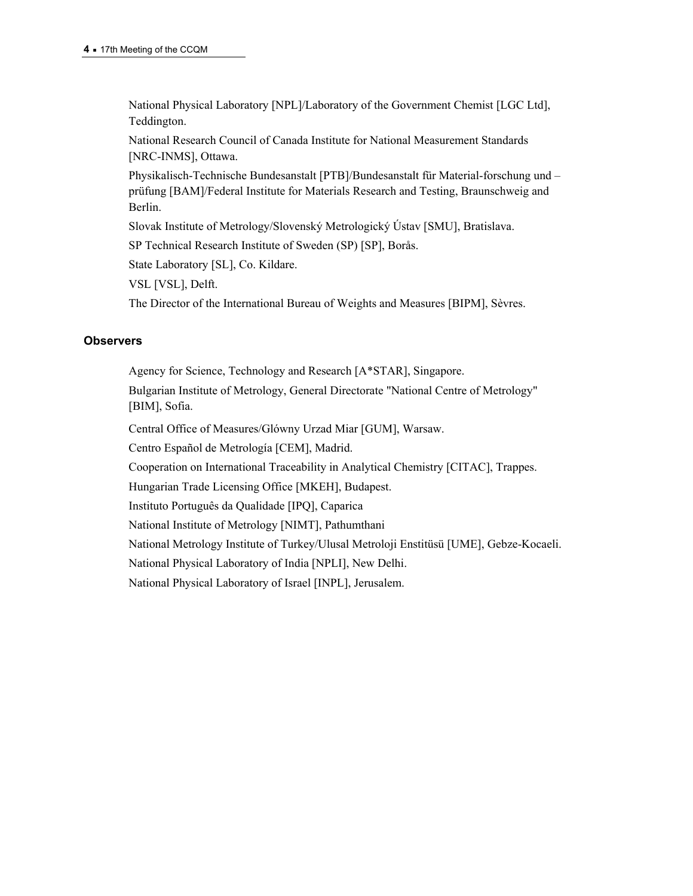National Physical Laboratory [NPL]/Laboratory of the Government Chemist [LGC Ltd], Teddington.

National Research Council of Canada Institute for National Measurement Standards [NRC-INMS], Ottawa.

Physikalisch-Technische Bundesanstalt [PTB]/Bundesanstalt für Material-forschung und –prüfung [BAM]/Federal Institute for Materials Research and Testing, Braunschweig and Berlin.

Slovak Institute of Metrology/Slovenský Metrologický Ústav [SMU], Bratislava.

SP Technical Research Institute of Sweden (SP) [SP], Borås.

State Laboratory [SL], Co. Kildare.

VSL [VSL], Delft.

The Director of the International Bureau of Weights and Measures [BIPM], Sèvres.

## Observers

Agency for Science, Technology and Research [A*STAR], Singapore.

Bulgarian Institute of Metrology, General Directorate "National Centre of Metrology" [BIM], Sofia.

Central Office of Measures/Glówny Urzad Miar [GUM], Warsaw.

Centro Español de Metrología [CEM], Madrid.

Cooperation on International Traceability in Analytical Chemistry [CITAC], Trappes.

Hungarian Trade Licensing Office [MKEH], Budapest.

Instituto Português da Qualidade [IPQ], Caparica

National Institute of Metrology [NIMT], Pathumthani

National Metrology Institute of Turkey/Ulusal Metroloji Enstitüsü [UME], Gebze-Kocaeli.

National Physical Laboratory of India [NPLI], New Delhi.

National Physical Laboratory of Israel [INPL], Jerusalem.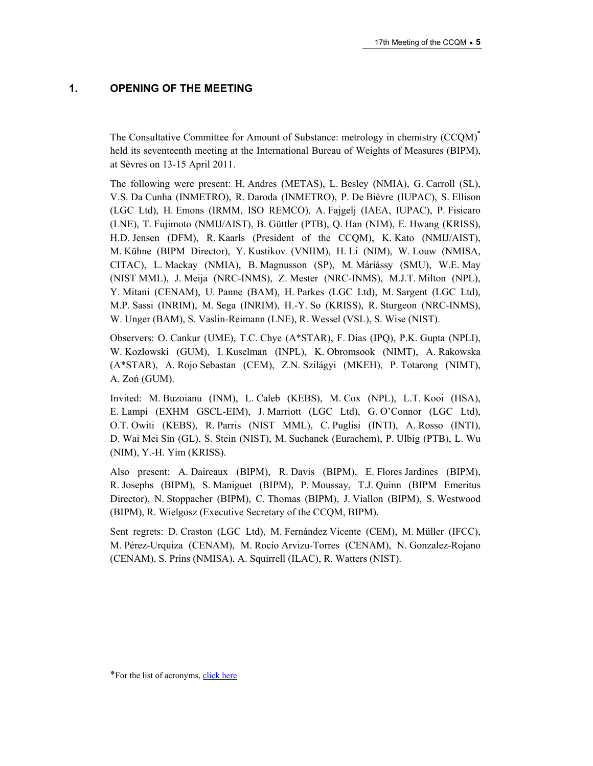## 1. OPENING OF THE MEETING

The Consultative Committee for Amount of Substance: metrology in chemistry (CCQM)* held its seventeenth meeting at the International Bureau of Weights of Measures (BIPM), at Sèvres on 13-15 April 2011.

The following were present: H. Andres (METAS), L. Besley (NMIA), G. Carroll (SL), V.S. Da Cunha (INMETRO), R. Daroda (INMETRO), P. De Bièvre (IUPAC), S. Ellison (LGC Ltd), H. Emons (IRMM, ISO REMCO), A. Fajgelj (IAEA, IUPAC), P. Fisicaro (LNE), T. Fujimoto (NMIJ/AIST), B. Güttler (PTB), Q. Han (NIM), E. Hwang (KRISS), H.D. Jensen (DFM), R. Kaarls (President of the CCQM), K. Kato (NMIJ/AIST), M. Kühne (BIPM Director), Y. Kustikov (VNIIM), H. Li (NIM), W. Louw (NMISA, CITAC), L. Mackay (NMIA), B. Magnusson (SP), M. Máriássy (SMU), W.E. May (NIST MML), J. Meija (NRC-INMS), Z. Mester (NRC-INMS), M.J.T. Milton (NPL), Y. Mitani (CENAM), U. Panne (BAM), H. Parkes (LGC Ltd), M. Sargent (LGC Ltd), M.P. Sassi (INRIM), M. Sega (INRIM), H.-Y. So (KRISS), R. Sturgeon (NRC-INMS), W. Unger (BAM), S. Vaslin-Reimann (LNE), R. Wessel (VSL), S. Wise (NIST).

Observers: O. Cankur (UME), T.C. Chye (A*STAR), F. Dias (IPQ), P.K. Gupta (NPLI), W. Kozlowski (GUM), I. Kuselman (INPL), K. Obromsook (NIMT), A. Rakowska (A*STAR), A. Rojo Sebastan (CEM), Z.N. Szilágyi (MKEH), P. Totarong (NIMT), A. Zoń (GUM).

Invited: M. Buzoianu (INM), L. Caleb (KEBS), M. Cox (NPL), L.T. Kooi (HSA), E. Lampi (EXHM GSCL-EIM), J. Marriott (LGC Ltd), G. O'Connor (LGC Ltd), O.T. Owiti (KEBS), R. Parris (NIST MML), C. Puglisi (INTI), A. Rosso (INTI), D. Wai Mei Sin (GL), S. Stein (NIST), M. Suchanek (Eurachem), P. Ulbig (PTB), L. Wu (NIM), Y.-H. Yim (KRISS).

Also present: A. Daireaux (BIPM), R. Davis (BIPM), E. Flores Jardines (BIPM), R. Josephs (BIPM), S. Maniguet (BIPM), P. Moussay, T.J. Quinn (BIPM Emeritus Director), N. Stoppacher (BIPM), C. Thomas (BIPM), J. Viallon (BIPM), S. Westwood (BIPM), R. Wielgosz (Executive Secretary of the CCQM, BIPM).

Sent regrets: D. Craston (LGC Ltd), M. Fernández Vicente (CEM), M. Müller (IFCC), M. Pérez-Urquiza (CENAM), M. Rocío Arvizu-Torres (CENAM), N. Gonzalez-Rojano (CENAM), S. Prins (NMISA), A. Squirrell (ILAC), R. Watters (NIST).

*For the list of acronyms, click here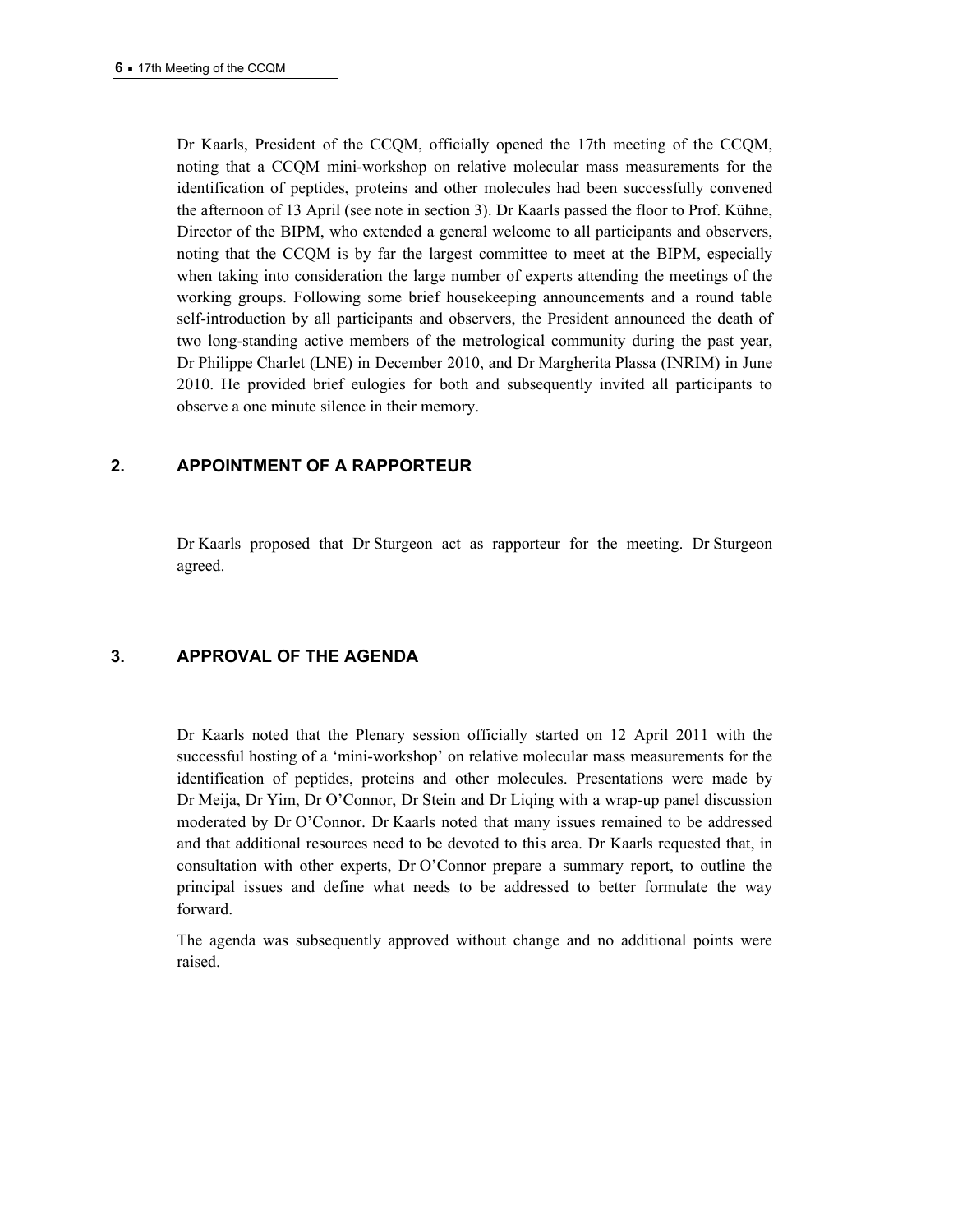Dr Kaarls, President of the CCQM, officially opened the 17th meeting of the CCQM, noting that a CCQM mini-workshop on relative molecular mass measurements for the identification of peptides, proteins and other molecules had been successfully convened the afternoon of 13 April (see note in section 3). Dr Kaarls passed the floor to Prof. Kühne, Director of the BIPM, who extended a general welcome to all participants and observers, noting that the CCQM is by far the largest committee to meet at the BIPM, especially when taking into consideration the large number of experts attending the meetings of the working groups. Following some brief housekeeping announcements and a round table self-introduction by all participants and observers, the President announced the death of two long-standing active members of the metrological community during the past year, Dr Philippe Charlet (LNE) in December 2010, and Dr Margherita Plassa (INRIM) in June 2010. He provided brief eulogies for both and subsequently invited all participants to observe a one minute silence in their memory.

## 2. APPOINTMENT OF A RAPPORTEUR

Dr Kaarls proposed that Dr Sturgeon act as rapporteur for the meeting. Dr Sturgeon agreed.

## 3. APPROVAL OF THE AGENDA

Dr Kaarls noted that the Plenary session officially started on 12 April 2011 with the successful hosting of a 'mini-workshop' on relative molecular mass measurements for the identification of peptides, proteins and other molecules. Presentations were made by Dr Meija, Dr Yim, Dr O'Connor, Dr Stein and Dr Liqing with a wrap-up panel discussion moderated by Dr O'Connor. Dr Kaarls noted that many issues remained to be addressed and that additional resources need to be devoted to this area. Dr Kaarls requested that, in consultation with other experts, Dr O'Connor prepare a summary report, to outline the principal issues and define what needs to be addressed to better formulate the way forward.

The agenda was subsequently approved without change and no additional points were raised.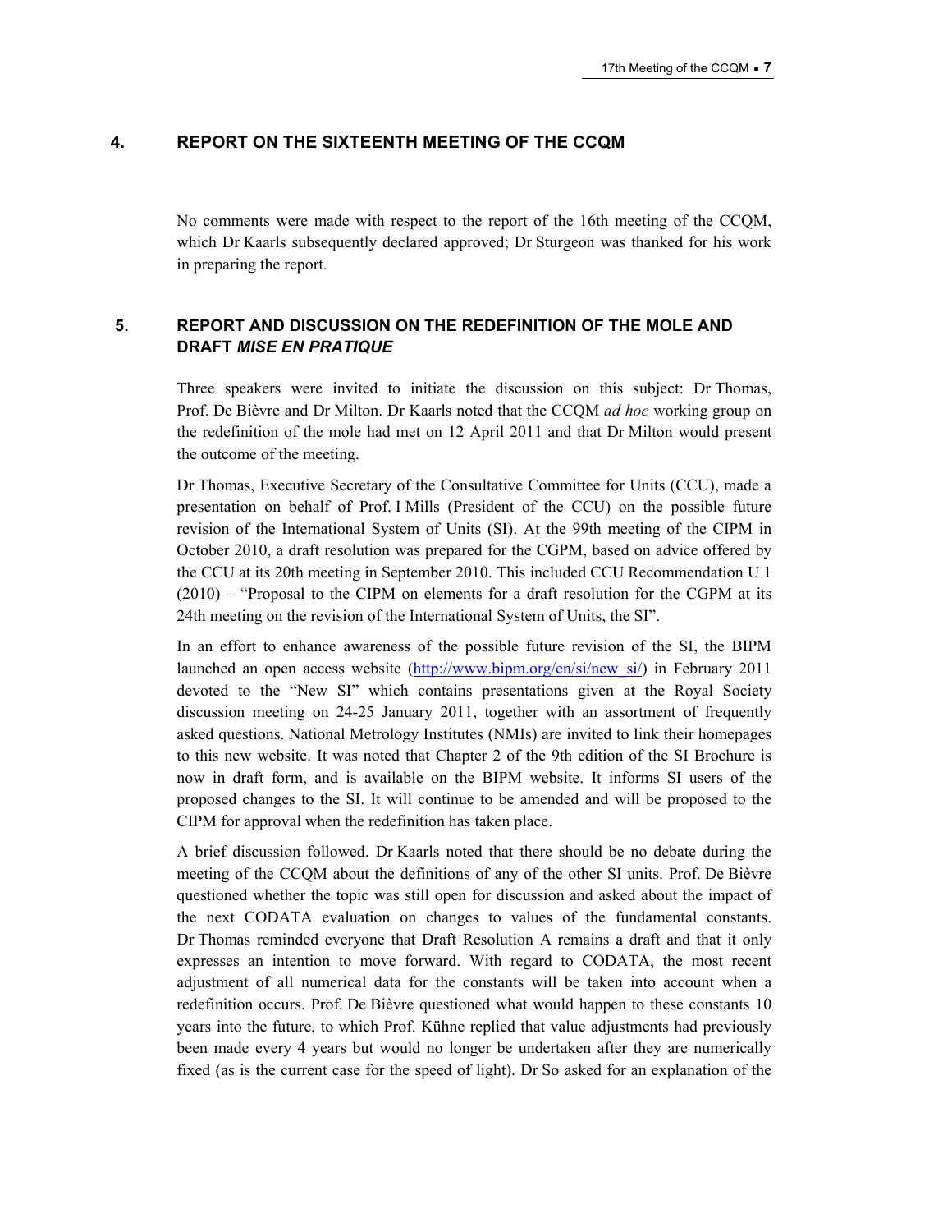## 4. REPORT ON THE SIXTEENTH MEETING OF THE CCQM

No comments were made with respect to the report of the 16th meeting of the CCQM, which Dr Kaarls subsequently declared approved; Dr Sturgeon was thanked for his work in preparing the report.

## 5. REPORT AND DISCUSSION ON THE REDEFINITION OF THE MOLE AND DRAFT *MISE EN PRATIQUE*

Three speakers were invited to initiate the discussion on this subject: Dr Thomas, Prof. De Bièvre and Dr Milton. Dr Kaarls noted that the CCQM *ad hoc* working group on the redefinition of the mole had met on 12 April 2011 and that Dr Milton would present the outcome of the meeting.

Dr Thomas, Executive Secretary of the Consultative Committee for Units (CCU), made a presentation on behalf of Prof. I Mills (President of the CCU) on the possible future revision of the International System of Units (SI). At the 99th meeting of the CIPM in October 2010, a draft resolution was prepared for the CGPM, based on advice offered by the CCU at its 20th meeting in September 2010. This included CCU Recommendation U 1 (2010) – "Proposal to the CIPM on elements for a draft resolution for the CGPM at its 24th meeting on the revision of the International System of Units, the SI".

In an effort to enhance awareness of the possible future revision of the SI, the BIPM launched an open access website (http://www.bipm.org/en/si/new_si/) in February 2011 devoted to the "New SI" which contains presentations given at the Royal Society discussion meeting on 24-25 January 2011, together with an assortment of frequently asked questions. National Metrology Institutes (NMIs) are invited to link their homepages to this new website. It was noted that Chapter 2 of the 9th edition of the SI Brochure is now in draft form, and is available on the BIPM website. It informs SI users of the proposed changes to the SI. It will continue to be amended and will be proposed to the CIPM for approval when the redefinition has taken place.

A brief discussion followed. Dr Kaarls noted that there should be no debate during the meeting of the CCQM about the definitions of any of the other SI units. Prof. De Bièvre questioned whether the topic was still open for discussion and asked about the impact of the next CODATA evaluation on changes to values of the fundamental constants. Dr Thomas reminded everyone that Draft Resolution A remains a draft and that it only expresses an intention to move forward. With regard to CODATA, the most recent adjustment of all numerical data for the constants will be taken into account when a redefinition occurs. Prof. De Bièvre questioned what would happen to these constants 10 years into the future, to which Prof. Kühne replied that value adjustments had previously been made every 4 years but would no longer be undertaken after they are numerically fixed (as is the current case for the speed of light). Dr So asked for an explanation of the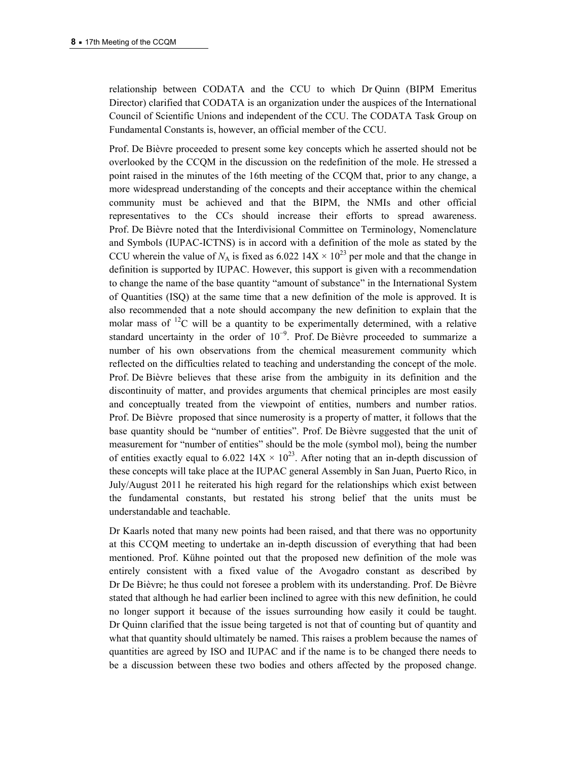relationship between CODATA and the CCU to which Dr Quinn (BIPM Emeritus Director) clarified that CODATA is an organization under the auspices of the International Council of Scientific Unions and independent of the CCU. The CODATA Task Group on Fundamental Constants is, however, an official member of the CCU.

Prof. De Bièvre proceeded to present some key concepts which he asserted should not be overlooked by the CCQM in the discussion on the redefinition of the mole. He stressed a point raised in the minutes of the 16th meeting of the CCQM that, prior to any change, a more widespread understanding of the concepts and their acceptance within the chemical community must be achieved and that the BIPM, the NMIs and other official representatives to the CCs should increase their efforts to spread awareness. Prof. De Bièvre noted that the Interdivisional Committee on Terminology, Nomenclature and Symbols (IUPAC-ICTNS) is in accord with a definition of the mole as stated by the CCU wherein the value of $N_A$ is fixed as $6.022\ 14X \times 10^{23}$ per mole and that the change in definition is supported by IUPAC. However, this support is given with a recommendation to change the name of the base quantity "amount of substance" in the International System of Quantities (ISQ) at the same time that a new definition of the mole is approved. It is also recommended that a note should accompany the new definition to explain that the molar mass of $^{12}C$ will be a quantity to be experimentally determined, with a relative standard uncertainty in the order of $10^{-9}$. Prof. De Bièvre proceeded to summarize a number of his own observations from the chemical measurement community which reflected on the difficulties related to teaching and understanding the concept of the mole. Prof. De Bièvre believes that these arise from the ambiguity in its definition and the discontinuity of matter, and provides arguments that chemical principles are most easily and conceptually treated from the viewpoint of entities, numbers and number ratios. Prof. De Bièvre proposed that since numerosity is a property of matter, it follows that the base quantity should be "number of entities". Prof. De Bièvre suggested that the unit of measurement for "number of entities" should be the mole (symbol mol), being the number of entities exactly equal to $6.022\ 14X \times 10^{23}$. After noting that an in-depth discussion of these concepts will take place at the IUPAC general Assembly in San Juan, Puerto Rico, in July/August 2011 he reiterated his high regard for the relationships which exist between the fundamental constants, but restated his strong belief that the units must be understandable and teachable.

Dr Kaarls noted that many new points had been raised, and that there was no opportunity at this CCQM meeting to undertake an in-depth discussion of everything that had been mentioned. Prof. Kühne pointed out that the proposed new definition of the mole was entirely consistent with a fixed value of the Avogadro constant as described by Dr De Bièvre; he thus could not foresee a problem with its understanding. Prof. De Bièvre stated that although he had earlier been inclined to agree with this new definition, he could no longer support it because of the issues surrounding how easily it could be taught. Dr Quinn clarified that the issue being targeted is not that of counting but of quantity and what that quantity should ultimately be named. This raises a problem because the names of quantities are agreed by ISO and IUPAC and if the name is to be changed there needs to be a discussion between these two bodies and others affected by the proposed change.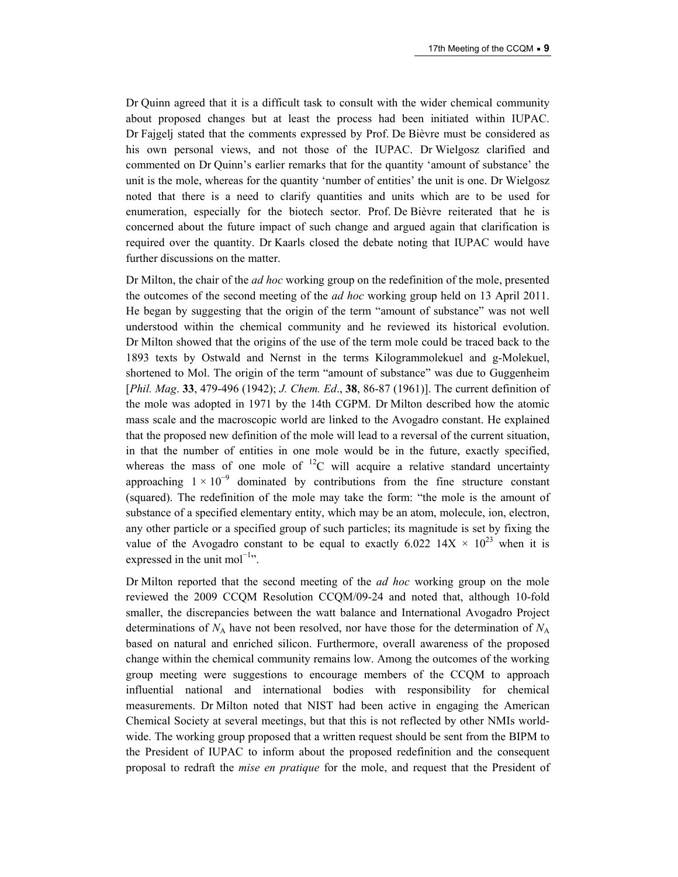Dr Quinn agreed that it is a difficult task to consult with the wider chemical community about proposed changes but at least the process had been initiated within IUPAC. Dr Fajgelj stated that the comments expressed by Prof. De Bièvre must be considered as his own personal views, and not those of the IUPAC. Dr Wielgosz clarified and commented on Dr Quinn's earlier remarks that for the quantity 'amount of substance' the unit is the mole, whereas for the quantity 'number of entities' the unit is one. Dr Wielgosz noted that there is a need to clarify quantities and units which are to be used for enumeration, especially for the biotech sector. Prof. De Bièvre reiterated that he is concerned about the future impact of such change and argued again that clarification is required over the quantity. Dr Kaarls closed the debate noting that IUPAC would have further discussions on the matter.

Dr Milton, the chair of the *ad hoc* working group on the redefinition of the mole, presented the outcomes of the second meeting of the *ad hoc* working group held on 13 April 2011. He began by suggesting that the origin of the term "amount of substance" was not well understood within the chemical community and he reviewed its historical evolution. Dr Milton showed that the origins of the use of the term mole could be traced back to the 1893 texts by Ostwald and Nernst in the terms Kilogrammolekuel and g-Molekuel, shortened to Mol. The origin of the term "amount of substance" was due to Guggenheim [*Phil. Mag*. **33**, 479-496 (1942); *J. Chem. Ed*., **38**, 86-87 (1961)]. The current definition of the mole was adopted in 1971 by the 14th CGPM. Dr Milton described how the atomic mass scale and the macroscopic world are linked to the Avogadro constant. He explained that the proposed new definition of the mole will lead to a reversal of the current situation, in that the number of entities in one mole would be in the future, exactly specified, whereas the mass of one mole of $^{12}C$ will acquire a relative standard uncertainty approaching $1 \times 10^{-9}$ dominated by contributions from the fine structure constant (squared). The redefinition of the mole may take the form: "the mole is the amount of substance of a specified elementary entity, which may be an atom, molecule, ion, electron, any other particle or a specified group of such particles; its magnitude is set by fixing the value of the Avogadro constant to be equal to exactly 6.022 14X $\times$ $10^{23}$ when it is expressed in the unit $mol^{-1}$".

Dr Milton reported that the second meeting of the *ad hoc* working group on the mole reviewed the 2009 CCQM Resolution CCQM/09-24 and noted that, although 10-fold smaller, the discrepancies between the watt balance and International Avogadro Project determinations of $N_A$ have not been resolved, nor have those for the determination of $N_A$ based on natural and enriched silicon. Furthermore, overall awareness of the proposed change within the chemical community remains low. Among the outcomes of the working group meeting were suggestions to encourage members of the CCQM to approach influential national and international bodies with responsibility for chemical measurements. Dr Milton noted that NIST had been active in engaging the American Chemical Society at several meetings, but that this is not reflected by other NMIs world-wide. The working group proposed that a written request should be sent from the BIPM to the President of IUPAC to inform about the proposed redefinition and the consequent proposal to redraft the *mise en pratique* for the mole, and request that the President of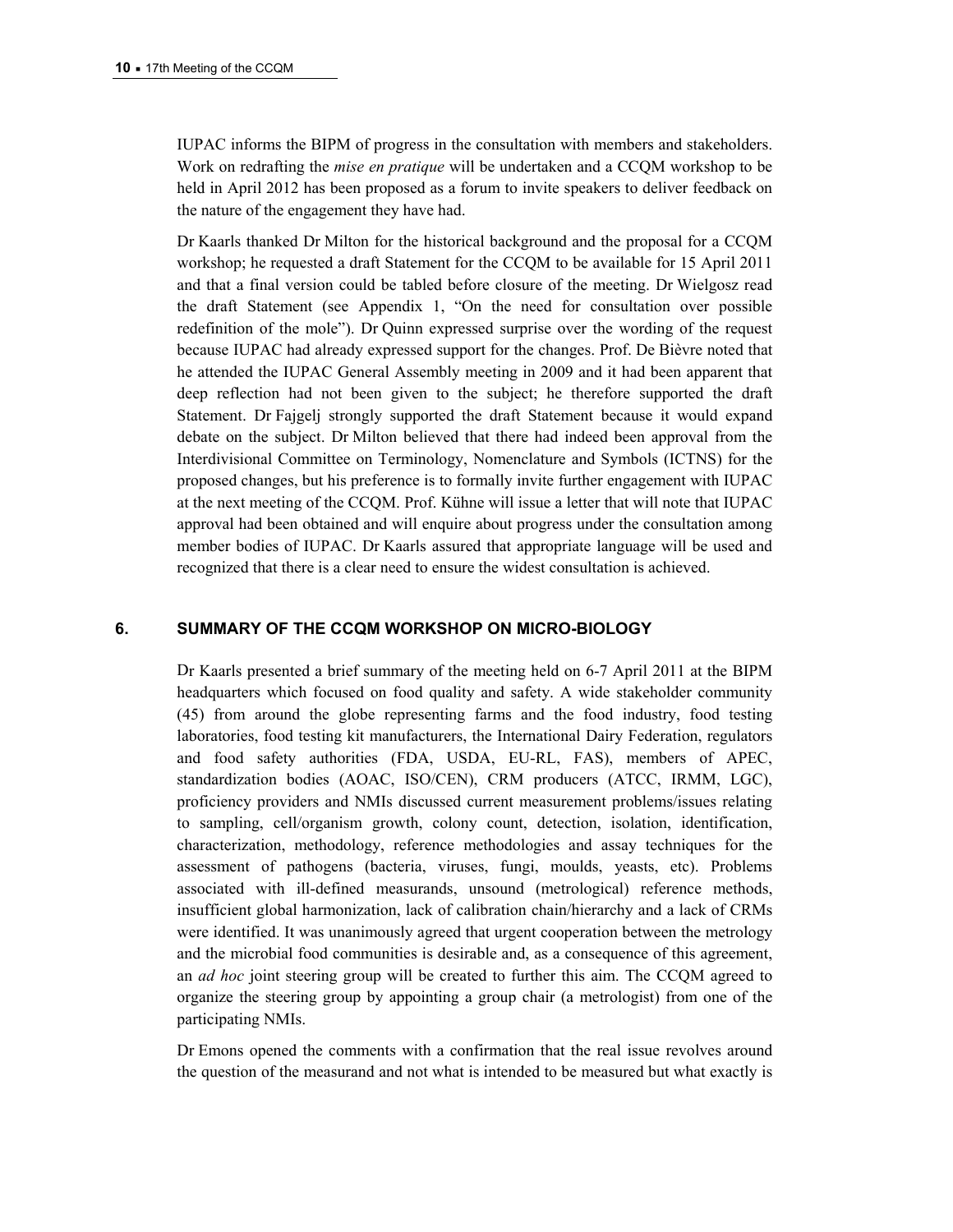IUPAC informs the BIPM of progress in the consultation with members and stakeholders. Work on redrafting the *mise en pratique* will be undertaken and a CCQM workshop to be held in April 2012 has been proposed as a forum to invite speakers to deliver feedback on the nature of the engagement they have had.

Dr Kaarls thanked Dr Milton for the historical background and the proposal for a CCQM workshop; he requested a draft Statement for the CCQM to be available for 15 April 2011 and that a final version could be tabled before closure of the meeting. Dr Wielgosz read the draft Statement (see Appendix 1, "On the need for consultation over possible redefinition of the mole"). Dr Quinn expressed surprise over the wording of the request because IUPAC had already expressed support for the changes. Prof. De Bièvre noted that he attended the IUPAC General Assembly meeting in 2009 and it had been apparent that deep reflection had not been given to the subject; he therefore supported the draft Statement. Dr Fajgelj strongly supported the draft Statement because it would expand debate on the subject. Dr Milton believed that there had indeed been approval from the Interdivisional Committee on Terminology, Nomenclature and Symbols (ICTNS) for the proposed changes, but his preference is to formally invite further engagement with IUPAC at the next meeting of the CCQM. Prof. Kühne will issue a letter that will note that IUPAC approval had been obtained and will enquire about progress under the consultation among member bodies of IUPAC. Dr Kaarls assured that appropriate language will be used and recognized that there is a clear need to ensure the widest consultation is achieved.

## 6. SUMMARY OF THE CCQM WORKSHOP ON MICRO-BIOLOGY

Dr Kaarls presented a brief summary of the meeting held on 6-7 April 2011 at the BIPM headquarters which focused on food quality and safety. A wide stakeholder community (45) from around the globe representing farms and the food industry, food testing laboratories, food testing kit manufacturers, the International Dairy Federation, regulators and food safety authorities (FDA, USDA, EU-RL, FAS), members of APEC, standardization bodies (AOAC, ISO/CEN), CRM producers (ATCC, IRMM, LGC), proficiency providers and NMIs discussed current measurement problems/issues relating to sampling, cell/organism growth, colony count, detection, isolation, identification, characterization, methodology, reference methodologies and assay techniques for the assessment of pathogens (bacteria, viruses, fungi, moulds, yeasts, etc). Problems associated with ill-defined measurands, unsound (metrological) reference methods, insufficient global harmonization, lack of calibration chain/hierarchy and a lack of CRMs were identified. It was unanimously agreed that urgent cooperation between the metrology and the microbial food communities is desirable and, as a consequence of this agreement, an *ad hoc* joint steering group will be created to further this aim. The CCQM agreed to organize the steering group by appointing a group chair (a metrologist) from one of the participating NMIs.

Dr Emons opened the comments with a confirmation that the real issue revolves around the question of the measurand and not what is intended to be measured but what exactly is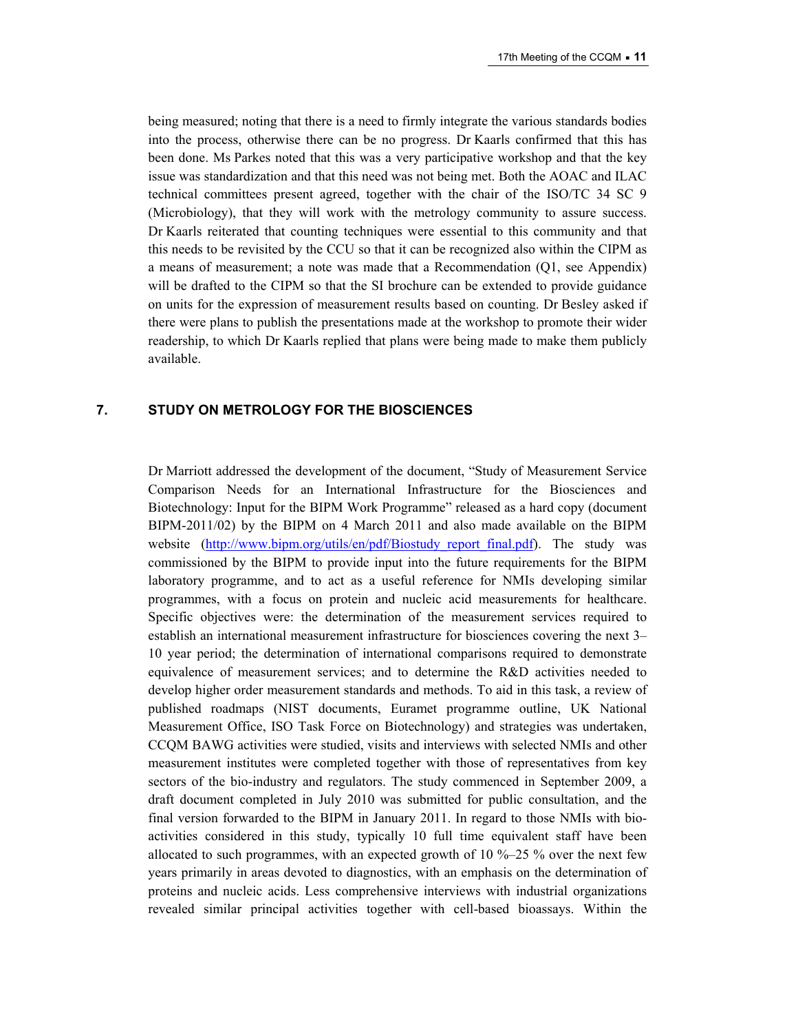being measured; noting that there is a need to firmly integrate the various standards bodies into the process, otherwise there can be no progress. Dr Kaarls confirmed that this has been done. Ms Parkes noted that this was a very participative workshop and that the key issue was standardization and that this need was not being met. Both the AOAC and ILAC technical committees present agreed, together with the chair of the ISO/TC 34 SC 9 (Microbiology), that they will work with the metrology community to assure success. Dr Kaarls reiterated that counting techniques were essential to this community and that this needs to be revisited by the CCU so that it can be recognized also within the CIPM as a means of measurement; a note was made that a Recommendation (Q1, see Appendix) will be drafted to the CIPM so that the SI brochure can be extended to provide guidance on units for the expression of measurement results based on counting. Dr Besley asked if there were plans to publish the presentations made at the workshop to promote their wider readership, to which Dr Kaarls replied that plans were being made to make them publicly available.

## 7. STUDY ON METROLOGY FOR THE BIOSCIENCES

Dr Marriott addressed the development of the document, "Study of Measurement Service Comparison Needs for an International Infrastructure for the Biosciences and Biotechnology: Input for the BIPM Work Programme" released as a hard copy (document BIPM-2011/02) by the BIPM on 4 March 2011 and also made available on the BIPM website (http://www.bipm.org/utils/en/pdf/Biostudy_report_final.pdf). The study was commissioned by the BIPM to provide input into the future requirements for the BIPM laboratory programme, and to act as a useful reference for NMIs developing similar programmes, with a focus on protein and nucleic acid measurements for healthcare. Specific objectives were: the determination of the measurement services required to establish an international measurement infrastructure for biosciences covering the next 3–10 year period; the determination of international comparisons required to demonstrate equivalence of measurement services; and to determine the R&D activities needed to develop higher order measurement standards and methods. To aid in this task, a review of published roadmaps (NIST documents, Euramet programme outline, UK National Measurement Office, ISO Task Force on Biotechnology) and strategies was undertaken, CCQM BAWG activities were studied, visits and interviews with selected NMIs and other measurement institutes were completed together with those of representatives from key sectors of the bio-industry and regulators. The study commenced in September 2009, a draft document completed in July 2010 was submitted for public consultation, and the final version forwarded to the BIPM in January 2011. In regard to those NMIs with bio-activities considered in this study, typically 10 full time equivalent staff have been allocated to such programmes, with an expected growth of 10 %–25 % over the next few years primarily in areas devoted to diagnostics, with an emphasis on the determination of proteins and nucleic acids. Less comprehensive interviews with industrial organizations revealed similar principal activities together with cell-based bioassays. Within the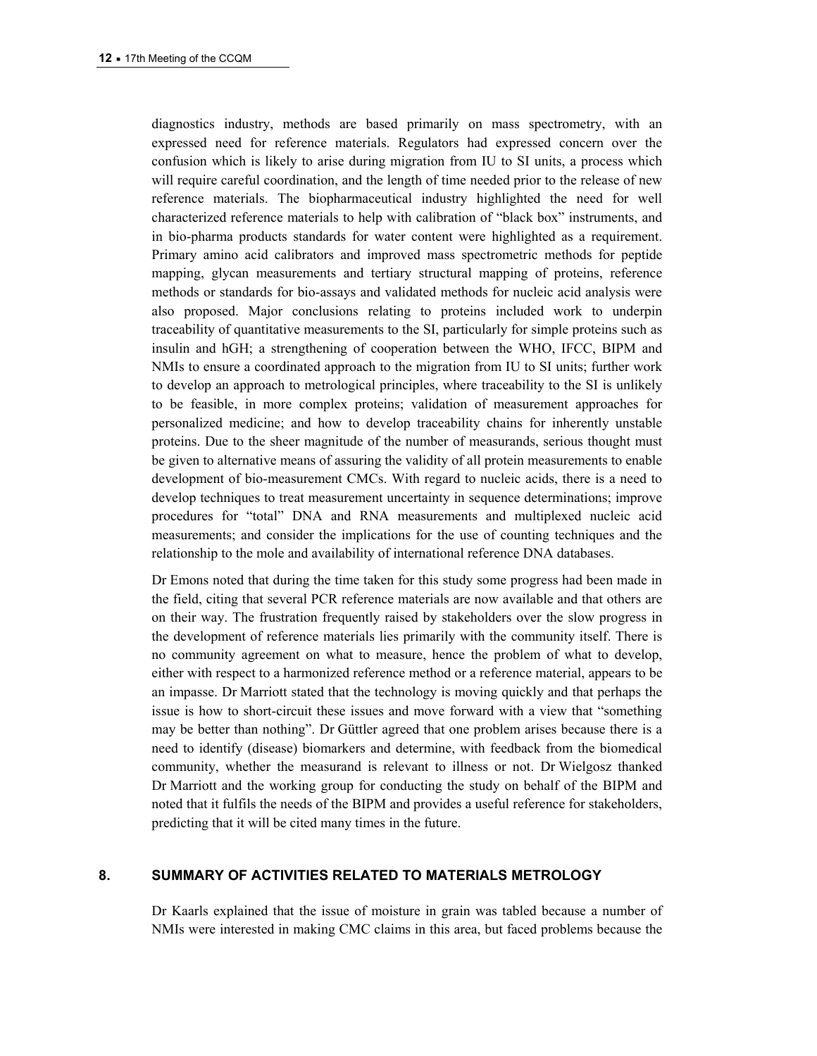diagnostics industry, methods are based primarily on mass spectrometry, with an expressed need for reference materials. Regulators had expressed concern over the confusion which is likely to arise during migration from IU to SI units, a process which will require careful coordination, and the length of time needed prior to the release of new reference materials. The biopharmaceutical industry highlighted the need for well characterized reference materials to help with calibration of "black box" instruments, and in bio-pharma products standards for water content were highlighted as a requirement. Primary amino acid calibrators and improved mass spectrometric methods for peptide mapping, glycan measurements and tertiary structural mapping of proteins, reference methods or standards for bio-assays and validated methods for nucleic acid analysis were also proposed. Major conclusions relating to proteins included work to underpin traceability of quantitative measurements to the SI, particularly for simple proteins such as insulin and hGH; a strengthening of cooperation between the WHO, IFCC, BIPM and NMIs to ensure a coordinated approach to the migration from IU to SI units; further work to develop an approach to metrological principles, where traceability to the SI is unlikely to be feasible, in more complex proteins; validation of measurement approaches for personalized medicine; and how to develop traceability chains for inherently unstable proteins. Due to the sheer magnitude of the number of measurands, serious thought must be given to alternative means of assuring the validity of all protein measurements to enable development of bio-measurement CMCs. With regard to nucleic acids, there is a need to develop techniques to treat measurement uncertainty in sequence determinations; improve procedures for "total" DNA and RNA measurements and multiplexed nucleic acid measurements; and consider the implications for the use of counting techniques and the relationship to the mole and availability of international reference DNA databases.

Dr Emons noted that during the time taken for this study some progress had been made in the field, citing that several PCR reference materials are now available and that others are on their way. The frustration frequently raised by stakeholders over the slow progress in the development of reference materials lies primarily with the community itself. There is no community agreement on what to measure, hence the problem of what to develop, either with respect to a harmonized reference method or a reference material, appears to be an impasse. Dr Marriott stated that the technology is moving quickly and that perhaps the issue is how to short-circuit these issues and move forward with a view that "something may be better than nothing". Dr Güttler agreed that one problem arises because there is a need to identify (disease) biomarkers and determine, with feedback from the biomedical community, whether the measurand is relevant to illness or not. Dr Wielgosz thanked Dr Marriott and the working group for conducting the study on behalf of the BIPM and noted that it fulfils the needs of the BIPM and provides a useful reference for stakeholders, predicting that it will be cited many times in the future.

## 8. SUMMARY OF ACTIVITIES RELATED TO MATERIALS METROLOGY

Dr Kaarls explained that the issue of moisture in grain was tabled because a number of NMIs were interested in making CMC claims in this area, but faced problems because the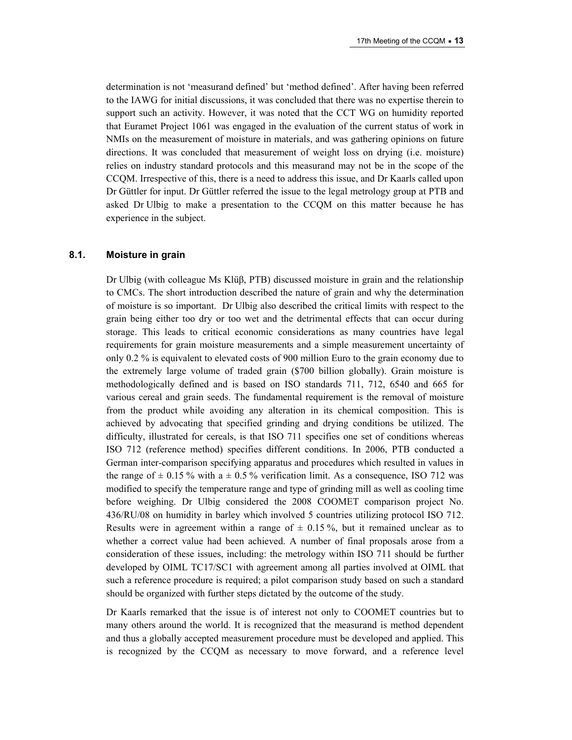determination is not 'measurand defined' but 'method defined'. After having been referred to the IAWG for initial discussions, it was concluded that there was no expertise therein to support such an activity. However, it was noted that the CCT WG on humidity reported that Euramet Project 1061 was engaged in the evaluation of the current status of work in NMIs on the measurement of moisture in materials, and was gathering opinions on future directions. It was concluded that measurement of weight loss on drying (i.e. moisture) relies on industry standard protocols and this measurand may not be in the scope of the CCQM. Irrespective of this, there is a need to address this issue, and Dr Kaarls called upon Dr Güttler for input. Dr Güttler referred the issue to the legal metrology group at PTB and asked Dr Ulbig to make a presentation to the CCQM on this matter because he has experience in the subject.

### 8.1. Moisture in grain

Dr Ulbig (with colleague Ms Klüβ, PTB) discussed moisture in grain and the relationship to CMCs. The short introduction described the nature of grain and why the determination of moisture is so important. Dr Ulbig also described the critical limits with respect to the grain being either too dry or too wet and the detrimental effects that can occur during storage. This leads to critical economic considerations as many countries have legal requirements for grain moisture measurements and a simple measurement uncertainty of only 0.2 % is equivalent to elevated costs of 900 million Euro to the grain economy due to the extremely large volume of traded grain ($700 billion globally). Grain moisture is methodologically defined and is based on ISO standards 711, 712, 6540 and 665 for various cereal and grain seeds. The fundamental requirement is the removal of moisture from the product while avoiding any alteration in its chemical composition. This is achieved by advocating that specified grinding and drying conditions be utilized. The difficulty, illustrated for cereals, is that ISO 711 specifies one set of conditions whereas ISO 712 (reference method) specifies different conditions. In 2006, PTB conducted a German inter-comparison specifying apparatus and procedures which resulted in values in the range of ± 0.15 % with a ± 0.5 % verification limit. As a consequence, ISO 712 was modified to specify the temperature range and type of grinding mill as well as cooling time before weighing. Dr Ulbig considered the 2008 COOMET comparison project No. 436/RU/08 on humidity in barley which involved 5 countries utilizing protocol ISO 712. Results were in agreement within a range of ± 0.15 %, but it remained unclear as to whether a correct value had been achieved. A number of final proposals arose from a consideration of these issues, including: the metrology within ISO 711 should be further developed by OIML TC17/SC1 with agreement among all parties involved at OIML that such a reference procedure is required; a pilot comparison study based on such a standard should be organized with further steps dictated by the outcome of the study.

Dr Kaarls remarked that the issue is of interest not only to COOMET countries but to many others around the world. It is recognized that the measurand is method dependent and thus a globally accepted measurement procedure must be developed and applied. This is recognized by the CCQM as necessary to move forward, and a reference level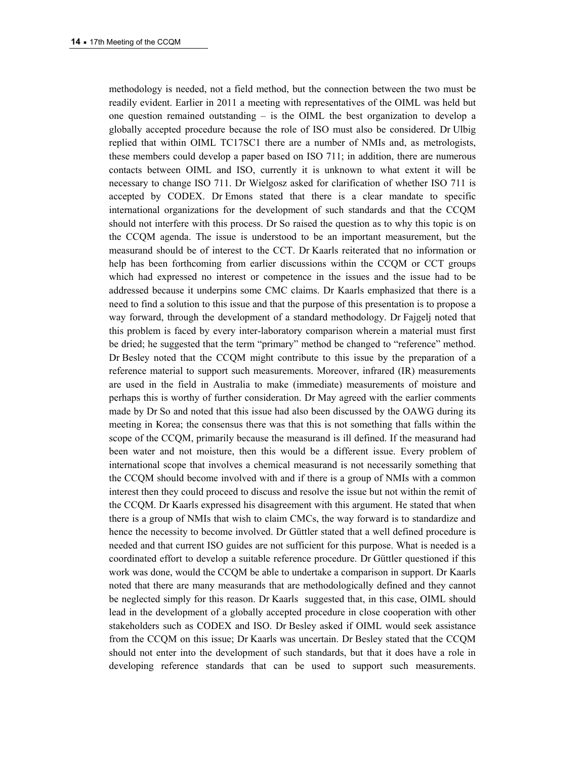methodology is needed, not a field method, but the connection between the two must be readily evident. Earlier in 2011 a meeting with representatives of the OIML was held but one question remained outstanding – is the OIML the best organization to develop a globally accepted procedure because the role of ISO must also be considered. Dr Ulbig replied that within OIML TC17SC1 there are a number of NMIs and, as metrologists, these members could develop a paper based on ISO 711; in addition, there are numerous contacts between OIML and ISO, currently it is unknown to what extent it will be necessary to change ISO 711. Dr Wielgosz asked for clarification of whether ISO 711 is accepted by CODEX. Dr Emons stated that there is a clear mandate to specific international organizations for the development of such standards and that the CCQM should not interfere with this process. Dr So raised the question as to why this topic is on the CCQM agenda. The issue is understood to be an important measurement, but the measurand should be of interest to the CCT. Dr Kaarls reiterated that no information or help has been forthcoming from earlier discussions within the CCQM or CCT groups which had expressed no interest or competence in the issues and the issue had to be addressed because it underpins some CMC claims. Dr Kaarls emphasized that there is a need to find a solution to this issue and that the purpose of this presentation is to propose a way forward, through the development of a standard methodology. Dr Fajgelj noted that this problem is faced by every inter-laboratory comparison wherein a material must first be dried; he suggested that the term "primary" method be changed to "reference" method. Dr Besley noted that the CCQM might contribute to this issue by the preparation of a reference material to support such measurements. Moreover, infrared (IR) measurements are used in the field in Australia to make (immediate) measurements of moisture and perhaps this is worthy of further consideration. Dr May agreed with the earlier comments made by Dr So and noted that this issue had also been discussed by the OAWG during its meeting in Korea; the consensus there was that this is not something that falls within the scope of the CCQM, primarily because the measurand is ill defined. If the measurand had been water and not moisture, then this would be a different issue. Every problem of international scope that involves a chemical measurand is not necessarily something that the CCQM should become involved with and if there is a group of NMIs with a common interest then they could proceed to discuss and resolve the issue but not within the remit of the CCQM. Dr Kaarls expressed his disagreement with this argument. He stated that when there is a group of NMIs that wish to claim CMCs, the way forward is to standardize and hence the necessity to become involved. Dr Güttler stated that a well defined procedure is needed and that current ISO guides are not sufficient for this purpose. What is needed is a coordinated effort to develop a suitable reference procedure. Dr Güttler questioned if this work was done, would the CCQM be able to undertake a comparison in support. Dr Kaarls noted that there are many measurands that are methodologically defined and they cannot be neglected simply for this reason. Dr Kaarls suggested that, in this case, OIML should lead in the development of a globally accepted procedure in close cooperation with other stakeholders such as CODEX and ISO. Dr Besley asked if OIML would seek assistance from the CCQM on this issue; Dr Kaarls was uncertain. Dr Besley stated that the CCQM should not enter into the development of such standards, but that it does have a role in developing reference standards that can be used to support such measurements.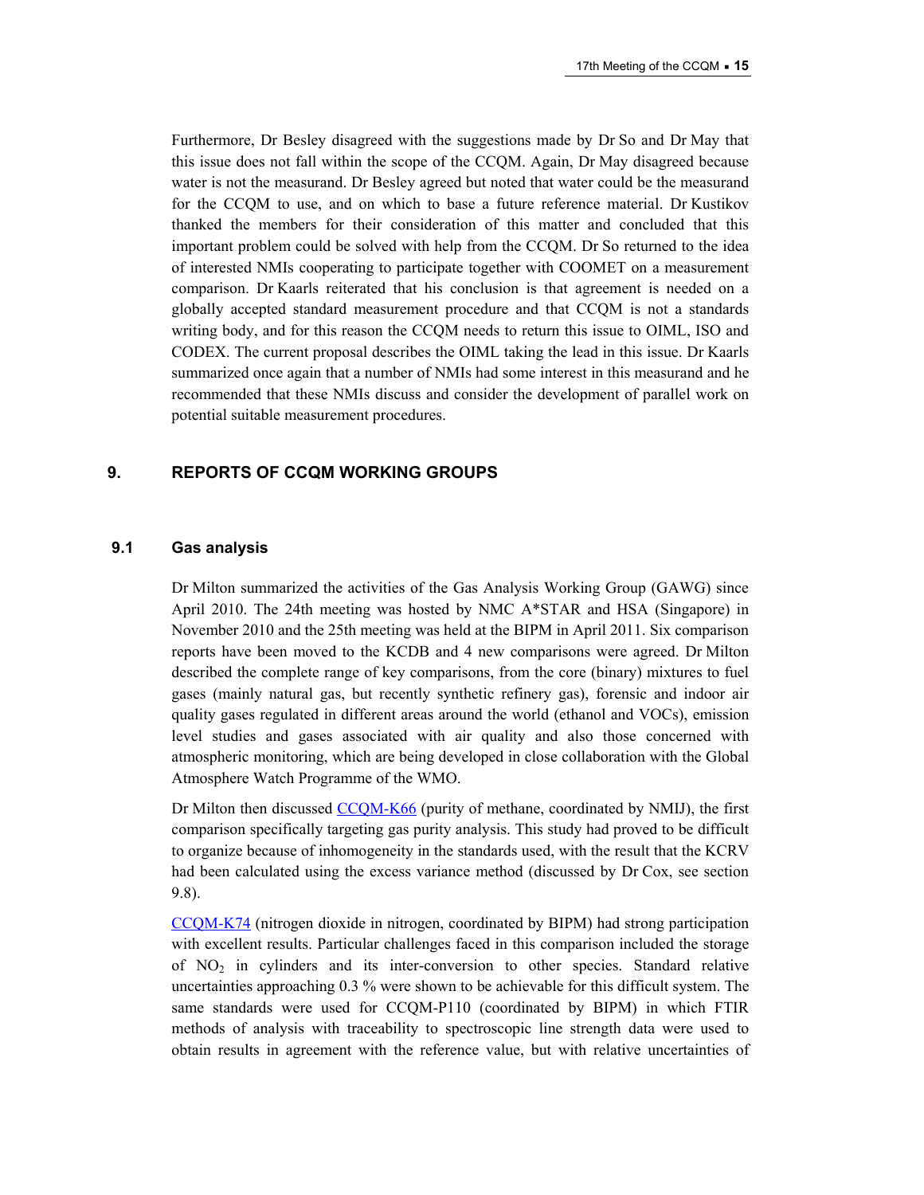Furthermore, Dr Besley disagreed with the suggestions made by Dr So and Dr May that this issue does not fall within the scope of the CCQM. Again, Dr May disagreed because water is not the measurand. Dr Besley agreed but noted that water could be the measurand for the CCQM to use, and on which to base a future reference material. Dr Kustikov thanked the members for their consideration of this matter and concluded that this important problem could be solved with help from the CCQM. Dr So returned to the idea of interested NMIs cooperating to participate together with COOMET on a measurement comparison. Dr Kaarls reiterated that his conclusion is that agreement is needed on a globally accepted standard measurement procedure and that CCQM is not a standards writing body, and for this reason the CCQM needs to return this issue to OIML, ISO and CODEX. The current proposal describes the OIML taking the lead in this issue. Dr Kaarls summarized once again that a number of NMIs had some interest in this measurand and he recommended that these NMIs discuss and consider the development of parallel work on potential suitable measurement procedures.

## 9. REPORTS OF CCQM WORKING GROUPS

### 9.1 Gas analysis

Dr Milton summarized the activities of the Gas Analysis Working Group (GAWG) since April 2010. The 24th meeting was hosted by NMC A*STAR and HSA (Singapore) in November 2010 and the 25th meeting was held at the BIPM in April 2011. Six comparison reports have been moved to the KCDB and 4 new comparisons were agreed. Dr Milton described the complete range of key comparisons, from the core (binary) mixtures to fuel gases (mainly natural gas, but recently synthetic refinery gas), forensic and indoor air quality gases regulated in different areas around the world (ethanol and VOCs), emission level studies and gases associated with air quality and also those concerned with atmospheric monitoring, which are being developed in close collaboration with the Global Atmosphere Watch Programme of the WMO.

Dr Milton then discussed CCQM-K66 (purity of methane, coordinated by NMIJ), the first comparison specifically targeting gas purity analysis. This study had proved to be difficult to organize because of inhomogeneity in the standards used, with the result that the KCRV had been calculated using the excess variance method (discussed by Dr Cox, see section 9.8).

CCQM-K74 (nitrogen dioxide in nitrogen, coordinated by BIPM) had strong participation with excellent results. Particular challenges faced in this comparison included the storage of $NO_2$ in cylinders and its inter-conversion to other species. Standard relative uncertainties approaching 0.3 % were shown to be achievable for this difficult system. The same standards were used for CCQM-P110 (coordinated by BIPM) in which FTIR methods of analysis with traceability to spectroscopic line strength data were used to obtain results in agreement with the reference value, but with relative uncertainties of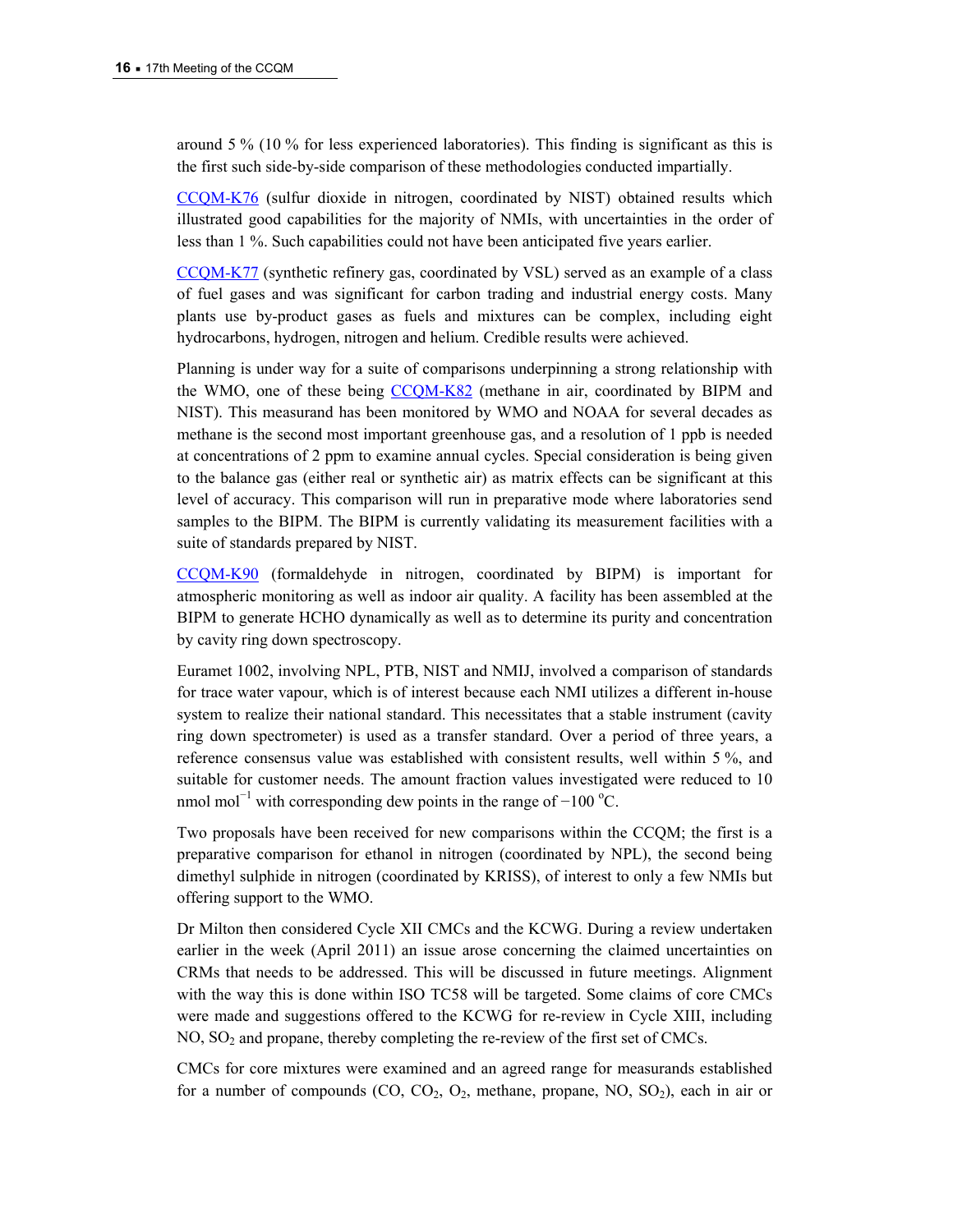around 5 % (10 % for less experienced laboratories). This finding is significant as this is the first such side-by-side comparison of these methodologies conducted impartially.

CCQM-K76 (sulfur dioxide in nitrogen, coordinated by NIST) obtained results which illustrated good capabilities for the majority of NMIs, with uncertainties in the order of less than 1 %. Such capabilities could not have been anticipated five years earlier.

CCQM-K77 (synthetic refinery gas, coordinated by VSL) served as an example of a class of fuel gases and was significant for carbon trading and industrial energy costs. Many plants use by-product gases as fuels and mixtures can be complex, including eight hydrocarbons, hydrogen, nitrogen and helium. Credible results were achieved.

Planning is under way for a suite of comparisons underpinning a strong relationship with the WMO, one of these being CCQM-K82 (methane in air, coordinated by BIPM and NIST). This measurand has been monitored by WMO and NOAA for several decades as methane is the second most important greenhouse gas, and a resolution of 1 ppb is needed at concentrations of 2 ppm to examine annual cycles. Special consideration is being given to the balance gas (either real or synthetic air) as matrix effects can be significant at this level of accuracy. This comparison will run in preparative mode where laboratories send samples to the BIPM. The BIPM is currently validating its measurement facilities with a suite of standards prepared by NIST.

CCQM-K90 (formaldehyde in nitrogen, coordinated by BIPM) is important for atmospheric monitoring as well as indoor air quality. A facility has been assembled at the BIPM to generate HCHO dynamically as well as to determine its purity and concentration by cavity ring down spectroscopy.

Euramet 1002, involving NPL, PTB, NIST and NMIJ, involved a comparison of standards for trace water vapour, which is of interest because each NMI utilizes a different in-house system to realize their national standard. This necessitates that a stable instrument (cavity ring down spectrometer) is used as a transfer standard. Over a period of three years, a reference consensus value was established with consistent results, well within 5 %, and suitable for customer needs. The amount fraction values investigated were reduced to 10 nmol $mol^{-1}$ with corresponding dew points in the range of −100 °C.

Two proposals have been received for new comparisons within the CCQM; the first is a preparative comparison for ethanol in nitrogen (coordinated by NPL), the second being dimethyl sulphide in nitrogen (coordinated by KRISS), of interest to only a few NMIs but offering support to the WMO.

Dr Milton then considered Cycle XII CMCs and the KCWG. During a review undertaken earlier in the week (April 2011) an issue arose concerning the claimed uncertainties on CRMs that needs to be addressed. This will be discussed in future meetings. Alignment with the way this is done within ISO TC58 will be targeted. Some claims of core CMCs were made and suggestions offered to the KCWG for re-review in Cycle XIII, including NO, $SO_2$ and propane, thereby completing the re-review of the first set of CMCs.

CMCs for core mixtures were examined and an agreed range for measurands established for a number of compounds (CO, $CO_2$, $O_2$, methane, propane, NO, $SO_2$), each in air or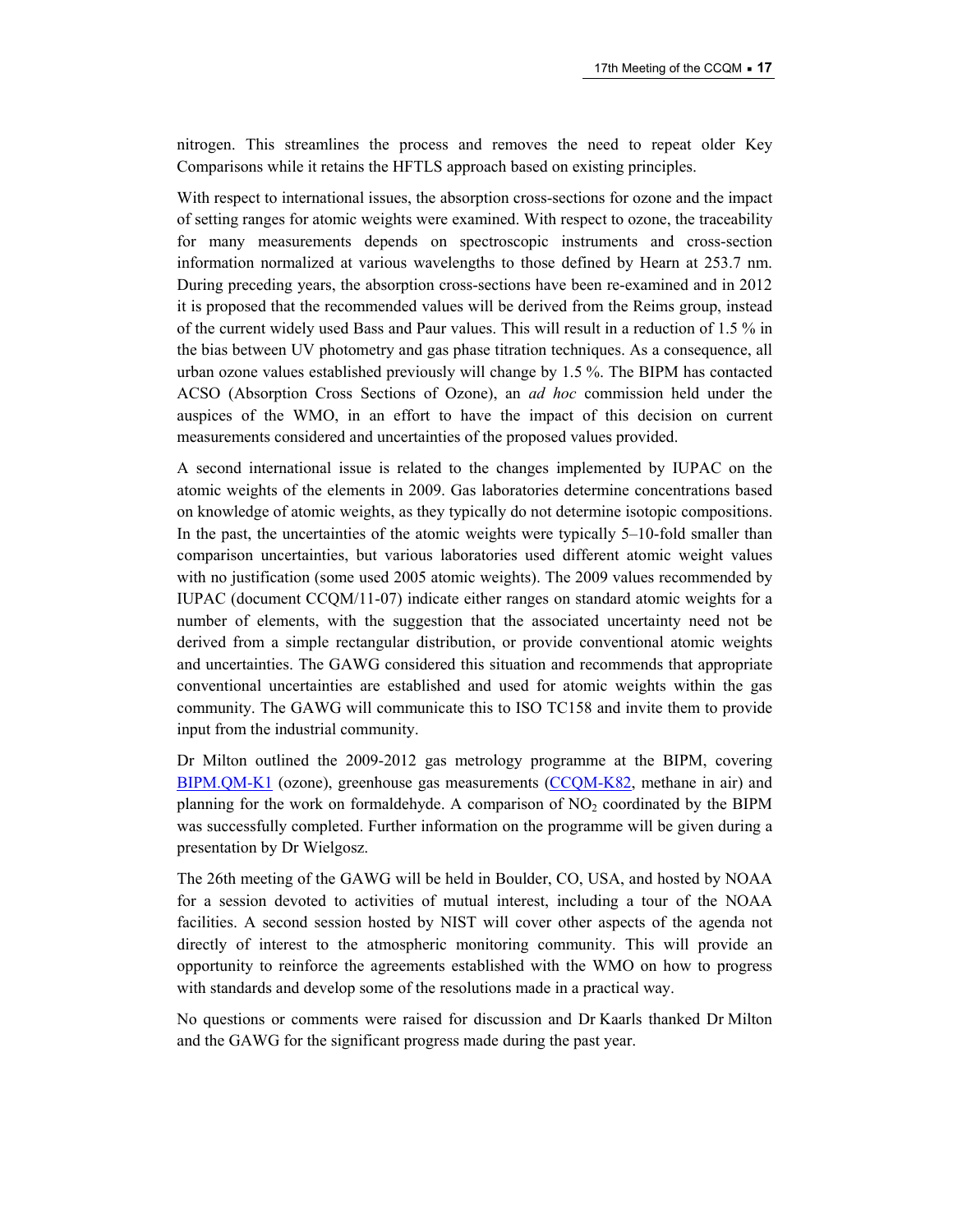nitrogen. This streamlines the process and removes the need to repeat older Key Comparisons while it retains the HFTLS approach based on existing principles.

With respect to international issues, the absorption cross-sections for ozone and the impact of setting ranges for atomic weights were examined. With respect to ozone, the traceability for many measurements depends on spectroscopic instruments and cross-section information normalized at various wavelengths to those defined by Hearn at 253.7 nm. During preceding years, the absorption cross-sections have been re-examined and in 2012 it is proposed that the recommended values will be derived from the Reims group, instead of the current widely used Bass and Paur values. This will result in a reduction of 1.5 % in the bias between UV photometry and gas phase titration techniques. As a consequence, all urban ozone values established previously will change by 1.5 %. The BIPM has contacted ACSO (Absorption Cross Sections of Ozone), an *ad hoc* commission held under the auspices of the WMO, in an effort to have the impact of this decision on current measurements considered and uncertainties of the proposed values provided.

A second international issue is related to the changes implemented by IUPAC on the atomic weights of the elements in 2009. Gas laboratories determine concentrations based on knowledge of atomic weights, as they typically do not determine isotopic compositions. In the past, the uncertainties of the atomic weights were typically 5–10-fold smaller than comparison uncertainties, but various laboratories used different atomic weight values with no justification (some used 2005 atomic weights). The 2009 values recommended by IUPAC (document CCQM/11-07) indicate either ranges on standard atomic weights for a number of elements, with the suggestion that the associated uncertainty need not be derived from a simple rectangular distribution, or provide conventional atomic weights and uncertainties. The GAWG considered this situation and recommends that appropriate conventional uncertainties are established and used for atomic weights within the gas community. The GAWG will communicate this to ISO TC158 and invite them to provide input from the industrial community.

Dr Milton outlined the 2009-2012 gas metrology programme at the BIPM, covering BIPM.QM-K1 (ozone), greenhouse gas measurements (CCQM-K82, methane in air) and planning for the work on formaldehyde. A comparison of $NO_2$ coordinated by the BIPM was successfully completed. Further information on the programme will be given during a presentation by Dr Wielgosz.

The 26th meeting of the GAWG will be held in Boulder, CO, USA, and hosted by NOAA for a session devoted to activities of mutual interest, including a tour of the NOAA facilities. A second session hosted by NIST will cover other aspects of the agenda not directly of interest to the atmospheric monitoring community. This will provide an opportunity to reinforce the agreements established with the WMO on how to progress with standards and develop some of the resolutions made in a practical way.

No questions or comments were raised for discussion and Dr Kaarls thanked Dr Milton and the GAWG for the significant progress made during the past year.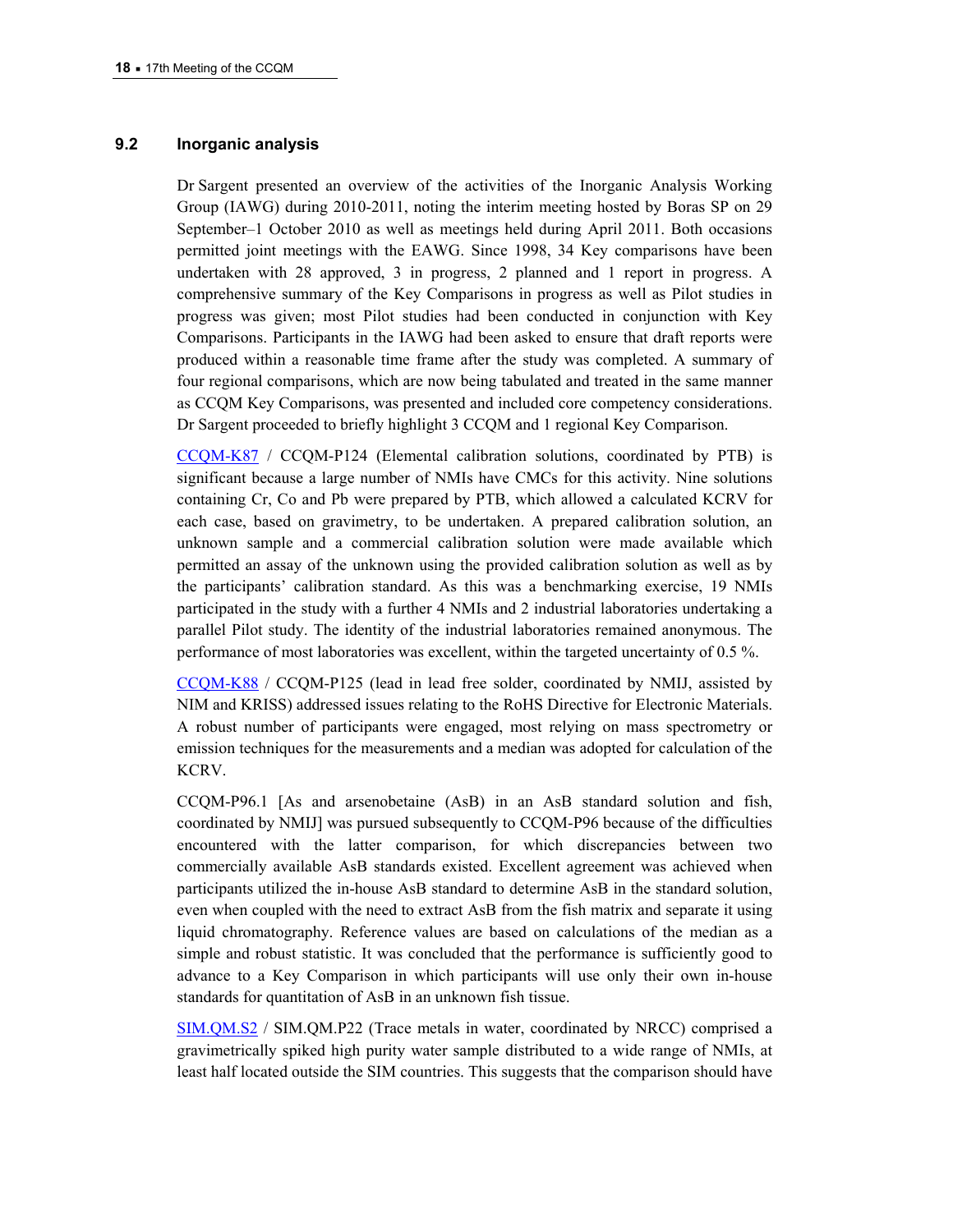### 9.2 Inorganic analysis

Dr Sargent presented an overview of the activities of the Inorganic Analysis Working Group (IAWG) during 2010-2011, noting the interim meeting hosted by Boras SP on 29 September–1 October 2010 as well as meetings held during April 2011. Both occasions permitted joint meetings with the EAWG. Since 1998, 34 Key comparisons have been undertaken with 28 approved, 3 in progress, 2 planned and 1 report in progress. A comprehensive summary of the Key Comparisons in progress as well as Pilot studies in progress was given; most Pilot studies had been conducted in conjunction with Key Comparisons. Participants in the IAWG had been asked to ensure that draft reports were produced within a reasonable time frame after the study was completed. A summary of four regional comparisons, which are now being tabulated and treated in the same manner as CCQM Key Comparisons, was presented and included core competency considerations. Dr Sargent proceeded to briefly highlight 3 CCQM and 1 regional Key Comparison.

CCQM-K87 / CCQM-P124 (Elemental calibration solutions, coordinated by PTB) is significant because a large number of NMIs have CMCs for this activity. Nine solutions containing Cr, Co and Pb were prepared by PTB, which allowed a calculated KCRV for each case, based on gravimetry, to be undertaken. A prepared calibration solution, an unknown sample and a commercial calibration solution were made available which permitted an assay of the unknown using the provided calibration solution as well as by the participants' calibration standard. As this was a benchmarking exercise, 19 NMIs participated in the study with a further 4 NMIs and 2 industrial laboratories undertaking a parallel Pilot study. The identity of the industrial laboratories remained anonymous. The performance of most laboratories was excellent, within the targeted uncertainty of 0.5 %.

CCQM-K88 / CCQM-P125 (lead in lead free solder, coordinated by NMIJ, assisted by NIM and KRISS) addressed issues relating to the RoHS Directive for Electronic Materials. A robust number of participants were engaged, most relying on mass spectrometry or emission techniques for the measurements and a median was adopted for calculation of the KCRV.

CCQM-P96.1 [As and arsenobetaine (AsB) in an AsB standard solution and fish, coordinated by NMIJ] was pursued subsequently to CCQM-P96 because of the difficulties encountered with the latter comparison, for which discrepancies between two commercially available AsB standards existed. Excellent agreement was achieved when participants utilized the in-house AsB standard to determine AsB in the standard solution, even when coupled with the need to extract AsB from the fish matrix and separate it using liquid chromatography. Reference values are based on calculations of the median as a simple and robust statistic. It was concluded that the performance is sufficiently good to advance to a Key Comparison in which participants will use only their own in-house standards for quantitation of AsB in an unknown fish tissue.

SIM.QM.S2 / SIM.QM.P22 (Trace metals in water, coordinated by NRCC) comprised a gravimetrically spiked high purity water sample distributed to a wide range of NMIs, at least half located outside the SIM countries. This suggests that the comparison should have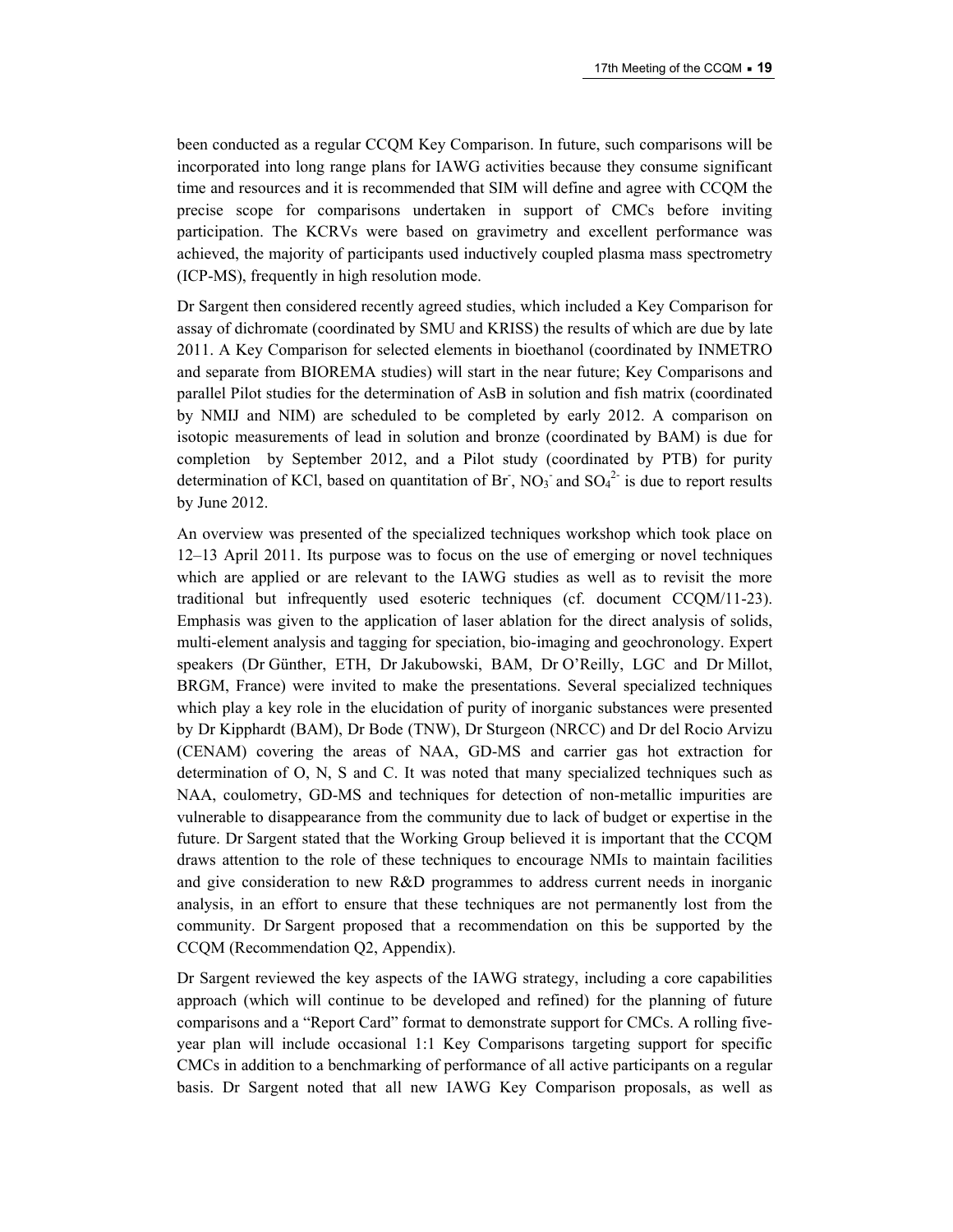been conducted as a regular CCQM Key Comparison. In future, such comparisons will be incorporated into long range plans for IAWG activities because they consume significant time and resources and it is recommended that SIM will define and agree with CCQM the precise scope for comparisons undertaken in support of CMCs before inviting participation. The KCRVs were based on gravimetry and excellent performance was achieved, the majority of participants used inductively coupled plasma mass spectrometry (ICP-MS), frequently in high resolution mode.

Dr Sargent then considered recently agreed studies, which included a Key Comparison for assay of dichromate (coordinated by SMU and KRISS) the results of which are due by late 2011. A Key Comparison for selected elements in bioethanol (coordinated by INMETRO and separate from BIOREMA studies) will start in the near future; Key Comparisons and parallel Pilot studies for the determination of AsB in solution and fish matrix (coordinated by NMIJ and NIM) are scheduled to be completed by early 2012. A comparison on isotopic measurements of lead in solution and bronze (coordinated by BAM) is due for completion by September 2012, and a Pilot study (coordinated by PTB) for purity determination of KCl, based on quantitation of $Br^-$, $NO_3^-$ and $SO_4^{2-}$ is due to report results by June 2012.

An overview was presented of the specialized techniques workshop which took place on 12–13 April 2011. Its purpose was to focus on the use of emerging or novel techniques which are applied or are relevant to the IAWG studies as well as to revisit the more traditional but infrequently used esoteric techniques (cf. document CCQM/11-23). Emphasis was given to the application of laser ablation for the direct analysis of solids, multi-element analysis and tagging for speciation, bio-imaging and geochronology. Expert speakers (Dr Günther, ETH, Dr Jakubowski, BAM, Dr O'Reilly, LGC and Dr Millot, BRGM, France) were invited to make the presentations. Several specialized techniques which play a key role in the elucidation of purity of inorganic substances were presented by Dr Kipphardt (BAM), Dr Bode (TNW), Dr Sturgeon (NRCC) and Dr del Rocio Arvizu (CENAM) covering the areas of NAA, GD-MS and carrier gas hot extraction for determination of O, N, S and C. It was noted that many specialized techniques such as NAA, coulometry, GD-MS and techniques for detection of non-metallic impurities are vulnerable to disappearance from the community due to lack of budget or expertise in the future. Dr Sargent stated that the Working Group believed it is important that the CCQM draws attention to the role of these techniques to encourage NMIs to maintain facilities and give consideration to new R&D programmes to address current needs in inorganic analysis, in an effort to ensure that these techniques are not permanently lost from the community. Dr Sargent proposed that a recommendation on this be supported by the CCQM (Recommendation Q2, Appendix).

Dr Sargent reviewed the key aspects of the IAWG strategy, including a core capabilities approach (which will continue to be developed and refined) for the planning of future comparisons and a "Report Card" format to demonstrate support for CMCs. A rolling five-year plan will include occasional 1:1 Key Comparisons targeting support for specific CMCs in addition to a benchmarking of performance of all active participants on a regular basis. Dr Sargent noted that all new IAWG Key Comparison proposals, as well as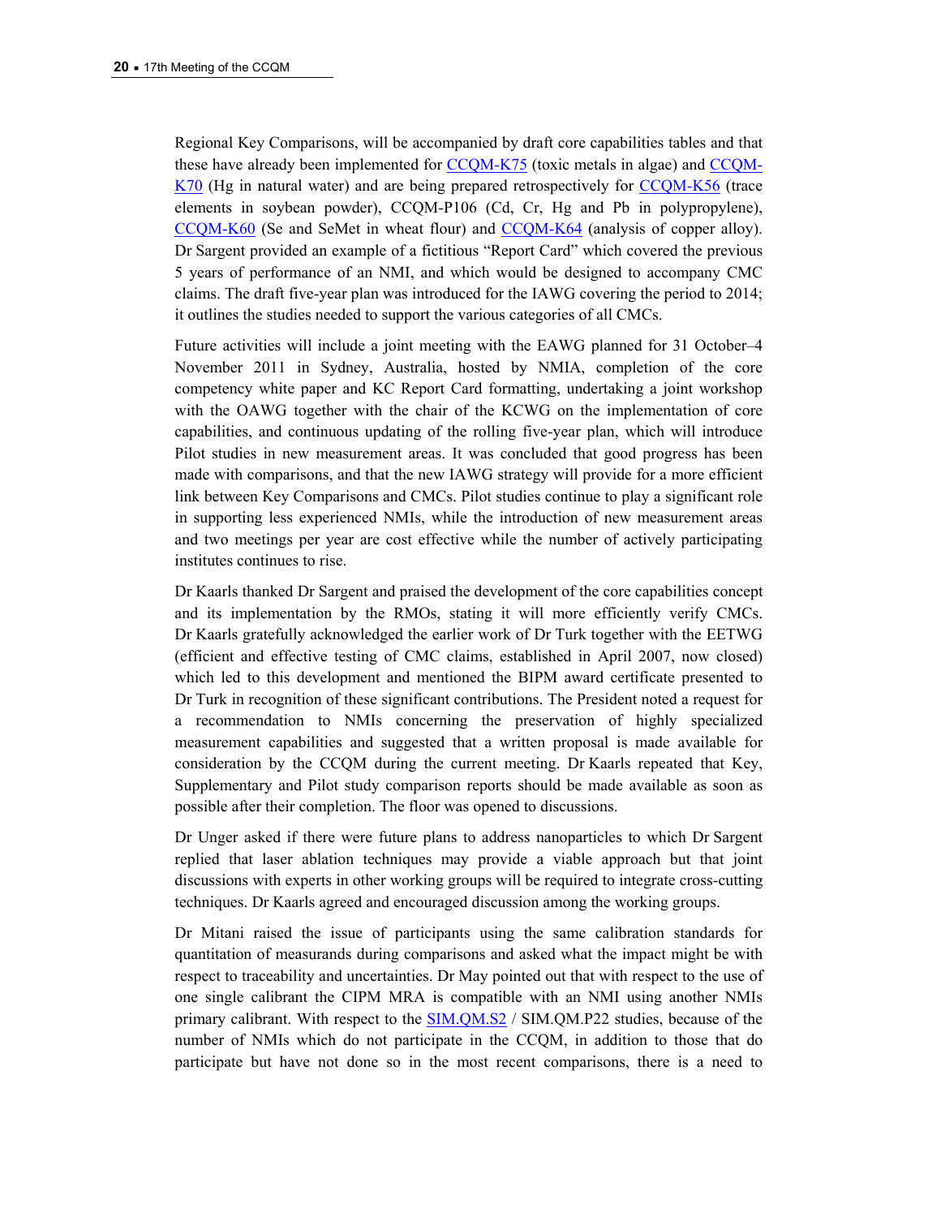Regional Key Comparisons, will be accompanied by draft core capabilities tables and that these have already been implemented for CCQM-K75 (toxic metals in algae) and CCQM-K70 (Hg in natural water) and are being prepared retrospectively for CCQM-K56 (trace elements in soybean powder), CCQM-P106 (Cd, Cr, Hg and Pb in polypropylene), CCQM-K60 (Se and SeMet in wheat flour) and CCQM-K64 (analysis of copper alloy). Dr Sargent provided an example of a fictitious "Report Card" which covered the previous 5 years of performance of an NMI, and which would be designed to accompany CMC claims. The draft five-year plan was introduced for the IAWG covering the period to 2014; it outlines the studies needed to support the various categories of all CMCs.

Future activities will include a joint meeting with the EAWG planned for 31 October–4 November 2011 in Sydney, Australia, hosted by NMIA, completion of the core competency white paper and KC Report Card formatting, undertaking a joint workshop with the OAWG together with the chair of the KCWG on the implementation of core capabilities, and continuous updating of the rolling five-year plan, which will introduce Pilot studies in new measurement areas. It was concluded that good progress has been made with comparisons, and that the new IAWG strategy will provide for a more efficient link between Key Comparisons and CMCs. Pilot studies continue to play a significant role in supporting less experienced NMIs, while the introduction of new measurement areas and two meetings per year are cost effective while the number of actively participating institutes continues to rise.

Dr Kaarls thanked Dr Sargent and praised the development of the core capabilities concept and its implementation by the RMOs, stating it will more efficiently verify CMCs. Dr Kaarls gratefully acknowledged the earlier work of Dr Turk together with the EETWG (efficient and effective testing of CMC claims, established in April 2007, now closed) which led to this development and mentioned the BIPM award certificate presented to Dr Turk in recognition of these significant contributions. The President noted a request for a recommendation to NMIs concerning the preservation of highly specialized measurement capabilities and suggested that a written proposal is made available for consideration by the CCQM during the current meeting. Dr Kaarls repeated that Key, Supplementary and Pilot study comparison reports should be made available as soon as possible after their completion. The floor was opened to discussions.

Dr Unger asked if there were future plans to address nanoparticles to which Dr Sargent replied that laser ablation techniques may provide a viable approach but that joint discussions with experts in other working groups will be required to integrate cross-cutting techniques. Dr Kaarls agreed and encouraged discussion among the working groups.

Dr Mitani raised the issue of participants using the same calibration standards for quantitation of measurands during comparisons and asked what the impact might be with respect to traceability and uncertainties. Dr May pointed out that with respect to the use of one single calibrant the CIPM MRA is compatible with an NMI using another NMIs primary calibrant. With respect to the SIM.QM.S2 / SIM.QM.P22 studies, because of the number of NMIs which do not participate in the CCQM, in addition to those that do participate but have not done so in the most recent comparisons, there is a need to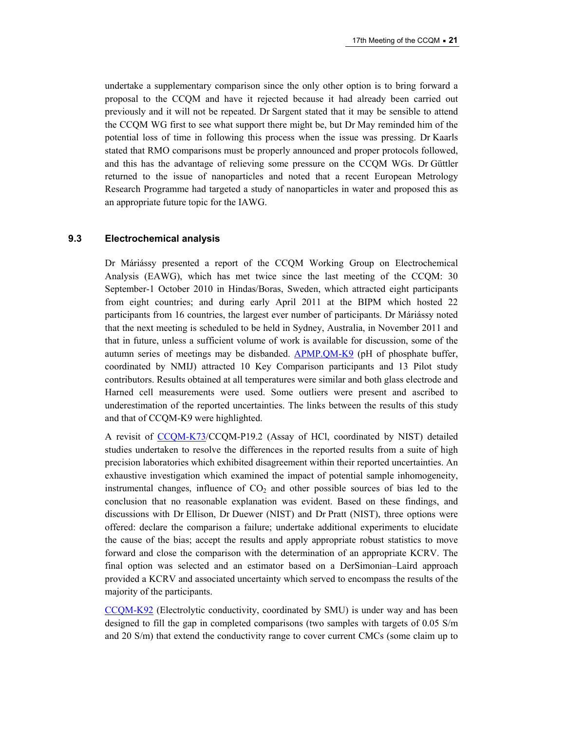undertake a supplementary comparison since the only other option is to bring forward a proposal to the CCQM and have it rejected because it had already been carried out previously and it will not be repeated. Dr Sargent stated that it may be sensible to attend the CCQM WG first to see what support there might be, but Dr May reminded him of the potential loss of time in following this process when the issue was pressing. Dr Kaarls stated that RMO comparisons must be properly announced and proper protocols followed, and this has the advantage of relieving some pressure on the CCQM WGs. Dr Güttler returned to the issue of nanoparticles and noted that a recent European Metrology Research Programme had targeted a study of nanoparticles in water and proposed this as an appropriate future topic for the IAWG.

### 9.3 Electrochemical analysis

Dr Máriássy presented a report of the CCQM Working Group on Electrochemical Analysis (EAWG), which has met twice since the last meeting of the CCQM: 30 September-1 October 2010 in Hindas/Boras, Sweden, which attracted eight participants from eight countries; and during early April 2011 at the BIPM which hosted 22 participants from 16 countries, the largest ever number of participants. Dr Máriássy noted that the next meeting is scheduled to be held in Sydney, Australia, in November 2011 and that in future, unless a sufficient volume of work is available for discussion, some of the autumn series of meetings may be disbanded. APMP.QM-K9 (pH of phosphate buffer, coordinated by NMIJ) attracted 10 Key Comparison participants and 13 Pilot study contributors. Results obtained at all temperatures were similar and both glass electrode and Harned cell measurements were used. Some outliers were present and ascribed to underestimation of the reported uncertainties. The links between the results of this study and that of CCQM-K9 were highlighted.

A revisit of CCQM-K73/CCQM-P19.2 (Assay of HCl, coordinated by NIST) detailed studies undertaken to resolve the differences in the reported results from a suite of high precision laboratories which exhibited disagreement within their reported uncertainties. An exhaustive investigation which examined the impact of potential sample inhomogeneity, instrumental changes, influence of $CO_2$ and other possible sources of bias led to the conclusion that no reasonable explanation was evident. Based on these findings, and discussions with Dr Ellison, Dr Duewer (NIST) and Dr Pratt (NIST), three options were offered: declare the comparison a failure; undertake additional experiments to elucidate the cause of the bias; accept the results and apply appropriate robust statistics to move forward and close the comparison with the determination of an appropriate KCRV. The final option was selected and an estimator based on a DerSimonian–Laird approach provided a KCRV and associated uncertainty which served to encompass the results of the majority of the participants.

CCQM-K92 (Electrolytic conductivity, coordinated by SMU) is under way and has been designed to fill the gap in completed comparisons (two samples with targets of 0.05 S/m and 20 S/m) that extend the conductivity range to cover current CMCs (some claim up to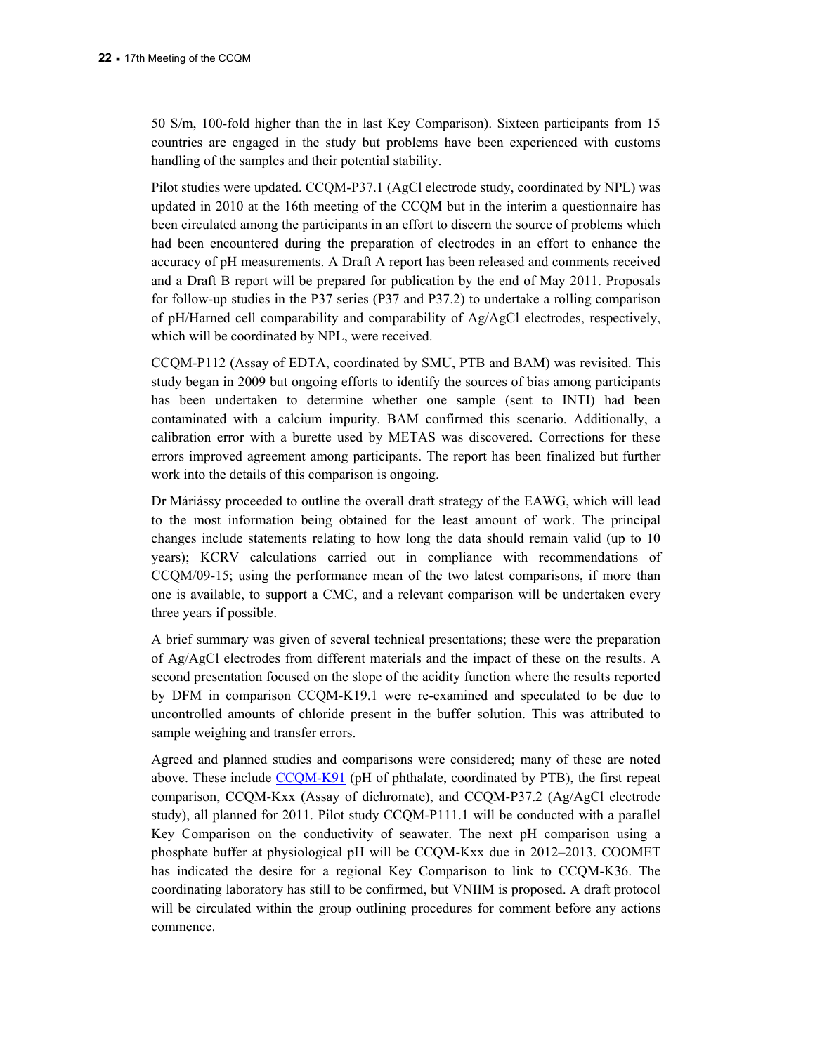50 S/m, 100-fold higher than the in last Key Comparison). Sixteen participants from 15 countries are engaged in the study but problems have been experienced with customs handling of the samples and their potential stability.

Pilot studies were updated. CCQM-P37.1 (AgCl electrode study, coordinated by NPL) was updated in 2010 at the 16th meeting of the CCQM but in the interim a questionnaire has been circulated among the participants in an effort to discern the source of problems which had been encountered during the preparation of electrodes in an effort to enhance the accuracy of pH measurements. A Draft A report has been released and comments received and a Draft B report will be prepared for publication by the end of May 2011. Proposals for follow-up studies in the P37 series (P37 and P37.2) to undertake a rolling comparison of pH/Harned cell comparability and comparability of Ag/AgCl electrodes, respectively, which will be coordinated by NPL, were received.

CCQM-P112 (Assay of EDTA, coordinated by SMU, PTB and BAM) was revisited. This study began in 2009 but ongoing efforts to identify the sources of bias among participants has been undertaken to determine whether one sample (sent to INTI) had been contaminated with a calcium impurity. BAM confirmed this scenario. Additionally, a calibration error with a burette used by METAS was discovered. Corrections for these errors improved agreement among participants. The report has been finalized but further work into the details of this comparison is ongoing.

Dr Máriássy proceeded to outline the overall draft strategy of the EAWG, which will lead to the most information being obtained for the least amount of work. The principal changes include statements relating to how long the data should remain valid (up to 10 years); KCRV calculations carried out in compliance with recommendations of CCQM/09-15; using the performance mean of the two latest comparisons, if more than one is available, to support a CMC, and a relevant comparison will be undertaken every three years if possible.

A brief summary was given of several technical presentations; these were the preparation of Ag/AgCl electrodes from different materials and the impact of these on the results. A second presentation focused on the slope of the acidity function where the results reported by DFM in comparison CCQM-K19.1 were re-examined and speculated to be due to uncontrolled amounts of chloride present in the buffer solution. This was attributed to sample weighing and transfer errors.

Agreed and planned studies and comparisons were considered; many of these are noted above. These include CCQM-K91 (pH of phthalate, coordinated by PTB), the first repeat comparison, CCQM-Kxx (Assay of dichromate), and CCQM-P37.2 (Ag/AgCl electrode study), all planned for 2011. Pilot study CCQM-P111.1 will be conducted with a parallel Key Comparison on the conductivity of seawater. The next pH comparison using a phosphate buffer at physiological pH will be CCQM-Kxx due in 2012–2013. COOMET has indicated the desire for a regional Key Comparison to link to CCQM-K36. The coordinating laboratory has still to be confirmed, but VNIIM is proposed. A draft protocol will be circulated within the group outlining procedures for comment before any actions commence.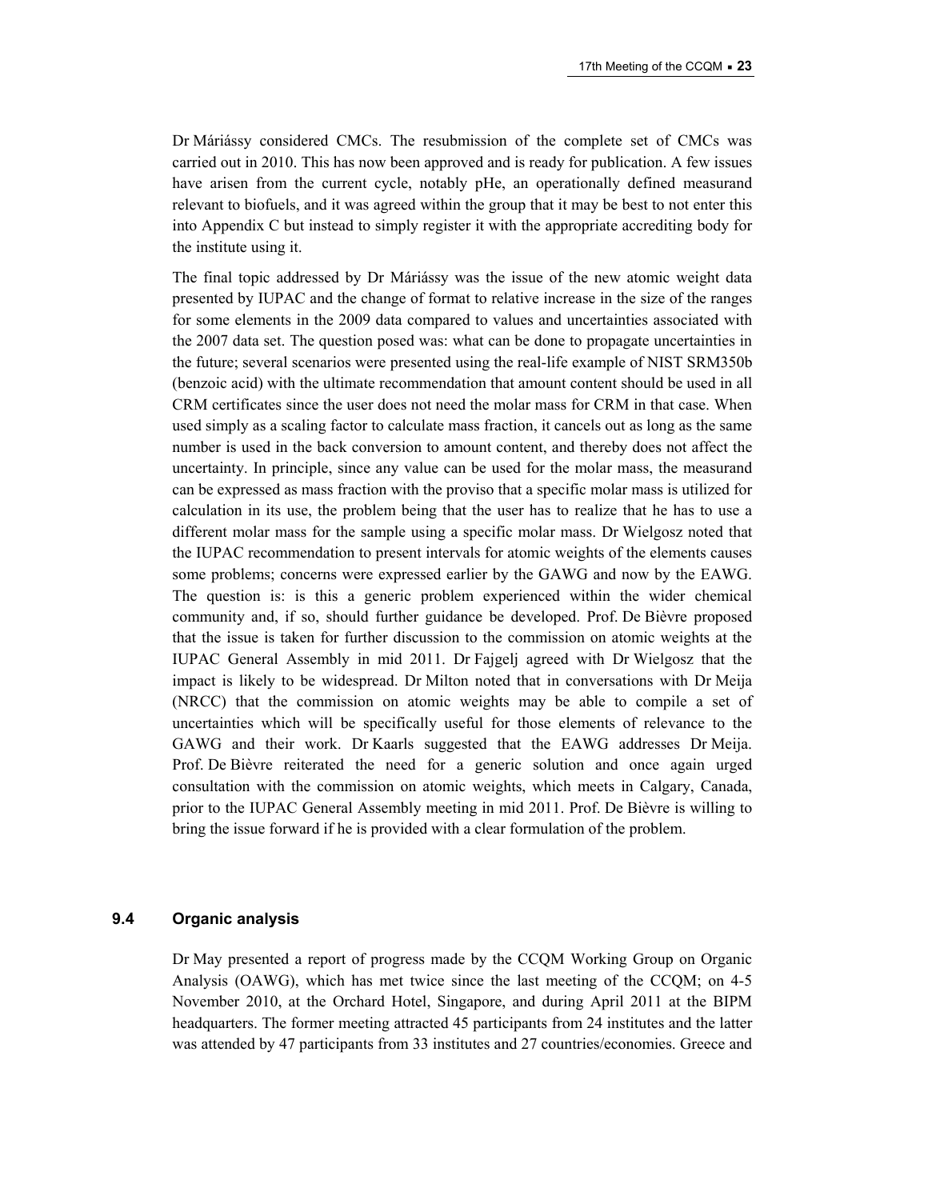Dr Máriássy considered CMCs. The resubmission of the complete set of CMCs was carried out in 2010. This has now been approved and is ready for publication. A few issues have arisen from the current cycle, notably pHe, an operationally defined measurand relevant to biofuels, and it was agreed within the group that it may be best to not enter this into Appendix C but instead to simply register it with the appropriate accrediting body for the institute using it.

The final topic addressed by Dr Máriássy was the issue of the new atomic weight data presented by IUPAC and the change of format to relative increase in the size of the ranges for some elements in the 2009 data compared to values and uncertainties associated with the 2007 data set. The question posed was: what can be done to propagate uncertainties in the future; several scenarios were presented using the real-life example of NIST SRM350b (benzoic acid) with the ultimate recommendation that amount content should be used in all CRM certificates since the user does not need the molar mass for CRM in that case. When used simply as a scaling factor to calculate mass fraction, it cancels out as long as the same number is used in the back conversion to amount content, and thereby does not affect the uncertainty. In principle, since any value can be used for the molar mass, the measurand can be expressed as mass fraction with the proviso that a specific molar mass is utilized for calculation in its use, the problem being that the user has to realize that he has to use a different molar mass for the sample using a specific molar mass. Dr Wielgosz noted that the IUPAC recommendation to present intervals for atomic weights of the elements causes some problems; concerns were expressed earlier by the GAWG and now by the EAWG. The question is: is this a generic problem experienced within the wider chemical community and, if so, should further guidance be developed. Prof. De Bièvre proposed that the issue is taken for further discussion to the commission on atomic weights at the IUPAC General Assembly in mid 2011. Dr Fajgelj agreed with Dr Wielgosz that the impact is likely to be widespread. Dr Milton noted that in conversations with Dr Meija (NRCC) that the commission on atomic weights may be able to compile a set of uncertainties which will be specifically useful for those elements of relevance to the GAWG and their work. Dr Kaarls suggested that the EAWG addresses Dr Meija. Prof. De Bièvre reiterated the need for a generic solution and once again urged consultation with the commission on atomic weights, which meets in Calgary, Canada, prior to the IUPAC General Assembly meeting in mid 2011. Prof. De Bièvre is willing to bring the issue forward if he is provided with a clear formulation of the problem.

### 9.4 Organic analysis

Dr May presented a report of progress made by the CCQM Working Group on Organic Analysis (OAWG), which has met twice since the last meeting of the CCQM; on 4-5 November 2010, at the Orchard Hotel, Singapore, and during April 2011 at the BIPM headquarters. The former meeting attracted 45 participants from 24 institutes and the latter was attended by 47 participants from 33 institutes and 27 countries/economies. Greece and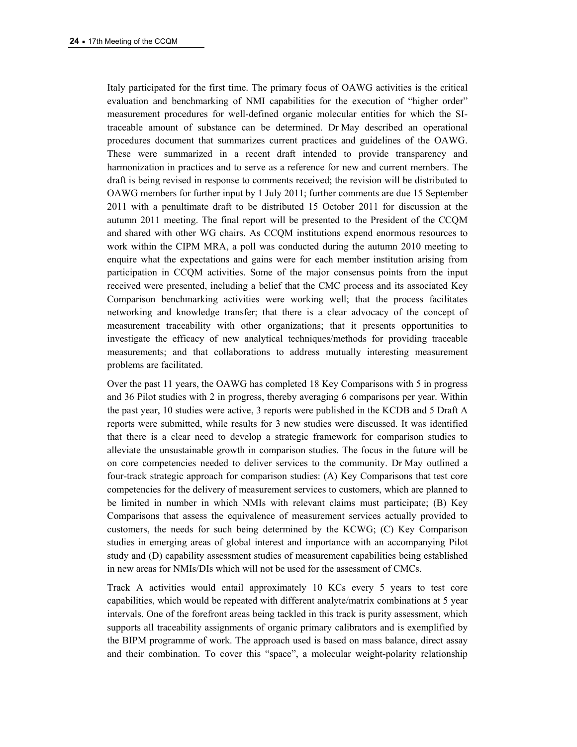Italy participated for the first time. The primary focus of OAWG activities is the critical evaluation and benchmarking of NMI capabilities for the execution of "higher order" measurement procedures for well-defined organic molecular entities for which the SI-traceable amount of substance can be determined. Dr May described an operational procedures document that summarizes current practices and guidelines of the OAWG. These were summarized in a recent draft intended to provide transparency and harmonization in practices and to serve as a reference for new and current members. The draft is being revised in response to comments received; the revision will be distributed to OAWG members for further input by 1 July 2011; further comments are due 15 September 2011 with a penultimate draft to be distributed 15 October 2011 for discussion at the autumn 2011 meeting. The final report will be presented to the President of the CCQM and shared with other WG chairs. As CCQM institutions expend enormous resources to work within the CIPM MRA, a poll was conducted during the autumn 2010 meeting to enquire what the expectations and gains were for each member institution arising from participation in CCQM activities. Some of the major consensus points from the input received were presented, including a belief that the CMC process and its associated Key Comparison benchmarking activities were working well; that the process facilitates networking and knowledge transfer; that there is a clear advocacy of the concept of measurement traceability with other organizations; that it presents opportunities to investigate the efficacy of new analytical techniques/methods for providing traceable measurements; and that collaborations to address mutually interesting measurement problems are facilitated.

Over the past 11 years, the OAWG has completed 18 Key Comparisons with 5 in progress and 36 Pilot studies with 2 in progress, thereby averaging 6 comparisons per year. Within the past year, 10 studies were active, 3 reports were published in the KCDB and 5 Draft A reports were submitted, while results for 3 new studies were discussed. It was identified that there is a clear need to develop a strategic framework for comparison studies to alleviate the unsustainable growth in comparison studies. The focus in the future will be on core competencies needed to deliver services to the community. Dr May outlined a four-track strategic approach for comparison studies: (A) Key Comparisons that test core competencies for the delivery of measurement services to customers, which are planned to be limited in number in which NMIs with relevant claims must participate; (B) Key Comparisons that assess the equivalence of measurement services actually provided to customers, the needs for such being determined by the KCWG; (C) Key Comparison studies in emerging areas of global interest and importance with an accompanying Pilot study and (D) capability assessment studies of measurement capabilities being established in new areas for NMIs/DIs which will not be used for the assessment of CMCs.

Track A activities would entail approximately 10 KCs every 5 years to test core capabilities, which would be repeated with different analyte/matrix combinations at 5 year intervals. One of the forefront areas being tackled in this track is purity assessment, which supports all traceability assignments of organic primary calibrators and is exemplified by the BIPM programme of work. The approach used is based on mass balance, direct assay and their combination. To cover this "space", a molecular weight-polarity relationship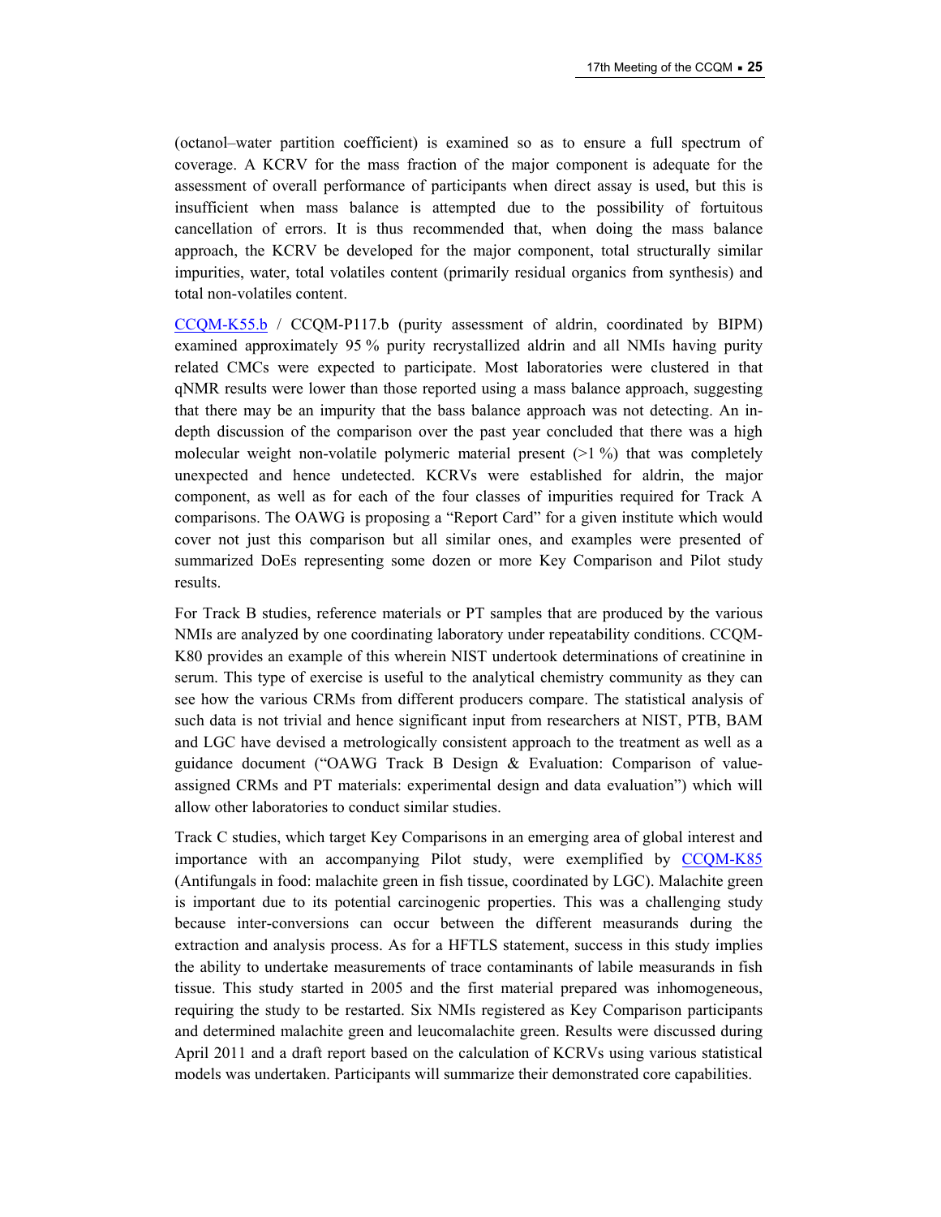(octanol–water partition coefficient) is examined so as to ensure a full spectrum of coverage. A KCRV for the mass fraction of the major component is adequate for the assessment of overall performance of participants when direct assay is used, but this is insufficient when mass balance is attempted due to the possibility of fortuitous cancellation of errors. It is thus recommended that, when doing the mass balance approach, the KCRV be developed for the major component, total structurally similar impurities, water, total volatiles content (primarily residual organics from synthesis) and total non-volatiles content.

CCQM-K55.b / CCQM-P117.b (purity assessment of aldrin, coordinated by BIPM) examined approximately 95 % purity recrystallized aldrin and all NMIs having purity related CMCs were expected to participate. Most laboratories were clustered in that qNMR results were lower than those reported using a mass balance approach, suggesting that there may be an impurity that the bass balance approach was not detecting. An in-depth discussion of the comparison over the past year concluded that there was a high molecular weight non-volatile polymeric material present (>1 %) that was completely unexpected and hence undetected. KCRVs were established for aldrin, the major component, as well as for each of the four classes of impurities required for Track A comparisons. The OAWG is proposing a "Report Card" for a given institute which would cover not just this comparison but all similar ones, and examples were presented of summarized DoEs representing some dozen or more Key Comparison and Pilot study results.

For Track B studies, reference materials or PT samples that are produced by the various NMIs are analyzed by one coordinating laboratory under repeatability conditions. CCQM-K80 provides an example of this wherein NIST undertook determinations of creatinine in serum. This type of exercise is useful to the analytical chemistry community as they can see how the various CRMs from different producers compare. The statistical analysis of such data is not trivial and hence significant input from researchers at NIST, PTB, BAM and LGC have devised a metrologically consistent approach to the treatment as well as a guidance document ("OAWG Track B Design & Evaluation: Comparison of value-assigned CRMs and PT materials: experimental design and data evaluation") which will allow other laboratories to conduct similar studies.

Track C studies, which target Key Comparisons in an emerging area of global interest and importance with an accompanying Pilot study, were exemplified by CCQM-K85 (Antifungals in food: malachite green in fish tissue, coordinated by LGC). Malachite green is important due to its potential carcinogenic properties. This was a challenging study because inter-conversions can occur between the different measurands during the extraction and analysis process. As for a HFTLS statement, success in this study implies the ability to undertake measurements of trace contaminants of labile measurands in fish tissue. This study started in 2005 and the first material prepared was inhomogeneous, requiring the study to be restarted. Six NMIs registered as Key Comparison participants and determined malachite green and leucomalachite green. Results were discussed during April 2011 and a draft report based on the calculation of KCRVs using various statistical models was undertaken. Participants will summarize their demonstrated core capabilities.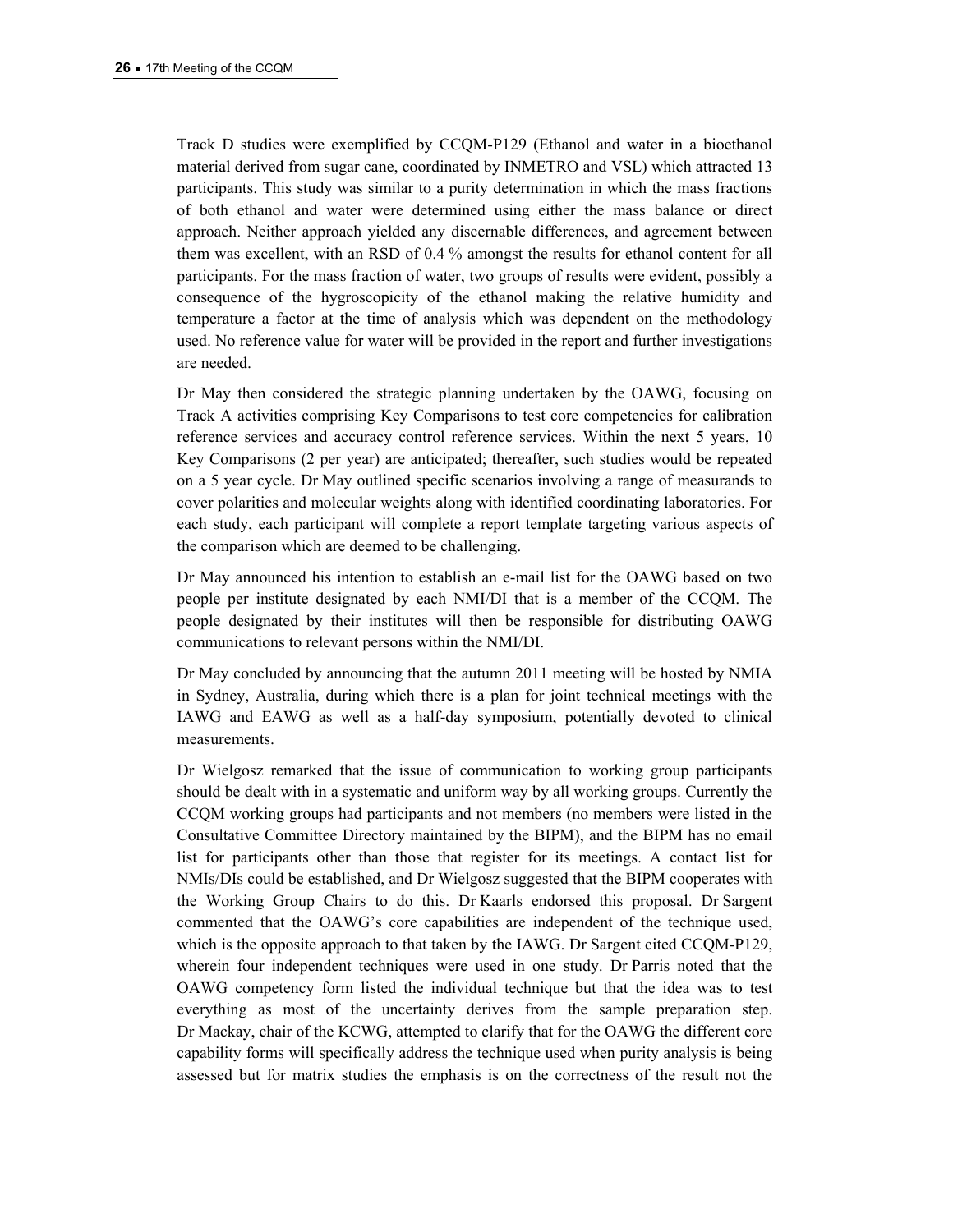Track D studies were exemplified by CCQM-P129 (Ethanol and water in a bioethanol material derived from sugar cane, coordinated by INMETRO and VSL) which attracted 13 participants. This study was similar to a purity determination in which the mass fractions of both ethanol and water were determined using either the mass balance or direct approach. Neither approach yielded any discernable differences, and agreement between them was excellent, with an RSD of 0.4 % amongst the results for ethanol content for all participants. For the mass fraction of water, two groups of results were evident, possibly a consequence of the hygroscopicity of the ethanol making the relative humidity and temperature a factor at the time of analysis which was dependent on the methodology used. No reference value for water will be provided in the report and further investigations are needed.

Dr May then considered the strategic planning undertaken by the OAWG, focusing on Track A activities comprising Key Comparisons to test core competencies for calibration reference services and accuracy control reference services. Within the next 5 years, 10 Key Comparisons (2 per year) are anticipated; thereafter, such studies would be repeated on a 5 year cycle. Dr May outlined specific scenarios involving a range of measurands to cover polarities and molecular weights along with identified coordinating laboratories. For each study, each participant will complete a report template targeting various aspects of the comparison which are deemed to be challenging.

Dr May announced his intention to establish an e-mail list for the OAWG based on two people per institute designated by each NMI/DI that is a member of the CCQM. The people designated by their institutes will then be responsible for distributing OAWG communications to relevant persons within the NMI/DI.

Dr May concluded by announcing that the autumn 2011 meeting will be hosted by NMIA in Sydney, Australia, during which there is a plan for joint technical meetings with the IAWG and EAWG as well as a half-day symposium, potentially devoted to clinical measurements.

Dr Wielgosz remarked that the issue of communication to working group participants should be dealt with in a systematic and uniform way by all working groups. Currently the CCQM working groups had participants and not members (no members were listed in the Consultative Committee Directory maintained by the BIPM), and the BIPM has no email list for participants other than those that register for its meetings. A contact list for NMIs/DIs could be established, and Dr Wielgosz suggested that the BIPM cooperates with the Working Group Chairs to do this. Dr Kaarls endorsed this proposal. Dr Sargent commented that the OAWG's core capabilities are independent of the technique used, which is the opposite approach to that taken by the IAWG. Dr Sargent cited CCQM-P129, wherein four independent techniques were used in one study. Dr Parris noted that the OAWG competency form listed the individual technique but that the idea was to test everything as most of the uncertainty derives from the sample preparation step. Dr Mackay, chair of the KCWG, attempted to clarify that for the OAWG the different core capability forms will specifically address the technique used when purity analysis is being assessed but for matrix studies the emphasis is on the correctness of the result not the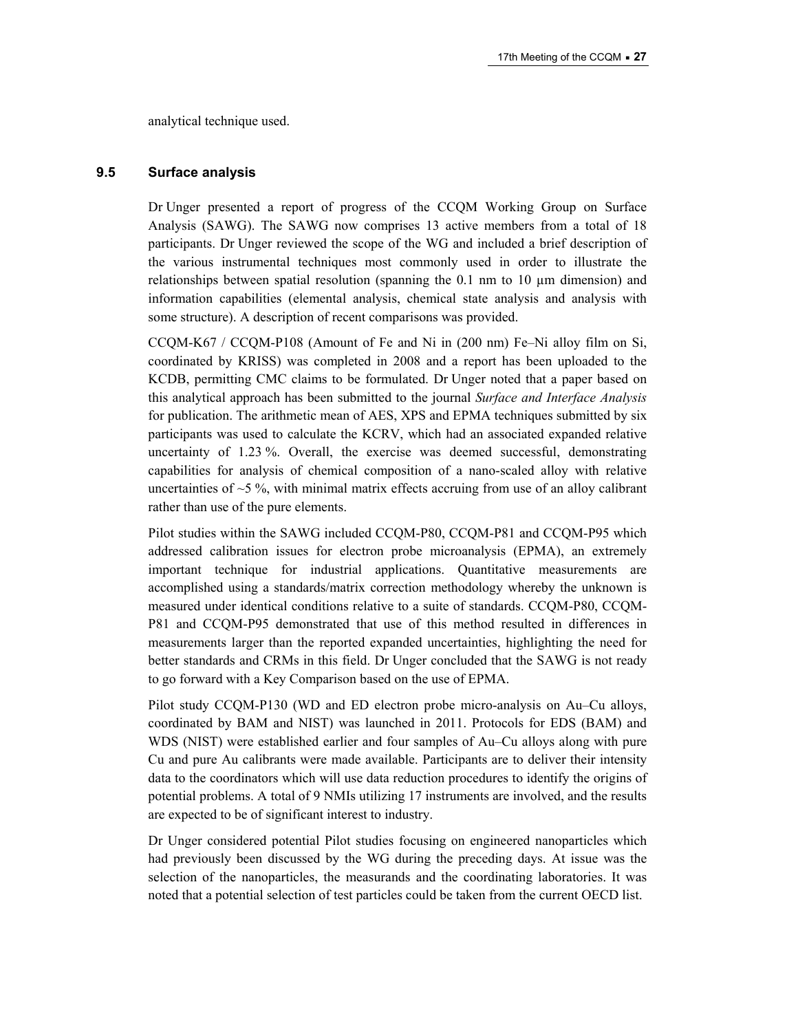analytical technique used.

### 9.5 Surface analysis

Dr Unger presented a report of progress of the CCQM Working Group on Surface Analysis (SAWG). The SAWG now comprises 13 active members from a total of 18 participants. Dr Unger reviewed the scope of the WG and included a brief description of the various instrumental techniques most commonly used in order to illustrate the relationships between spatial resolution (spanning the 0.1 nm to 10 µm dimension) and information capabilities (elemental analysis, chemical state analysis and analysis with some structure). A description of recent comparisons was provided.

CCQM-K67 / CCQM-P108 (Amount of Fe and Ni in (200 nm) Fe–Ni alloy film on Si, coordinated by KRISS) was completed in 2008 and a report has been uploaded to the KCDB, permitting CMC claims to be formulated. Dr Unger noted that a paper based on this analytical approach has been submitted to the journal *Surface and Interface Analysis* for publication. The arithmetic mean of AES, XPS and EPMA techniques submitted by six participants was used to calculate the KCRV, which had an associated expanded relative uncertainty of 1.23 %. Overall, the exercise was deemed successful, demonstrating capabilities for analysis of chemical composition of a nano-scaled alloy with relative uncertainties of ~5 %, with minimal matrix effects accruing from use of an alloy calibrant rather than use of the pure elements.

Pilot studies within the SAWG included CCQM-P80, CCQM-P81 and CCQM-P95 which addressed calibration issues for electron probe microanalysis (EPMA), an extremely important technique for industrial applications. Quantitative measurements are accomplished using a standards/matrix correction methodology whereby the unknown is measured under identical conditions relative to a suite of standards. CCQM-P80, CCQM-P81 and CCQM-P95 demonstrated that use of this method resulted in differences in measurements larger than the reported expanded uncertainties, highlighting the need for better standards and CRMs in this field. Dr Unger concluded that the SAWG is not ready to go forward with a Key Comparison based on the use of EPMA.

Pilot study CCQM-P130 (WD and ED electron probe micro-analysis on Au–Cu alloys, coordinated by BAM and NIST) was launched in 2011. Protocols for EDS (BAM) and WDS (NIST) were established earlier and four samples of Au–Cu alloys along with pure Cu and pure Au calibrants were made available. Participants are to deliver their intensity data to the coordinators which will use data reduction procedures to identify the origins of potential problems. A total of 9 NMIs utilizing 17 instruments are involved, and the results are expected to be of significant interest to industry.

Dr Unger considered potential Pilot studies focusing on engineered nanoparticles which had previously been discussed by the WG during the preceding days. At issue was the selection of the nanoparticles, the measurands and the coordinating laboratories. It was noted that a potential selection of test particles could be taken from the current OECD list.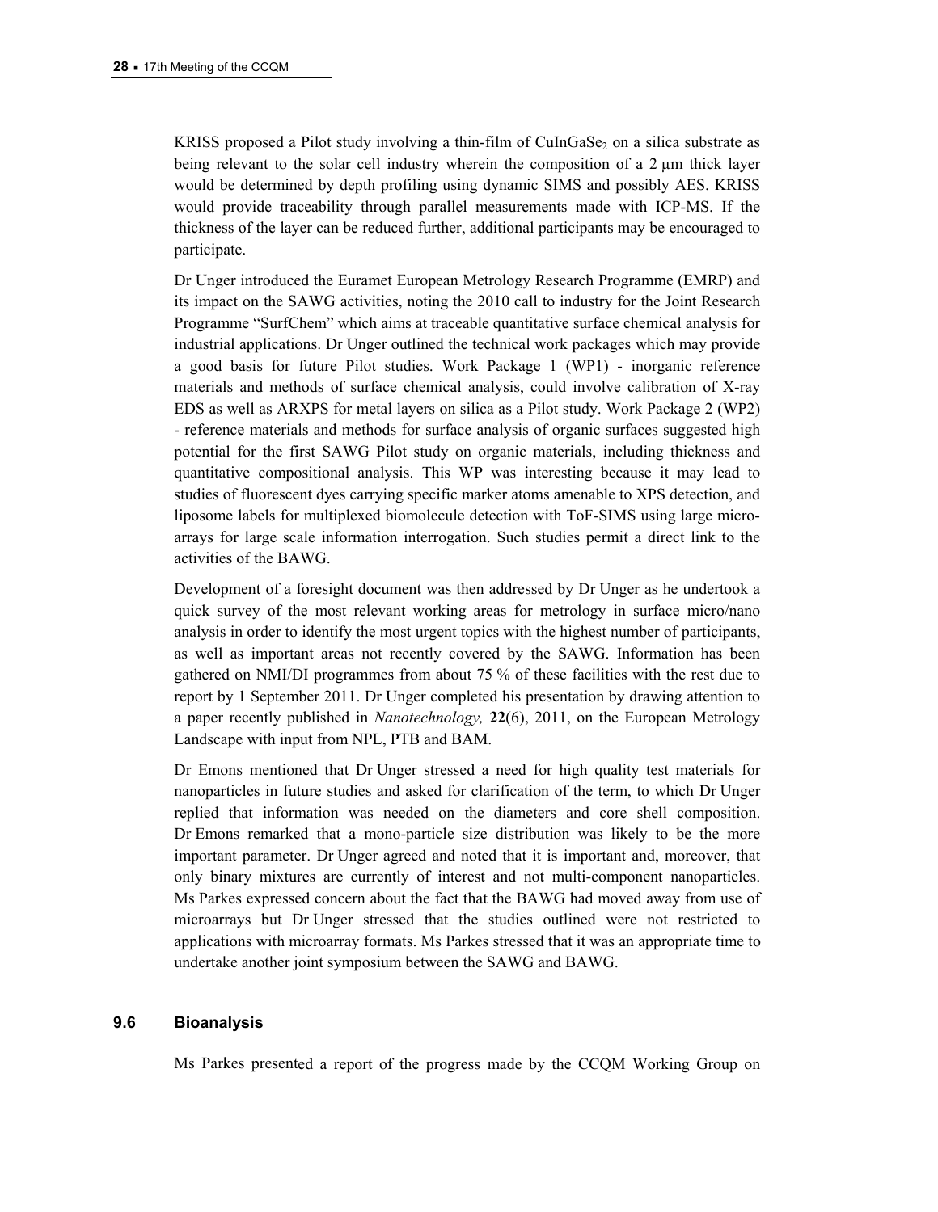KRISS proposed a Pilot study involving a thin-film of $CuInGaSe_2$ on a silica substrate as being relevant to the solar cell industry wherein the composition of a 2 µm thick layer would be determined by depth profiling using dynamic SIMS and possibly AES. KRISS would provide traceability through parallel measurements made with ICP-MS. If the thickness of the layer can be reduced further, additional participants may be encouraged to participate.

Dr Unger introduced the Euramet European Metrology Research Programme (EMRP) and its impact on the SAWG activities, noting the 2010 call to industry for the Joint Research Programme "SurfChem" which aims at traceable quantitative surface chemical analysis for industrial applications. Dr Unger outlined the technical work packages which may provide a good basis for future Pilot studies. Work Package 1 (WP1) - inorganic reference materials and methods of surface chemical analysis, could involve calibration of X-ray EDS as well as ARXPS for metal layers on silica as a Pilot study. Work Package 2 (WP2) - reference materials and methods for surface analysis of organic surfaces suggested high potential for the first SAWG Pilot study on organic materials, including thickness and quantitative compositional analysis. This WP was interesting because it may lead to studies of fluorescent dyes carrying specific marker atoms amenable to XPS detection, and liposome labels for multiplexed biomolecule detection with ToF-SIMS using large micro-arrays for large scale information interrogation. Such studies permit a direct link to the activities of the BAWG.

Development of a foresight document was then addressed by Dr Unger as he undertook a quick survey of the most relevant working areas for metrology in surface micro/nano analysis in order to identify the most urgent topics with the highest number of participants, as well as important areas not recently covered by the SAWG. Information has been gathered on NMI/DI programmes from about 75 % of these facilities with the rest due to report by 1 September 2011. Dr Unger completed his presentation by drawing attention to a paper recently published in *Nanotechnology,* **22**(6), 2011, on the European Metrology Landscape with input from NPL, PTB and BAM.

Dr Emons mentioned that Dr Unger stressed a need for high quality test materials for nanoparticles in future studies and asked for clarification of the term, to which Dr Unger replied that information was needed on the diameters and core shell composition. Dr Emons remarked that a mono-particle size distribution was likely to be the more important parameter. Dr Unger agreed and noted that it is important and, moreover, that only binary mixtures are currently of interest and not multi-component nanoparticles. Ms Parkes expressed concern about the fact that the BAWG had moved away from use of microarrays but Dr Unger stressed that the studies outlined were not restricted to applications with microarray formats. Ms Parkes stressed that it was an appropriate time to undertake another joint symposium between the SAWG and BAWG.

### 9.6 Bioanalysis

Ms Parkes presented a report of the progress made by the CCQM Working Group on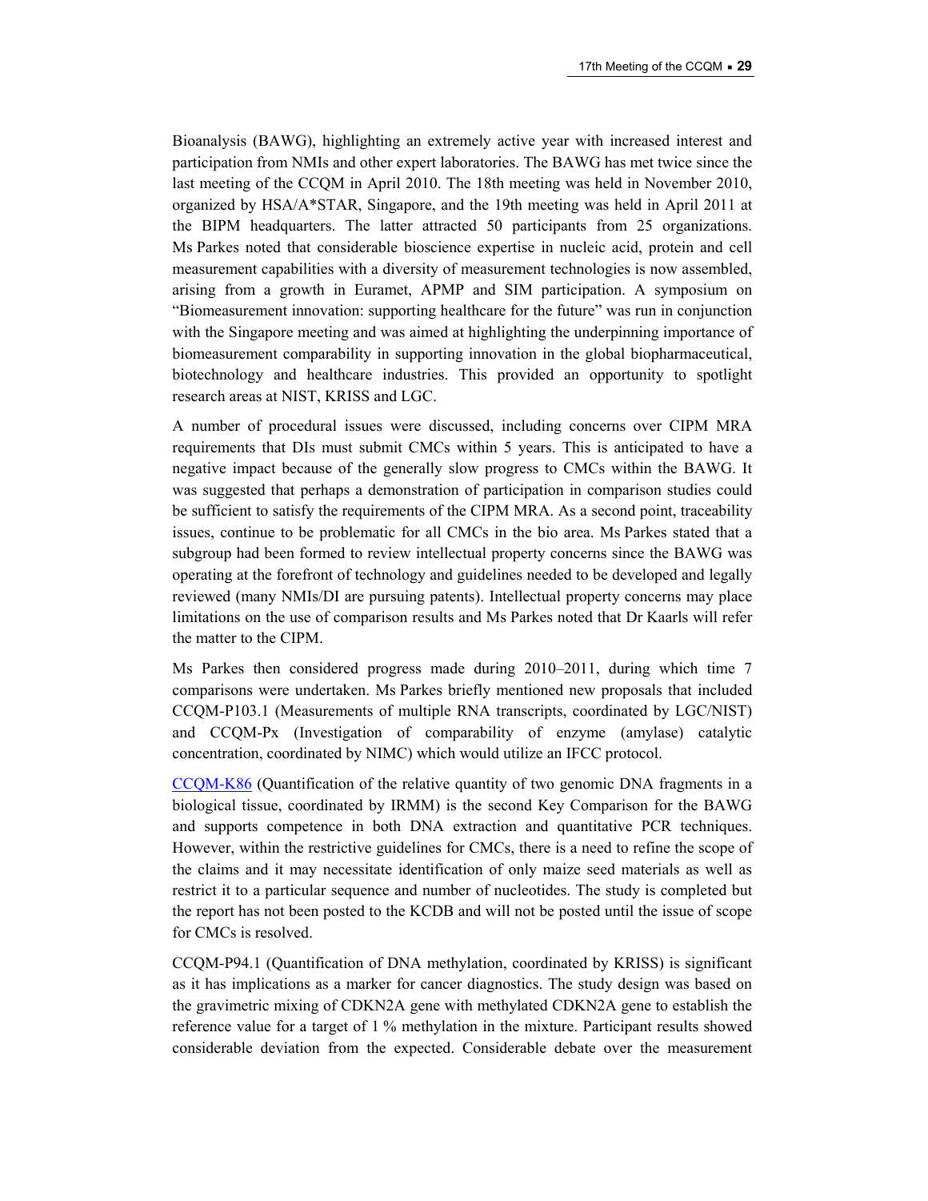Bioanalysis (BAWG), highlighting an extremely active year with increased interest and participation from NMIs and other expert laboratories. The BAWG has met twice since the last meeting of the CCQM in April 2010. The 18th meeting was held in November 2010, organized by HSA/A*STAR, Singapore, and the 19th meeting was held in April 2011 at the BIPM headquarters. The latter attracted 50 participants from 25 organizations. Ms Parkes noted that considerable bioscience expertise in nucleic acid, protein and cell measurement capabilities with a diversity of measurement technologies is now assembled, arising from a growth in Euramet, APMP and SIM participation. A symposium on "Biomeasurement innovation: supporting healthcare for the future" was run in conjunction with the Singapore meeting and was aimed at highlighting the underpinning importance of biomeasurement comparability in supporting innovation in the global biopharmaceutical, biotechnology and healthcare industries. This provided an opportunity to spotlight research areas at NIST, KRISS and LGC.

A number of procedural issues were discussed, including concerns over CIPM MRA requirements that DIs must submit CMCs within 5 years. This is anticipated to have a negative impact because of the generally slow progress to CMCs within the BAWG. It was suggested that perhaps a demonstration of participation in comparison studies could be sufficient to satisfy the requirements of the CIPM MRA. As a second point, traceability issues, continue to be problematic for all CMCs in the bio area. Ms Parkes stated that a subgroup had been formed to review intellectual property concerns since the BAWG was operating at the forefront of technology and guidelines needed to be developed and legally reviewed (many NMIs/DI are pursuing patents). Intellectual property concerns may place limitations on the use of comparison results and Ms Parkes noted that Dr Kaarls will refer the matter to the CIPM.

Ms Parkes then considered progress made during 2010–2011, during which time 7 comparisons were undertaken. Ms Parkes briefly mentioned new proposals that included CCQM-P103.1 (Measurements of multiple RNA transcripts, coordinated by LGC/NIST) and CCQM-Px (Investigation of comparability of enzyme (amylase) catalytic concentration, coordinated by NIMC) which would utilize an IFCC protocol.

CCQM-K86 (Quantification of the relative quantity of two genomic DNA fragments in a biological tissue, coordinated by IRMM) is the second Key Comparison for the BAWG and supports competence in both DNA extraction and quantitative PCR techniques. However, within the restrictive guidelines for CMCs, there is a need to refine the scope of the claims and it may necessitate identification of only maize seed materials as well as restrict it to a particular sequence and number of nucleotides. The study is completed but the report has not been posted to the KCDB and will not be posted until the issue of scope for CMCs is resolved.

CCQM-P94.1 (Quantification of DNA methylation, coordinated by KRISS) is significant as it has implications as a marker for cancer diagnostics. The study design was based on the gravimetric mixing of CDKN2A gene with methylated CDKN2A gene to establish the reference value for a target of 1 % methylation in the mixture. Participant results showed considerable deviation from the expected. Considerable debate over the measurement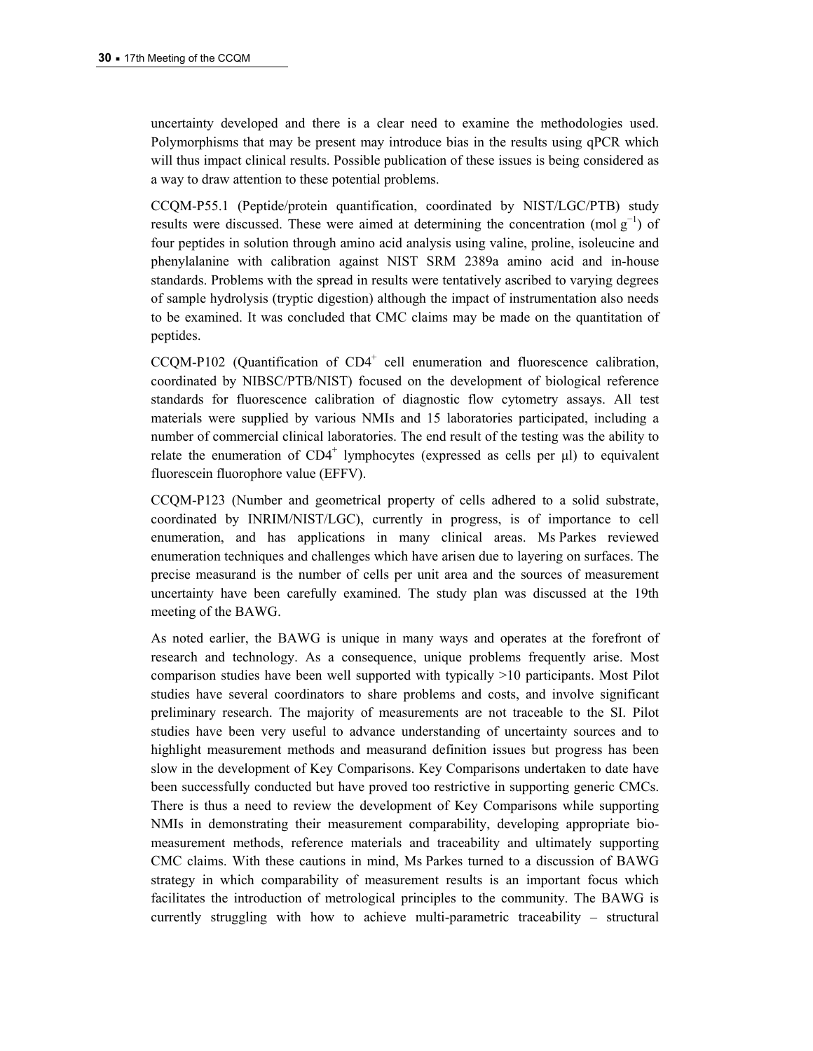uncertainty developed and there is a clear need to examine the methodologies used. Polymorphisms that may be present may introduce bias in the results using qPCR which will thus impact clinical results. Possible publication of these issues is being considered as a way to draw attention to these potential problems.

CCQM-P55.1 (Peptide/protein quantification, coordinated by NIST/LGC/PTB) study results were discussed. These were aimed at determining the concentration (mol $g^{-1}$) of four peptides in solution through amino acid analysis using valine, proline, isoleucine and phenylalanine with calibration against NIST SRM 2389a amino acid and in-house standards. Problems with the spread in results were tentatively ascribed to varying degrees of sample hydrolysis (tryptic digestion) although the impact of instrumentation also needs to be examined. It was concluded that CMC claims may be made on the quantitation of peptides.

CCQM-P102 (Quantification of $CD4^+$ cell enumeration and fluorescence calibration, coordinated by NIBSC/PTB/NIST) focused on the development of biological reference standards for fluorescence calibration of diagnostic flow cytometry assays. All test materials were supplied by various NMIs and 15 laboratories participated, including a number of commercial clinical laboratories. The end result of the testing was the ability to relate the enumeration of $CD4^+$ lymphocytes (expressed as cells per μl) to equivalent fluorescein fluorophore value (EFFV).

CCQM-P123 (Number and geometrical property of cells adhered to a solid substrate, coordinated by INRIM/NIST/LGC), currently in progress, is of importance to cell enumeration, and has applications in many clinical areas. Ms Parkes reviewed enumeration techniques and challenges which have arisen due to layering on surfaces. The precise measurand is the number of cells per unit area and the sources of measurement uncertainty have been carefully examined. The study plan was discussed at the 19th meeting of the BAWG.

As noted earlier, the BAWG is unique in many ways and operates at the forefront of research and technology. As a consequence, unique problems frequently arise. Most comparison studies have been well supported with typically >10 participants. Most Pilot studies have several coordinators to share problems and costs, and involve significant preliminary research. The majority of measurements are not traceable to the SI. Pilot studies have been very useful to advance understanding of uncertainty sources and to highlight measurement methods and measurand definition issues but progress has been slow in the development of Key Comparisons. Key Comparisons undertaken to date have been successfully conducted but have proved too restrictive in supporting generic CMCs. There is thus a need to review the development of Key Comparisons while supporting NMIs in demonstrating their measurement comparability, developing appropriate bio-measurement methods, reference materials and traceability and ultimately supporting CMC claims. With these cautions in mind, Ms Parkes turned to a discussion of BAWG strategy in which comparability of measurement results is an important focus which facilitates the introduction of metrological principles to the community. The BAWG is currently struggling with how to achieve multi-parametric traceability – structural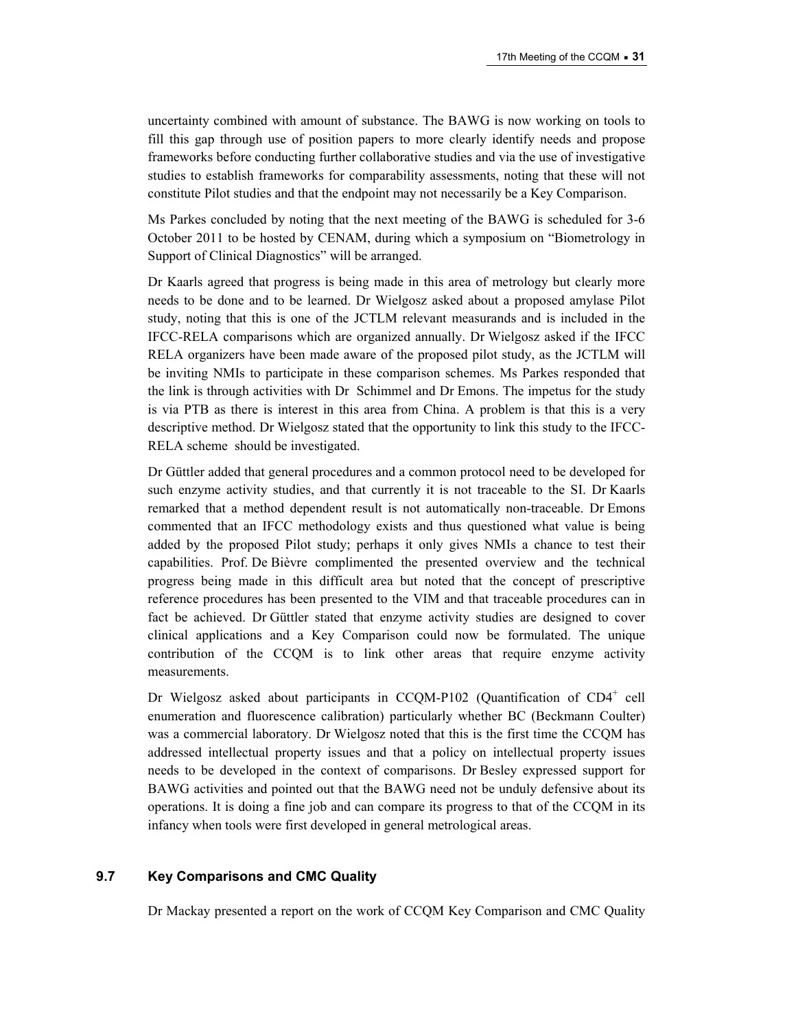uncertainty combined with amount of substance. The BAWG is now working on tools to fill this gap through use of position papers to more clearly identify needs and propose frameworks before conducting further collaborative studies and via the use of investigative studies to establish frameworks for comparability assessments, noting that these will not constitute Pilot studies and that the endpoint may not necessarily be a Key Comparison.

Ms Parkes concluded by noting that the next meeting of the BAWG is scheduled for 3-6 October 2011 to be hosted by CENAM, during which a symposium on "Biometrology in Support of Clinical Diagnostics" will be arranged.

Dr Kaarls agreed that progress is being made in this area of metrology but clearly more needs to be done and to be learned. Dr Wielgosz asked about a proposed amylase Pilot study, noting that this is one of the JCTLM relevant measurands and is included in the IFCC-RELA comparisons which are organized annually. Dr Wielgosz asked if the IFCC RELA organizers have been made aware of the proposed pilot study, as the JCTLM will be inviting NMIs to participate in these comparison schemes. Ms Parkes responded that the link is through activities with Dr Schimmel and Dr Emons. The impetus for the study is via PTB as there is interest in this area from China. A problem is that this is a very descriptive method. Dr Wielgosz stated that the opportunity to link this study to the IFCC-RELA scheme should be investigated.

Dr Güttler added that general procedures and a common protocol need to be developed for such enzyme activity studies, and that currently it is not traceable to the SI. Dr Kaarls remarked that a method dependent result is not automatically non-traceable. Dr Emons commented that an IFCC methodology exists and thus questioned what value is being added by the proposed Pilot study; perhaps it only gives NMIs a chance to test their capabilities. Prof. De Bièvre complimented the presented overview and the technical progress being made in this difficult area but noted that the concept of prescriptive reference procedures has been presented to the VIM and that traceable procedures can in fact be achieved. Dr Güttler stated that enzyme activity studies are designed to cover clinical applications and a Key Comparison could now be formulated. The unique contribution of the CCQM is to link other areas that require enzyme activity measurements.

Dr Wielgosz asked about participants in CCQM-P102 (Quantification of $CD4^{+}$ cell enumeration and fluorescence calibration) particularly whether BC (Beckmann Coulter) was a commercial laboratory. Dr Wielgosz noted that this is the first time the CCQM has addressed intellectual property issues and that a policy on intellectual property issues needs to be developed in the context of comparisons. Dr Besley expressed support for BAWG activities and pointed out that the BAWG need not be unduly defensive about its operations. It is doing a fine job and can compare its progress to that of the CCQM in its infancy when tools were first developed in general metrological areas.

### 9.7 Key Comparisons and CMC Quality

Dr Mackay presented a report on the work of CCQM Key Comparison and CMC Quality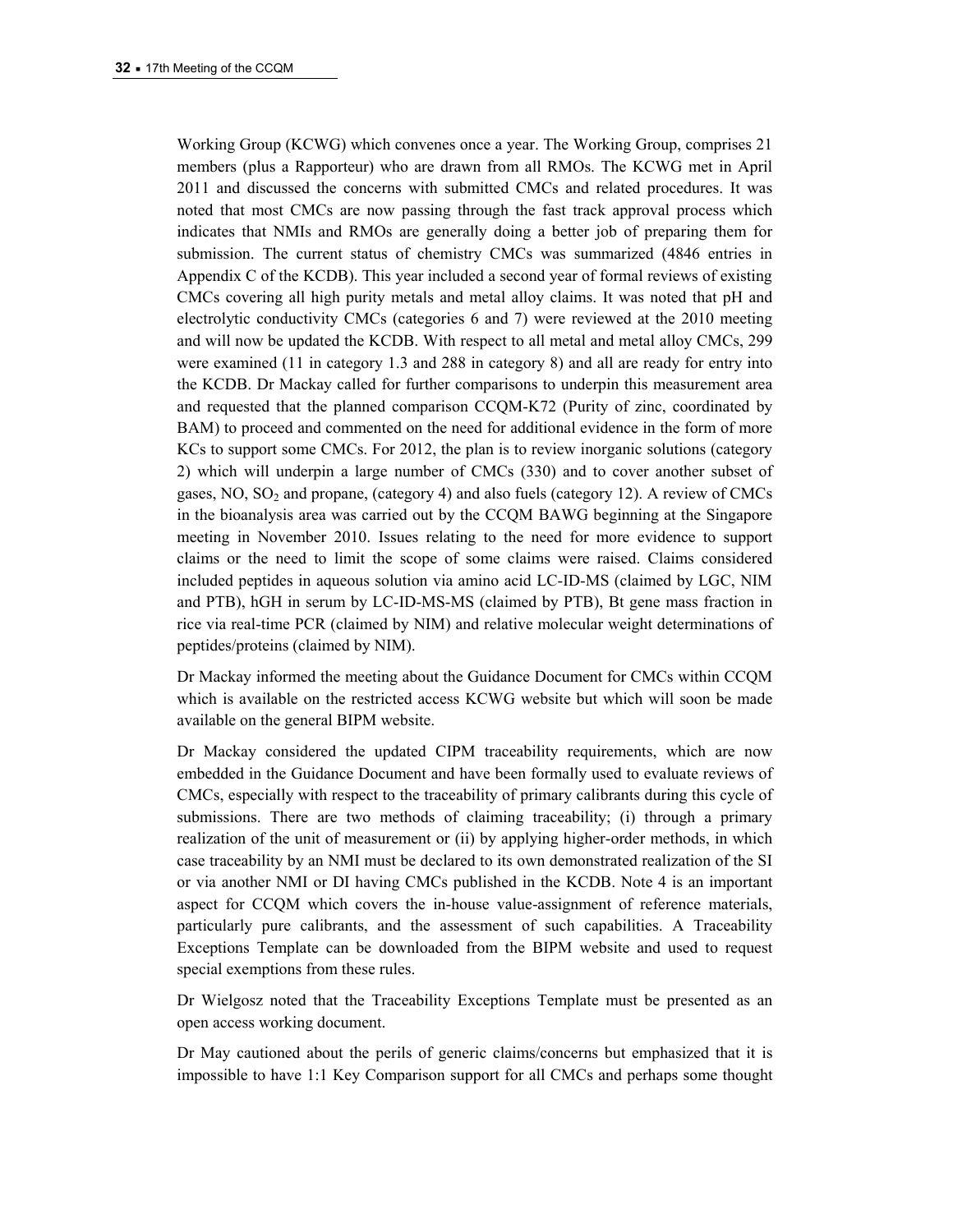Working Group (KCWG) which convenes once a year. The Working Group, comprises 21 members (plus a Rapporteur) who are drawn from all RMOs. The KCWG met in April 2011 and discussed the concerns with submitted CMCs and related procedures. It was noted that most CMCs are now passing through the fast track approval process which indicates that NMIs and RMOs are generally doing a better job of preparing them for submission. The current status of chemistry CMCs was summarized (4846 entries in Appendix C of the KCDB). This year included a second year of formal reviews of existing CMCs covering all high purity metals and metal alloy claims. It was noted that pH and electrolytic conductivity CMCs (categories 6 and 7) were reviewed at the 2010 meeting and will now be updated the KCDB. With respect to all metal and metal alloy CMCs, 299 were examined (11 in category 1.3 and 288 in category 8) and all are ready for entry into the KCDB. Dr Mackay called for further comparisons to underpin this measurement area and requested that the planned comparison CCQM-K72 (Purity of zinc, coordinated by BAM) to proceed and commented on the need for additional evidence in the form of more KCs to support some CMCs. For 2012, the plan is to review inorganic solutions (category 2) which will underpin a large number of CMCs (330) and to cover another subset of gases, NO, $SO_2$ and propane, (category 4) and also fuels (category 12). A review of CMCs in the bioanalysis area was carried out by the CCQM BAWG beginning at the Singapore meeting in November 2010. Issues relating to the need for more evidence to support claims or the need to limit the scope of some claims were raised. Claims considered included peptides in aqueous solution via amino acid LC-ID-MS (claimed by LGC, NIM and PTB), hGH in serum by LC-ID-MS-MS (claimed by PTB), Bt gene mass fraction in rice via real-time PCR (claimed by NIM) and relative molecular weight determinations of peptides/proteins (claimed by NIM).

Dr Mackay informed the meeting about the Guidance Document for CMCs within CCQM which is available on the restricted access KCWG website but which will soon be made available on the general BIPM website.

Dr Mackay considered the updated CIPM traceability requirements, which are now embedded in the Guidance Document and have been formally used to evaluate reviews of CMCs, especially with respect to the traceability of primary calibrants during this cycle of submissions. There are two methods of claiming traceability; (i) through a primary realization of the unit of measurement or (ii) by applying higher-order methods, in which case traceability by an NMI must be declared to its own demonstrated realization of the SI or via another NMI or DI having CMCs published in the KCDB. Note 4 is an important aspect for CCQM which covers the in-house value-assignment of reference materials, particularly pure calibrants, and the assessment of such capabilities. A Traceability Exceptions Template can be downloaded from the BIPM website and used to request special exemptions from these rules.

Dr Wielgosz noted that the Traceability Exceptions Template must be presented as an open access working document.

Dr May cautioned about the perils of generic claims/concerns but emphasized that it is impossible to have 1:1 Key Comparison support for all CMCs and perhaps some thought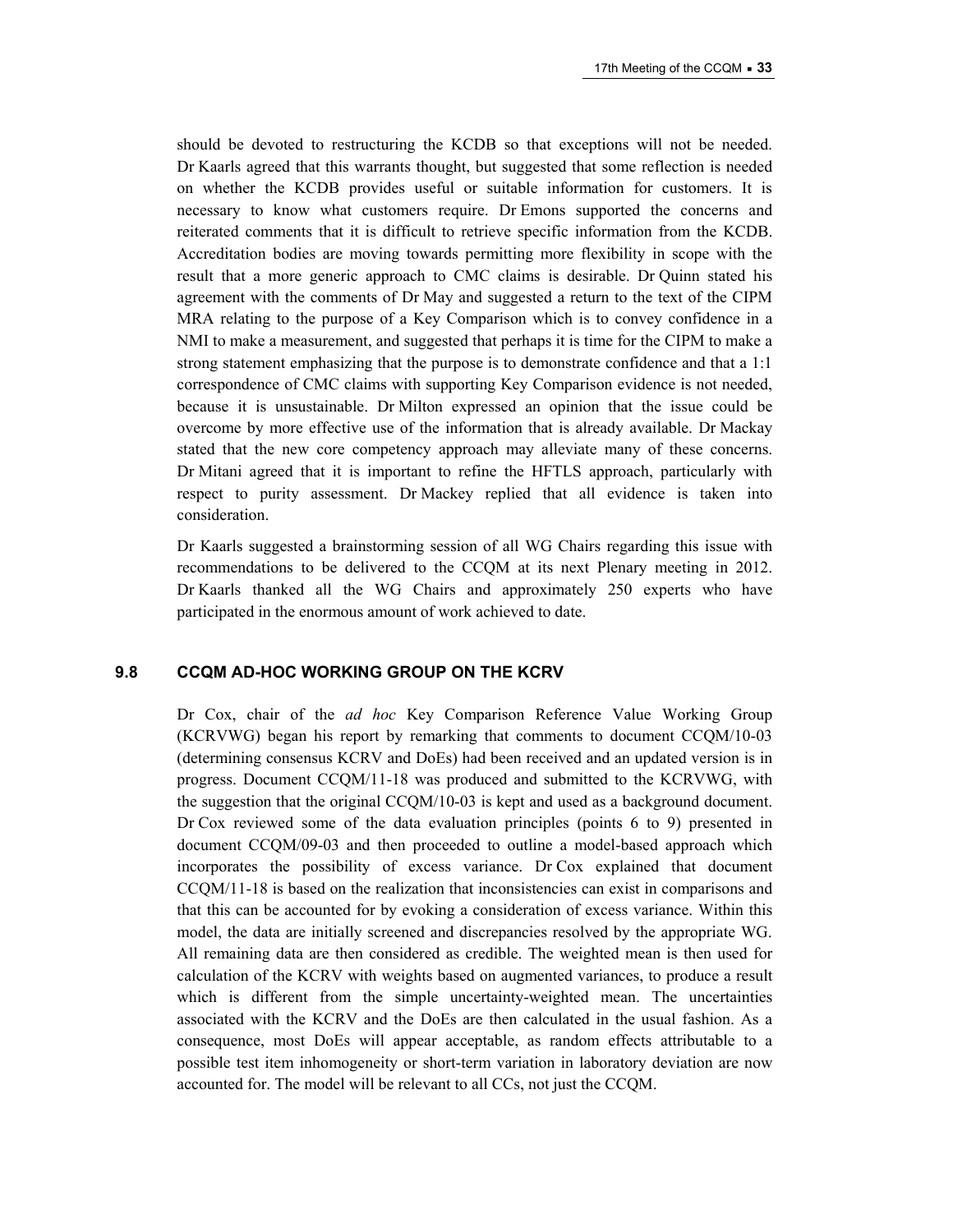should be devoted to restructuring the KCDB so that exceptions will not be needed. Dr Kaarls agreed that this warrants thought, but suggested that some reflection is needed on whether the KCDB provides useful or suitable information for customers. It is necessary to know what customers require. Dr Emons supported the concerns and reiterated comments that it is difficult to retrieve specific information from the KCDB. Accreditation bodies are moving towards permitting more flexibility in scope with the result that a more generic approach to CMC claims is desirable. Dr Quinn stated his agreement with the comments of Dr May and suggested a return to the text of the CIPM MRA relating to the purpose of a Key Comparison which is to convey confidence in a NMI to make a measurement, and suggested that perhaps it is time for the CIPM to make a strong statement emphasizing that the purpose is to demonstrate confidence and that a 1:1 correspondence of CMC claims with supporting Key Comparison evidence is not needed, because it is unsustainable. Dr Milton expressed an opinion that the issue could be overcome by more effective use of the information that is already available. Dr Mackay stated that the new core competency approach may alleviate many of these concerns. Dr Mitani agreed that it is important to refine the HFTLS approach, particularly with respect to purity assessment. Dr Mackey replied that all evidence is taken into consideration.

Dr Kaarls suggested a brainstorming session of all WG Chairs regarding this issue with recommendations to be delivered to the CCQM at its next Plenary meeting in 2012. Dr Kaarls thanked all the WG Chairs and approximately 250 experts who have participated in the enormous amount of work achieved to date.

## 9.8 CCQM AD-HOC WORKING GROUP ON THE KCRV

Dr Cox, chair of the *ad hoc* Key Comparison Reference Value Working Group (KCRVWG) began his report by remarking that comments to document CCQM/10-03 (determining consensus KCRV and DoEs) had been received and an updated version is in progress. Document CCQM/11-18 was produced and submitted to the KCRVWG, with the suggestion that the original CCQM/10-03 is kept and used as a background document. Dr Cox reviewed some of the data evaluation principles (points 6 to 9) presented in document CCQM/09-03 and then proceeded to outline a model-based approach which incorporates the possibility of excess variance. Dr Cox explained that document CCQM/11-18 is based on the realization that inconsistencies can exist in comparisons and that this can be accounted for by evoking a consideration of excess variance. Within this model, the data are initially screened and discrepancies resolved by the appropriate WG. All remaining data are then considered as credible. The weighted mean is then used for calculation of the KCRV with weights based on augmented variances, to produce a result which is different from the simple uncertainty-weighted mean. The uncertainties associated with the KCRV and the DoEs are then calculated in the usual fashion. As a consequence, most DoEs will appear acceptable, as random effects attributable to a possible test item inhomogeneity or short-term variation in laboratory deviation are now accounted for. The model will be relevant to all CCs, not just the CCQM.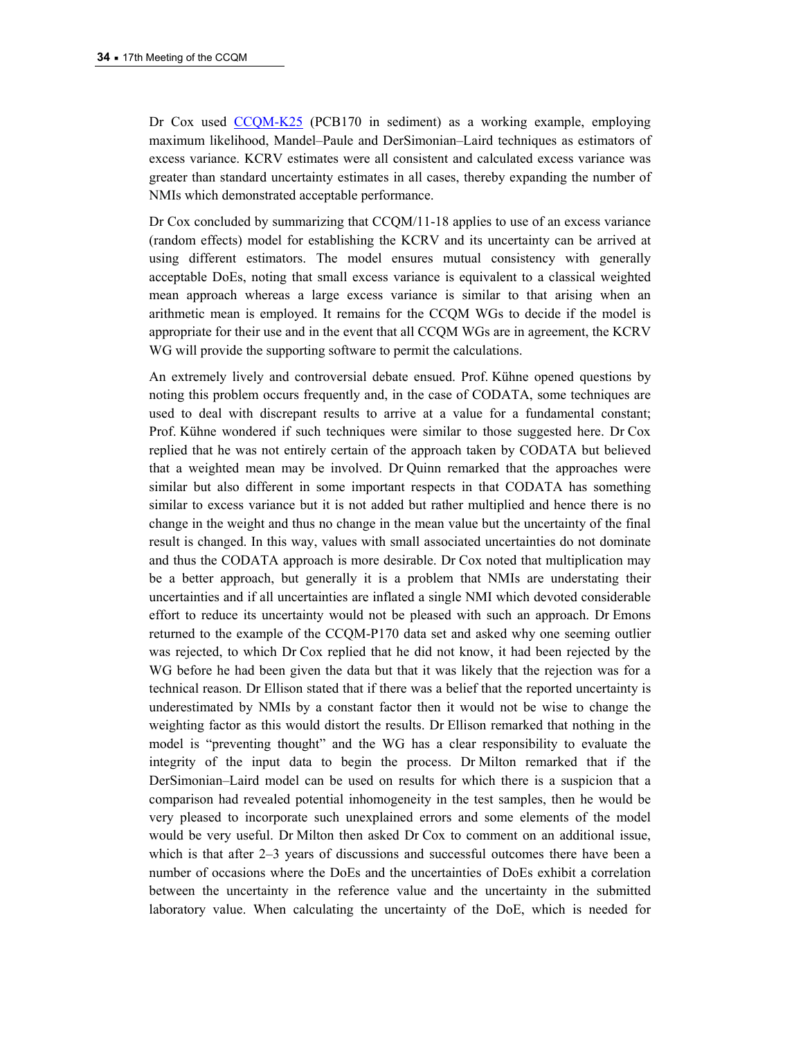Dr Cox used [CCQM-K25](CCQM-K25) (PCB170 in sediment) as a working example, employing maximum likelihood, Mandel–Paule and DerSimonian–Laird techniques as estimators of excess variance. KCRV estimates were all consistent and calculated excess variance was greater than standard uncertainty estimates in all cases, thereby expanding the number of NMIs which demonstrated acceptable performance.

Dr Cox concluded by summarizing that CCQM/11-18 applies to use of an excess variance (random effects) model for establishing the KCRV and its uncertainty can be arrived at using different estimators. The model ensures mutual consistency with generally acceptable DoEs, noting that small excess variance is equivalent to a classical weighted mean approach whereas a large excess variance is similar to that arising when an arithmetic mean is employed. It remains for the CCQM WGs to decide if the model is appropriate for their use and in the event that all CCQM WGs are in agreement, the KCRV WG will provide the supporting software to permit the calculations.

An extremely lively and controversial debate ensued. Prof. Kühne opened questions by noting this problem occurs frequently and, in the case of CODATA, some techniques are used to deal with discrepant results to arrive at a value for a fundamental constant; Prof. Kühne wondered if such techniques were similar to those suggested here. Dr Cox replied that he was not entirely certain of the approach taken by CODATA but believed that a weighted mean may be involved. Dr Quinn remarked that the approaches were similar but also different in some important respects in that CODATA has something similar to excess variance but it is not added but rather multiplied and hence there is no change in the weight and thus no change in the mean value but the uncertainty of the final result is changed. In this way, values with small associated uncertainties do not dominate and thus the CODATA approach is more desirable. Dr Cox noted that multiplication may be a better approach, but generally it is a problem that NMIs are understating their uncertainties and if all uncertainties are inflated a single NMI which devoted considerable effort to reduce its uncertainty would not be pleased with such an approach. Dr Emons returned to the example of the CCQM-P170 data set and asked why one seeming outlier was rejected, to which Dr Cox replied that he did not know, it had been rejected by the WG before he had been given the data but that it was likely that the rejection was for a technical reason. Dr Ellison stated that if there was a belief that the reported uncertainty is underestimated by NMIs by a constant factor then it would not be wise to change the weighting factor as this would distort the results. Dr Ellison remarked that nothing in the model is "preventing thought" and the WG has a clear responsibility to evaluate the integrity of the input data to begin the process. Dr Milton remarked that if the DerSimonian–Laird model can be used on results for which there is a suspicion that a comparison had revealed potential inhomogeneity in the test samples, then he would be very pleased to incorporate such unexplained errors and some elements of the model would be very useful. Dr Milton then asked Dr Cox to comment on an additional issue, which is that after 2–3 years of discussions and successful outcomes there have been a number of occasions where the DoEs and the uncertainties of DoEs exhibit a correlation between the uncertainty in the reference value and the uncertainty in the submitted laboratory value. When calculating the uncertainty of the DoE, which is needed for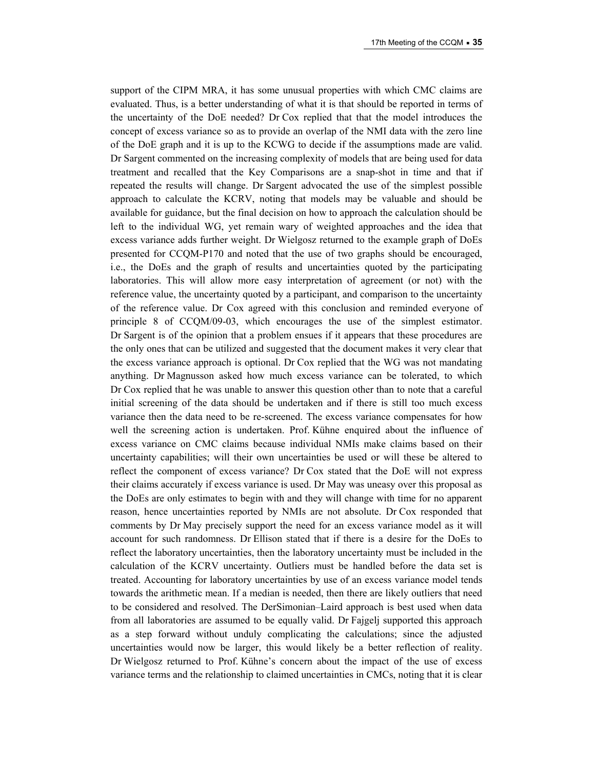support of the CIPM MRA, it has some unusual properties with which CMC claims are evaluated. Thus, is a better understanding of what it is that should be reported in terms of the uncertainty of the DoE needed? Dr Cox replied that that the model introduces the concept of excess variance so as to provide an overlap of the NMI data with the zero line of the DoE graph and it is up to the KCWG to decide if the assumptions made are valid. Dr Sargent commented on the increasing complexity of models that are being used for data treatment and recalled that the Key Comparisons are a snap-shot in time and that if repeated the results will change. Dr Sargent advocated the use of the simplest possible approach to calculate the KCRV, noting that models may be valuable and should be available for guidance, but the final decision on how to approach the calculation should be left to the individual WG, yet remain wary of weighted approaches and the idea that excess variance adds further weight. Dr Wielgosz returned to the example graph of DoEs presented for CCQM-P170 and noted that the use of two graphs should be encouraged, i.e., the DoEs and the graph of results and uncertainties quoted by the participating laboratories. This will allow more easy interpretation of agreement (or not) with the reference value, the uncertainty quoted by a participant, and comparison to the uncertainty of the reference value. Dr Cox agreed with this conclusion and reminded everyone of principle 8 of CCQM/09-03, which encourages the use of the simplest estimator. Dr Sargent is of the opinion that a problem ensues if it appears that these procedures are the only ones that can be utilized and suggested that the document makes it very clear that the excess variance approach is optional. Dr Cox replied that the WG was not mandating anything. Dr Magnusson asked how much excess variance can be tolerated, to which Dr Cox replied that he was unable to answer this question other than to note that a careful initial screening of the data should be undertaken and if there is still too much excess variance then the data need to be re-screened. The excess variance compensates for how well the screening action is undertaken. Prof. Kühne enquired about the influence of excess variance on CMC claims because individual NMIs make claims based on their uncertainty capabilities; will their own uncertainties be used or will these be altered to reflect the component of excess variance? Dr Cox stated that the DoE will not express their claims accurately if excess variance is used. Dr May was uneasy over this proposal as the DoEs are only estimates to begin with and they will change with time for no apparent reason, hence uncertainties reported by NMIs are not absolute. Dr Cox responded that comments by Dr May precisely support the need for an excess variance model as it will account for such randomness. Dr Ellison stated that if there is a desire for the DoEs to reflect the laboratory uncertainties, then the laboratory uncertainty must be included in the calculation of the KCRV uncertainty. Outliers must be handled before the data set is treated. Accounting for laboratory uncertainties by use of an excess variance model tends towards the arithmetic mean. If a median is needed, then there are likely outliers that need to be considered and resolved. The DerSimonian–Laird approach is best used when data from all laboratories are assumed to be equally valid. Dr Fajgelj supported this approach as a step forward without unduly complicating the calculations; since the adjusted uncertainties would now be larger, this would likely be a better reflection of reality. Dr Wielgosz returned to Prof. Kühne's concern about the impact of the use of excess variance terms and the relationship to claimed uncertainties in CMCs, noting that it is clear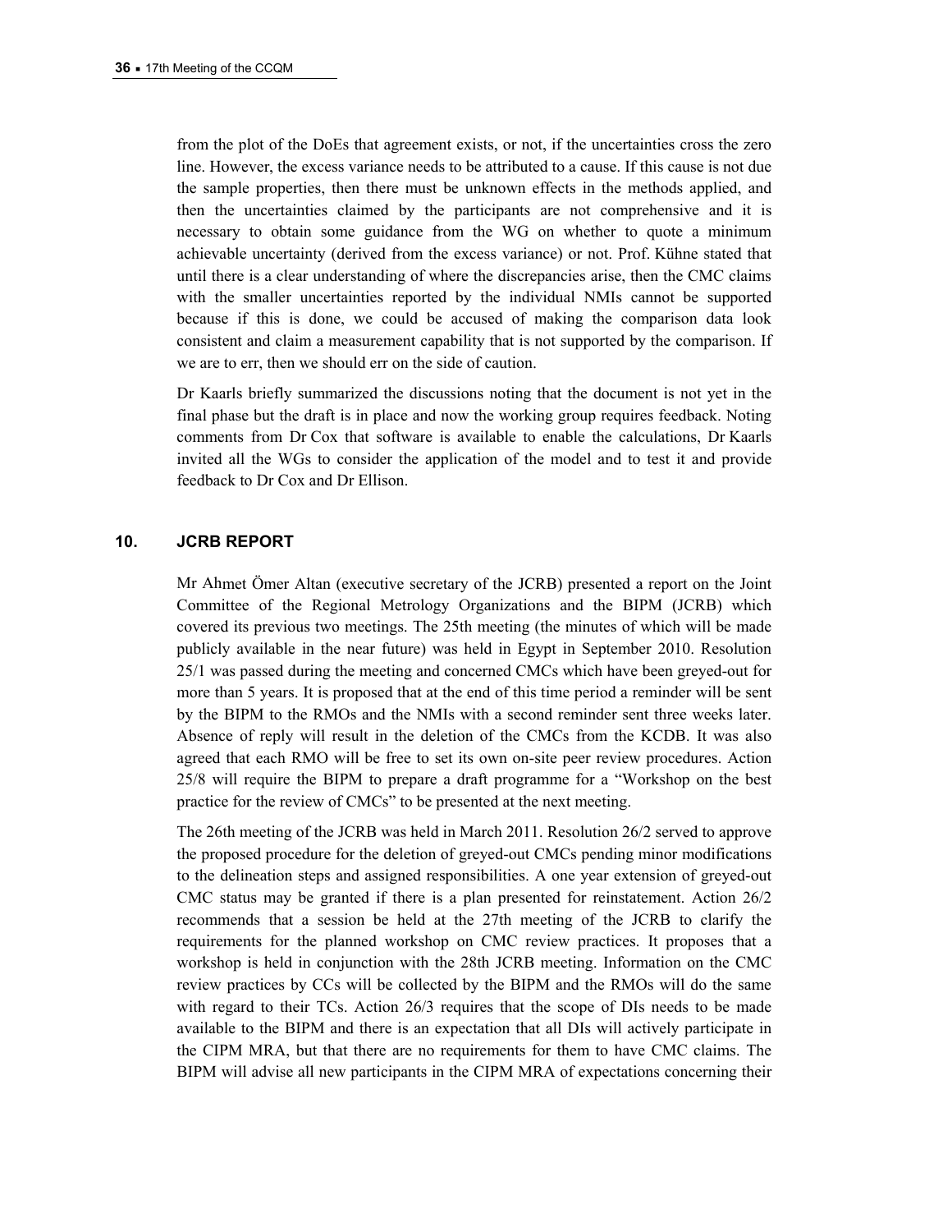from the plot of the DoEs that agreement exists, or not, if the uncertainties cross the zero line. However, the excess variance needs to be attributed to a cause. If this cause is not due the sample properties, then there must be unknown effects in the methods applied, and then the uncertainties claimed by the participants are not comprehensive and it is necessary to obtain some guidance from the WG on whether to quote a minimum achievable uncertainty (derived from the excess variance) or not. Prof. Kühne stated that until there is a clear understanding of where the discrepancies arise, then the CMC claims with the smaller uncertainties reported by the individual NMIs cannot be supported because if this is done, we could be accused of making the comparison data look consistent and claim a measurement capability that is not supported by the comparison. If we are to err, then we should err on the side of caution.

Dr Kaarls briefly summarized the discussions noting that the document is not yet in the final phase but the draft is in place and now the working group requires feedback. Noting comments from Dr Cox that software is available to enable the calculations, Dr Kaarls invited all the WGs to consider the application of the model and to test it and provide feedback to Dr Cox and Dr Ellison.

## 10. JCRB REPORT

Mr Ahmet Ömer Altan (executive secretary of the JCRB) presented a report on the Joint Committee of the Regional Metrology Organizations and the BIPM (JCRB) which covered its previous two meetings. The 25th meeting (the minutes of which will be made publicly available in the near future) was held in Egypt in September 2010. Resolution 25/1 was passed during the meeting and concerned CMCs which have been greyed-out for more than 5 years. It is proposed that at the end of this time period a reminder will be sent by the BIPM to the RMOs and the NMIs with a second reminder sent three weeks later. Absence of reply will result in the deletion of the CMCs from the KCDB. It was also agreed that each RMO will be free to set its own on-site peer review procedures. Action 25/8 will require the BIPM to prepare a draft programme for a "Workshop on the best practice for the review of CMCs" to be presented at the next meeting.

The 26th meeting of the JCRB was held in March 2011. Resolution 26/2 served to approve the proposed procedure for the deletion of greyed-out CMCs pending minor modifications to the delineation steps and assigned responsibilities. A one year extension of greyed-out CMC status may be granted if there is a plan presented for reinstatement. Action 26/2 recommends that a session be held at the 27th meeting of the JCRB to clarify the requirements for the planned workshop on CMC review practices. It proposes that a workshop is held in conjunction with the 28th JCRB meeting. Information on the CMC review practices by CCs will be collected by the BIPM and the RMOs will do the same with regard to their TCs. Action 26/3 requires that the scope of DIs needs to be made available to the BIPM and there is an expectation that all DIs will actively participate in the CIPM MRA, but that there are no requirements for them to have CMC claims. The BIPM will advise all new participants in the CIPM MRA of expectations concerning their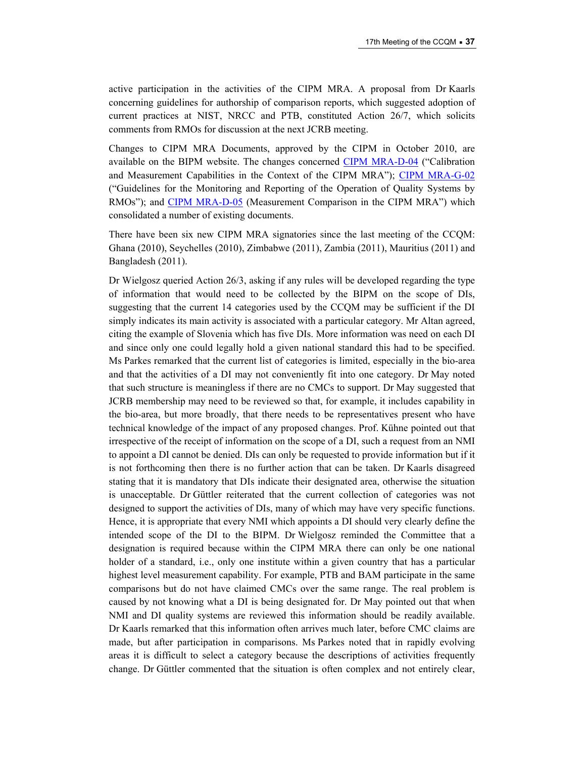active participation in the activities of the CIPM MRA. A proposal from Dr Kaarls concerning guidelines for authorship of comparison reports, which suggested adoption of current practices at NIST, NRCC and PTB, constituted Action 26/7, which solicits comments from RMOs for discussion at the next JCRB meeting.

Changes to CIPM MRA Documents, approved by the CIPM in October 2010, are available on the BIPM website. The changes concerned CIPM MRA-D-04 ("Calibration and Measurement Capabilities in the Context of the CIPM MRA"); CIPM MRA-G-02 ("Guidelines for the Monitoring and Reporting of the Operation of Quality Systems by RMOs"); and CIPM MRA-D-05 (Measurement Comparison in the CIPM MRA") which consolidated a number of existing documents.

There have been six new CIPM MRA signatories since the last meeting of the CCQM: Ghana (2010), Seychelles (2010), Zimbabwe (2011), Zambia (2011), Mauritius (2011) and Bangladesh (2011).

Dr Wielgosz queried Action 26/3, asking if any rules will be developed regarding the type of information that would need to be collected by the BIPM on the scope of DIs, suggesting that the current 14 categories used by the CCQM may be sufficient if the DI simply indicates its main activity is associated with a particular category. Mr Altan agreed, citing the example of Slovenia which has five DIs. More information was need on each DI and since only one could legally hold a given national standard this had to be specified. Ms Parkes remarked that the current list of categories is limited, especially in the bio-area and that the activities of a DI may not conveniently fit into one category. Dr May noted that such structure is meaningless if there are no CMCs to support. Dr May suggested that JCRB membership may need to be reviewed so that, for example, it includes capability in the bio-area, but more broadly, that there needs to be representatives present who have technical knowledge of the impact of any proposed changes. Prof. Kühne pointed out that irrespective of the receipt of information on the scope of a DI, such a request from an NMI to appoint a DI cannot be denied. DIs can only be requested to provide information but if it is not forthcoming then there is no further action that can be taken. Dr Kaarls disagreed stating that it is mandatory that DIs indicate their designated area, otherwise the situation is unacceptable. Dr Güttler reiterated that the current collection of categories was not designed to support the activities of DIs, many of which may have very specific functions. Hence, it is appropriate that every NMI which appoints a DI should very clearly define the intended scope of the DI to the BIPM. Dr Wielgosz reminded the Committee that a designation is required because within the CIPM MRA there can only be one national holder of a standard, i.e., only one institute within a given country that has a particular highest level measurement capability. For example, PTB and BAM participate in the same comparisons but do not have claimed CMCs over the same range. The real problem is caused by not knowing what a DI is being designated for. Dr May pointed out that when NMI and DI quality systems are reviewed this information should be readily available. Dr Kaarls remarked that this information often arrives much later, before CMC claims are made, but after participation in comparisons. Ms Parkes noted that in rapidly evolving areas it is difficult to select a category because the descriptions of activities frequently change. Dr Güttler commented that the situation is often complex and not entirely clear,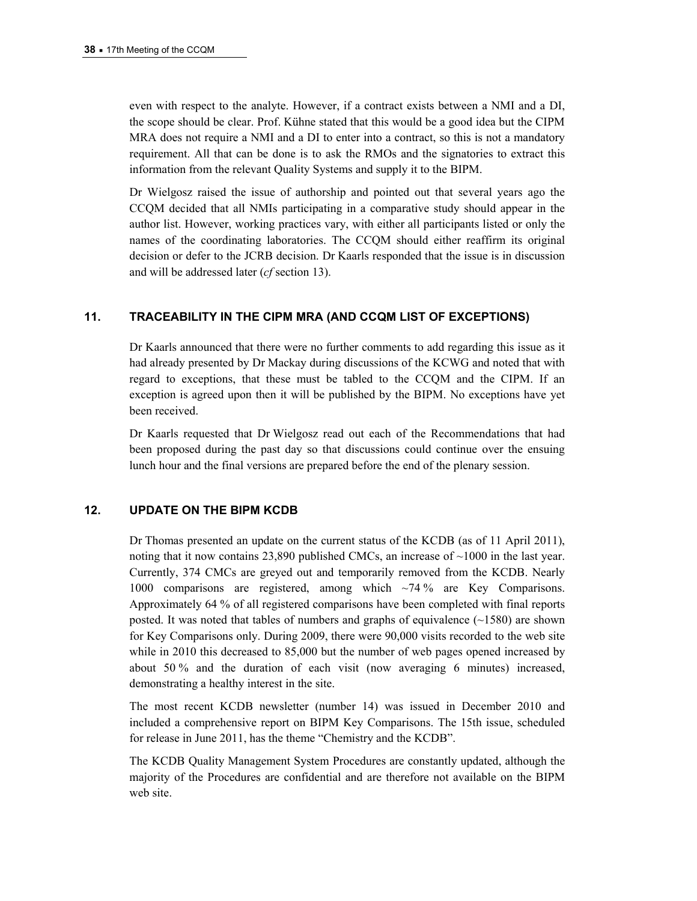even with respect to the analyte. However, if a contract exists between a NMI and a DI, the scope should be clear. Prof. Kühne stated that this would be a good idea but the CIPM MRA does not require a NMI and a DI to enter into a contract, so this is not a mandatory requirement. All that can be done is to ask the RMOs and the signatories to extract this information from the relevant Quality Systems and supply it to the BIPM.

Dr Wielgosz raised the issue of authorship and pointed out that several years ago the CCQM decided that all NMIs participating in a comparative study should appear in the author list. However, working practices vary, with either all participants listed or only the names of the coordinating laboratories. The CCQM should either reaffirm its original decision or defer to the JCRB decision. Dr Kaarls responded that the issue is in discussion and will be addressed later (*cf* section 13).

## 11. TRACEABILITY IN THE CIPM MRA (AND CCQM LIST OF EXCEPTIONS)

Dr Kaarls announced that there were no further comments to add regarding this issue as it had already presented by Dr Mackay during discussions of the KCWG and noted that with regard to exceptions, that these must be tabled to the CCQM and the CIPM. If an exception is agreed upon then it will be published by the BIPM. No exceptions have yet been received.

Dr Kaarls requested that Dr Wielgosz read out each of the Recommendations that had been proposed during the past day so that discussions could continue over the ensuing lunch hour and the final versions are prepared before the end of the plenary session.

## 12. UPDATE ON THE BIPM KCDB

Dr Thomas presented an update on the current status of the KCDB (as of 11 April 2011), noting that it now contains 23,890 published CMCs, an increase of ~1000 in the last year. Currently, 374 CMCs are greyed out and temporarily removed from the KCDB. Nearly 1000 comparisons are registered, among which ~74 % are Key Comparisons. Approximately 64 % of all registered comparisons have been completed with final reports posted. It was noted that tables of numbers and graphs of equivalence (~1580) are shown for Key Comparisons only. During 2009, there were 90,000 visits recorded to the web site while in 2010 this decreased to 85,000 but the number of web pages opened increased by about 50 % and the duration of each visit (now averaging 6 minutes) increased, demonstrating a healthy interest in the site.

The most recent KCDB newsletter (number 14) was issued in December 2010 and included a comprehensive report on BIPM Key Comparisons. The 15th issue, scheduled for release in June 2011, has the theme "Chemistry and the KCDB".

The KCDB Quality Management System Procedures are constantly updated, although the majority of the Procedures are confidential and are therefore not available on the BIPM web site.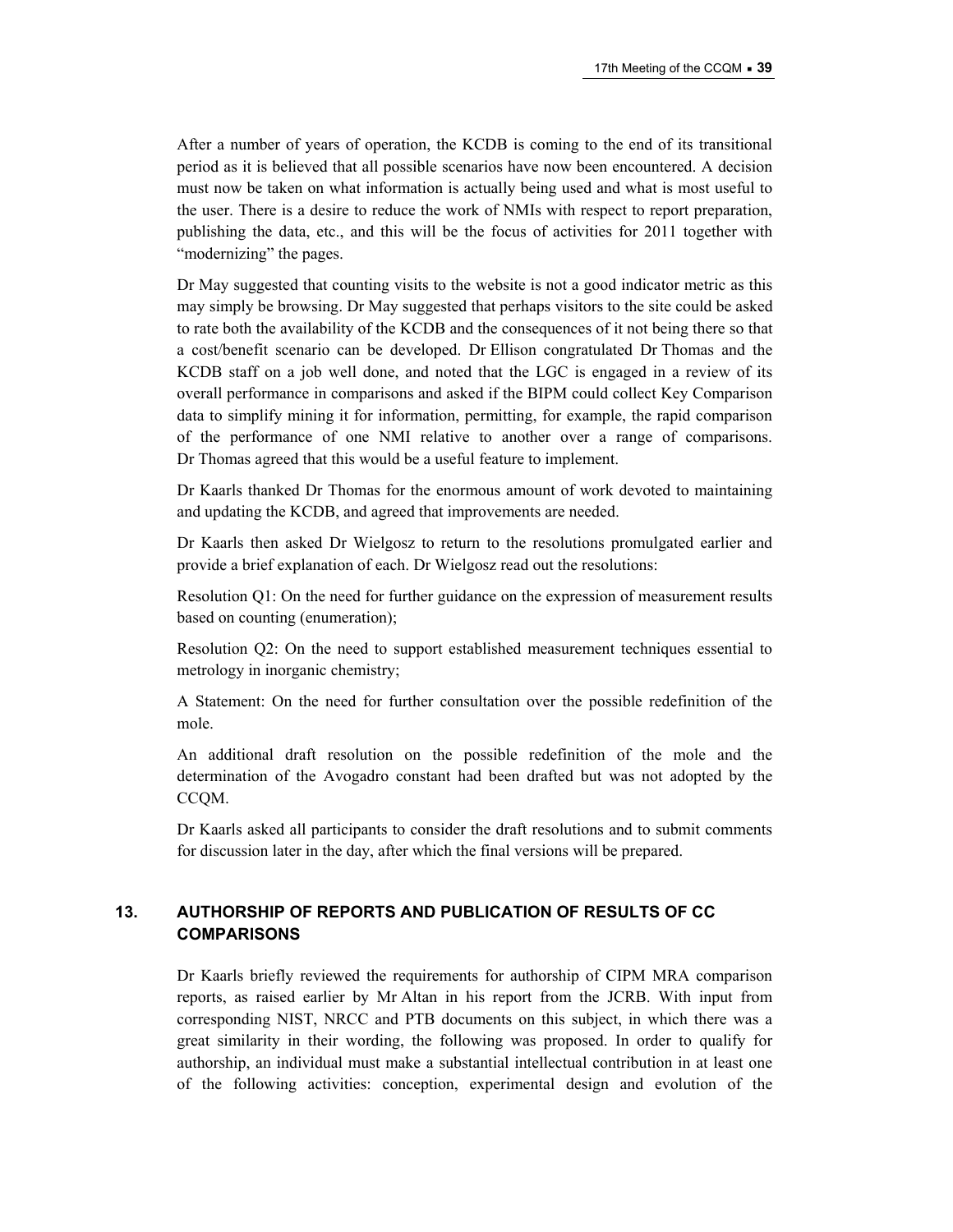After a number of years of operation, the KCDB is coming to the end of its transitional period as it is believed that all possible scenarios have now been encountered. A decision must now be taken on what information is actually being used and what is most useful to the user. There is a desire to reduce the work of NMIs with respect to report preparation, publishing the data, etc., and this will be the focus of activities for 2011 together with "modernizing" the pages.

Dr May suggested that counting visits to the website is not a good indicator metric as this may simply be browsing. Dr May suggested that perhaps visitors to the site could be asked to rate both the availability of the KCDB and the consequences of it not being there so that a cost/benefit scenario can be developed. Dr Ellison congratulated Dr Thomas and the KCDB staff on a job well done, and noted that the LGC is engaged in a review of its overall performance in comparisons and asked if the BIPM could collect Key Comparison data to simplify mining it for information, permitting, for example, the rapid comparison of the performance of one NMI relative to another over a range of comparisons. Dr Thomas agreed that this would be a useful feature to implement.

Dr Kaarls thanked Dr Thomas for the enormous amount of work devoted to maintaining and updating the KCDB, and agreed that improvements are needed.

Dr Kaarls then asked Dr Wielgosz to return to the resolutions promulgated earlier and provide a brief explanation of each. Dr Wielgosz read out the resolutions:

Resolution Q1: On the need for further guidance on the expression of measurement results based on counting (enumeration);

Resolution Q2: On the need to support established measurement techniques essential to metrology in inorganic chemistry;

A Statement: On the need for further consultation over the possible redefinition of the mole.

An additional draft resolution on the possible redefinition of the mole and the determination of the Avogadro constant had been drafted but was not adopted by the CCQM.

Dr Kaarls asked all participants to consider the draft resolutions and to submit comments for discussion later in the day, after which the final versions will be prepared.

## 13. AUTHORSHIP OF REPORTS AND PUBLICATION OF RESULTS OF CC COMPARISONS

Dr Kaarls briefly reviewed the requirements for authorship of CIPM MRA comparison reports, as raised earlier by Mr Altan in his report from the JCRB. With input from corresponding NIST, NRCC and PTB documents on this subject, in which there was a great similarity in their wording, the following was proposed. In order to qualify for authorship, an individual must make a substantial intellectual contribution in at least one of the following activities: conception, experimental design and evolution of the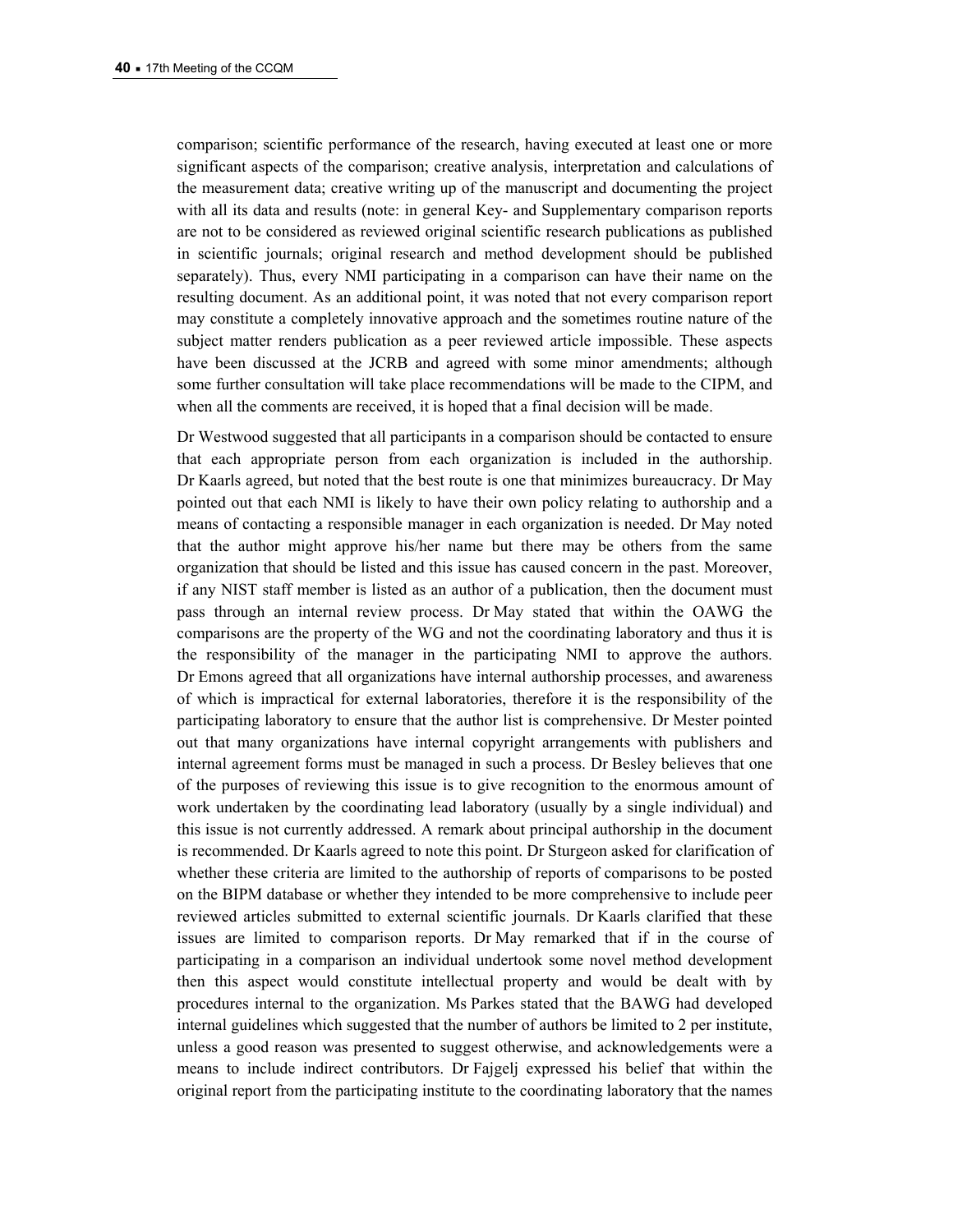comparison; scientific performance of the research, having executed at least one or more significant aspects of the comparison; creative analysis, interpretation and calculations of the measurement data; creative writing up of the manuscript and documenting the project with all its data and results (note: in general Key- and Supplementary comparison reports are not to be considered as reviewed original scientific research publications as published in scientific journals; original research and method development should be published separately). Thus, every NMI participating in a comparison can have their name on the resulting document. As an additional point, it was noted that not every comparison report may constitute a completely innovative approach and the sometimes routine nature of the subject matter renders publication as a peer reviewed article impossible. These aspects have been discussed at the JCRB and agreed with some minor amendments; although some further consultation will take place recommendations will be made to the CIPM, and when all the comments are received, it is hoped that a final decision will be made.

Dr Westwood suggested that all participants in a comparison should be contacted to ensure that each appropriate person from each organization is included in the authorship. Dr Kaarls agreed, but noted that the best route is one that minimizes bureaucracy. Dr May pointed out that each NMI is likely to have their own policy relating to authorship and a means of contacting a responsible manager in each organization is needed. Dr May noted that the author might approve his/her name but there may be others from the same organization that should be listed and this issue has caused concern in the past. Moreover, if any NIST staff member is listed as an author of a publication, then the document must pass through an internal review process. Dr May stated that within the OAWG the comparisons are the property of the WG and not the coordinating laboratory and thus it is the responsibility of the manager in the participating NMI to approve the authors. Dr Emons agreed that all organizations have internal authorship processes, and awareness of which is impractical for external laboratories, therefore it is the responsibility of the participating laboratory to ensure that the author list is comprehensive. Dr Mester pointed out that many organizations have internal copyright arrangements with publishers and internal agreement forms must be managed in such a process. Dr Besley believes that one of the purposes of reviewing this issue is to give recognition to the enormous amount of work undertaken by the coordinating lead laboratory (usually by a single individual) and this issue is not currently addressed. A remark about principal authorship in the document is recommended. Dr Kaarls agreed to note this point. Dr Sturgeon asked for clarification of whether these criteria are limited to the authorship of reports of comparisons to be posted on the BIPM database or whether they intended to be more comprehensive to include peer reviewed articles submitted to external scientific journals. Dr Kaarls clarified that these issues are limited to comparison reports. Dr May remarked that if in the course of participating in a comparison an individual undertook some novel method development then this aspect would constitute intellectual property and would be dealt with by procedures internal to the organization. Ms Parkes stated that the BAWG had developed internal guidelines which suggested that the number of authors be limited to 2 per institute, unless a good reason was presented to suggest otherwise, and acknowledgements were a means to include indirect contributors. Dr Fajgelj expressed his belief that within the original report from the participating institute to the coordinating laboratory that the names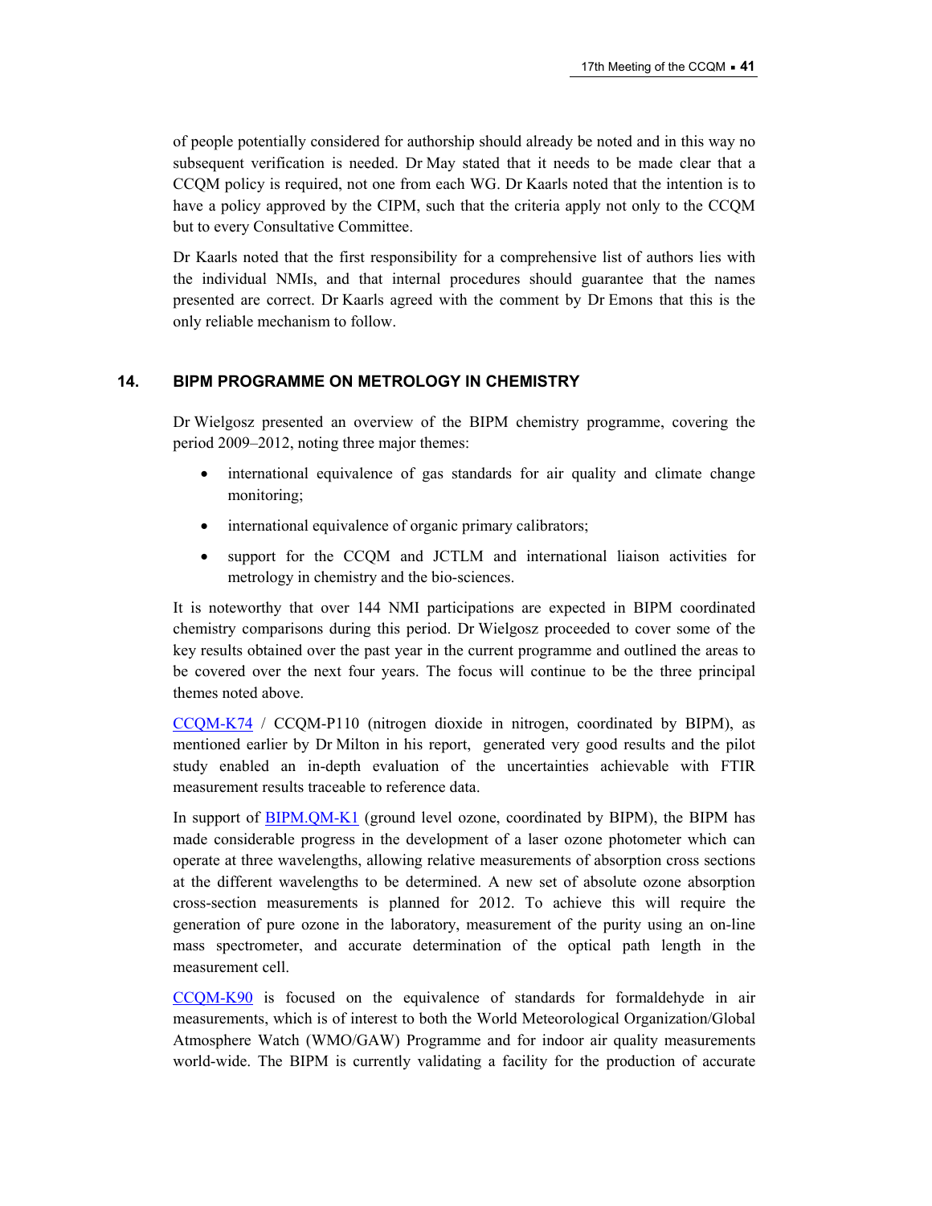of people potentially considered for authorship should already be noted and in this way no subsequent verification is needed. Dr May stated that it needs to be made clear that a CCQM policy is required, not one from each WG. Dr Kaarls noted that the intention is to have a policy approved by the CIPM, such that the criteria apply not only to the CCQM but to every Consultative Committee.

Dr Kaarls noted that the first responsibility for a comprehensive list of authors lies with the individual NMIs, and that internal procedures should guarantee that the names presented are correct. Dr Kaarls agreed with the comment by Dr Emons that this is the only reliable mechanism to follow.

## 14. BIPM PROGRAMME ON METROLOGY IN CHEMISTRY

Dr Wielgosz presented an overview of the BIPM chemistry programme, covering the period 2009–2012, noting three major themes:

- international equivalence of gas standards for air quality and climate change monitoring;
- international equivalence of organic primary calibrators;
- support for the CCQM and JCTLM and international liaison activities for metrology in chemistry and the bio-sciences.

It is noteworthy that over 144 NMI participations are expected in BIPM coordinated chemistry comparisons during this period. Dr Wielgosz proceeded to cover some of the key results obtained over the past year in the current programme and outlined the areas to be covered over the next four years. The focus will continue to be the three principal themes noted above.

CCQM-K74 / CCQM-P110 (nitrogen dioxide in nitrogen, coordinated by BIPM), as mentioned earlier by Dr Milton in his report, generated very good results and the pilot study enabled an in-depth evaluation of the uncertainties achievable with FTIR measurement results traceable to reference data.

In support of BIPM.QM-K1 (ground level ozone, coordinated by BIPM), the BIPM has made considerable progress in the development of a laser ozone photometer which can operate at three wavelengths, allowing relative measurements of absorption cross sections at the different wavelengths to be determined. A new set of absolute ozone absorption cross-section measurements is planned for 2012. To achieve this will require the generation of pure ozone in the laboratory, measurement of the purity using an on-line mass spectrometer, and accurate determination of the optical path length in the measurement cell.

CCQM-K90 is focused on the equivalence of standards for formaldehyde in air measurements, which is of interest to both the World Meteorological Organization/Global Atmosphere Watch (WMO/GAW) Programme and for indoor air quality measurements world-wide. The BIPM is currently validating a facility for the production of accurate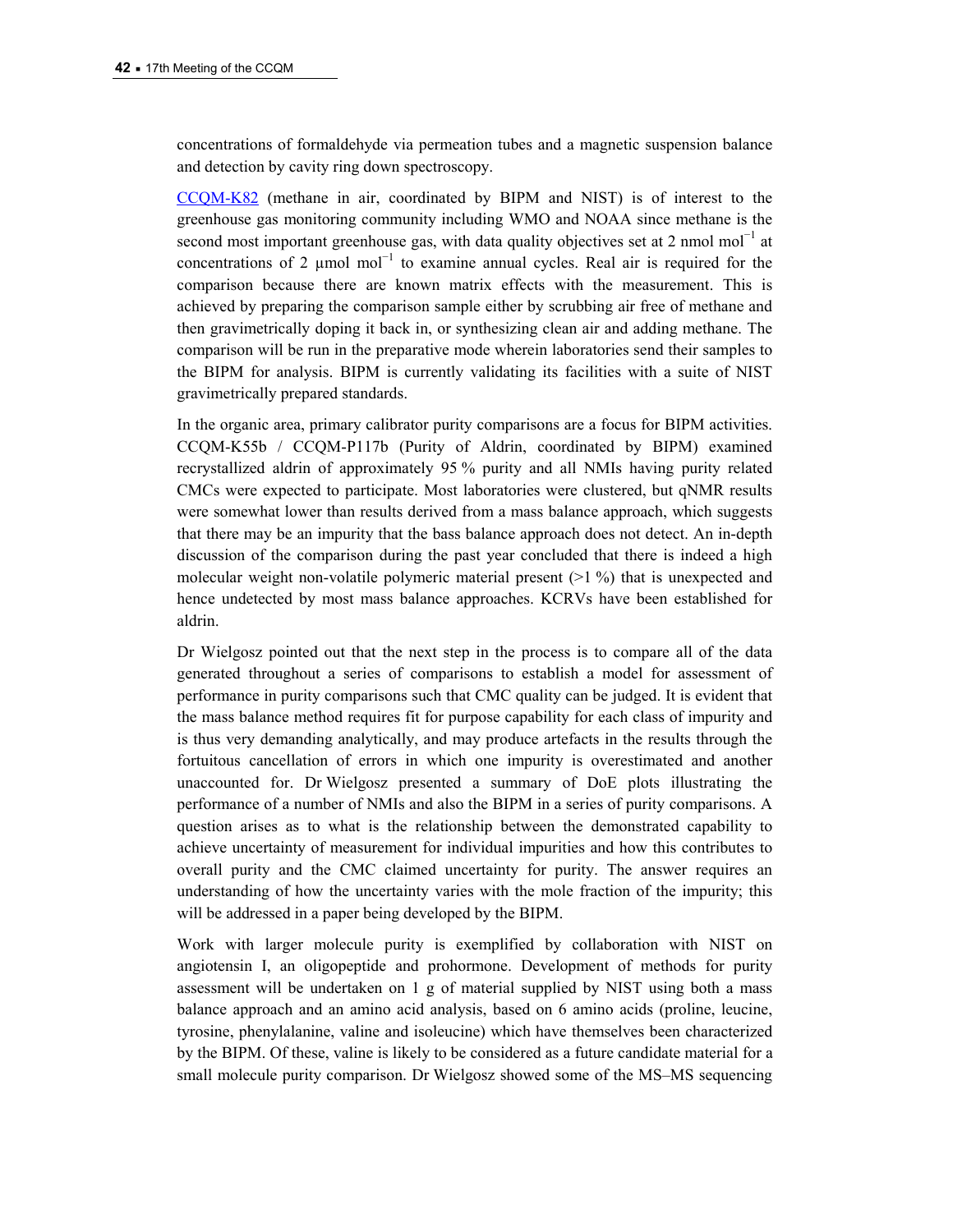concentrations of formaldehyde via permeation tubes and a magnetic suspension balance and detection by cavity ring down spectroscopy.

CCQM-K82 (methane in air, coordinated by BIPM and NIST) is of interest to the greenhouse gas monitoring community including WMO and NOAA since methane is the second most important greenhouse gas, with data quality objectives set at 2 nmol mol$^{-1}$ at concentrations of 2 µmol mol$^{-1}$ to examine annual cycles. Real air is required for the comparison because there are known matrix effects with the measurement. This is achieved by preparing the comparison sample either by scrubbing air free of methane and then gravimetrically doping it back in, or synthesizing clean air and adding methane. The comparison will be run in the preparative mode wherein laboratories send their samples to the BIPM for analysis. BIPM is currently validating its facilities with a suite of NIST gravimetrically prepared standards.

In the organic area, primary calibrator purity comparisons are a focus for BIPM activities. CCQM-K55b / CCQM-P117b (Purity of Aldrin, coordinated by BIPM) examined recrystallized aldrin of approximately 95 % purity and all NMIs having purity related CMCs were expected to participate. Most laboratories were clustered, but qNMR results were somewhat lower than results derived from a mass balance approach, which suggests that there may be an impurity that the bass balance approach does not detect. An in-depth discussion of the comparison during the past year concluded that there is indeed a high molecular weight non-volatile polymeric material present (>1 %) that is unexpected and hence undetected by most mass balance approaches. KCRVs have been established for aldrin.

Dr Wielgosz pointed out that the next step in the process is to compare all of the data generated throughout a series of comparisons to establish a model for assessment of performance in purity comparisons such that CMC quality can be judged. It is evident that the mass balance method requires fit for purpose capability for each class of impurity and is thus very demanding analytically, and may produce artefacts in the results through the fortuitous cancellation of errors in which one impurity is overestimated and another unaccounted for. Dr Wielgosz presented a summary of DoE plots illustrating the performance of a number of NMIs and also the BIPM in a series of purity comparisons. A question arises as to what is the relationship between the demonstrated capability to achieve uncertainty of measurement for individual impurities and how this contributes to overall purity and the CMC claimed uncertainty for purity. The answer requires an understanding of how the uncertainty varies with the mole fraction of the impurity; this will be addressed in a paper being developed by the BIPM.

Work with larger molecule purity is exemplified by collaboration with NIST on angiotensin I, an oligopeptide and prohormone. Development of methods for purity assessment will be undertaken on 1 g of material supplied by NIST using both a mass balance approach and an amino acid analysis, based on 6 amino acids (proline, leucine, tyrosine, phenylalanine, valine and isoleucine) which have themselves been characterized by the BIPM. Of these, valine is likely to be considered as a future candidate material for a small molecule purity comparison. Dr Wielgosz showed some of the MS–MS sequencing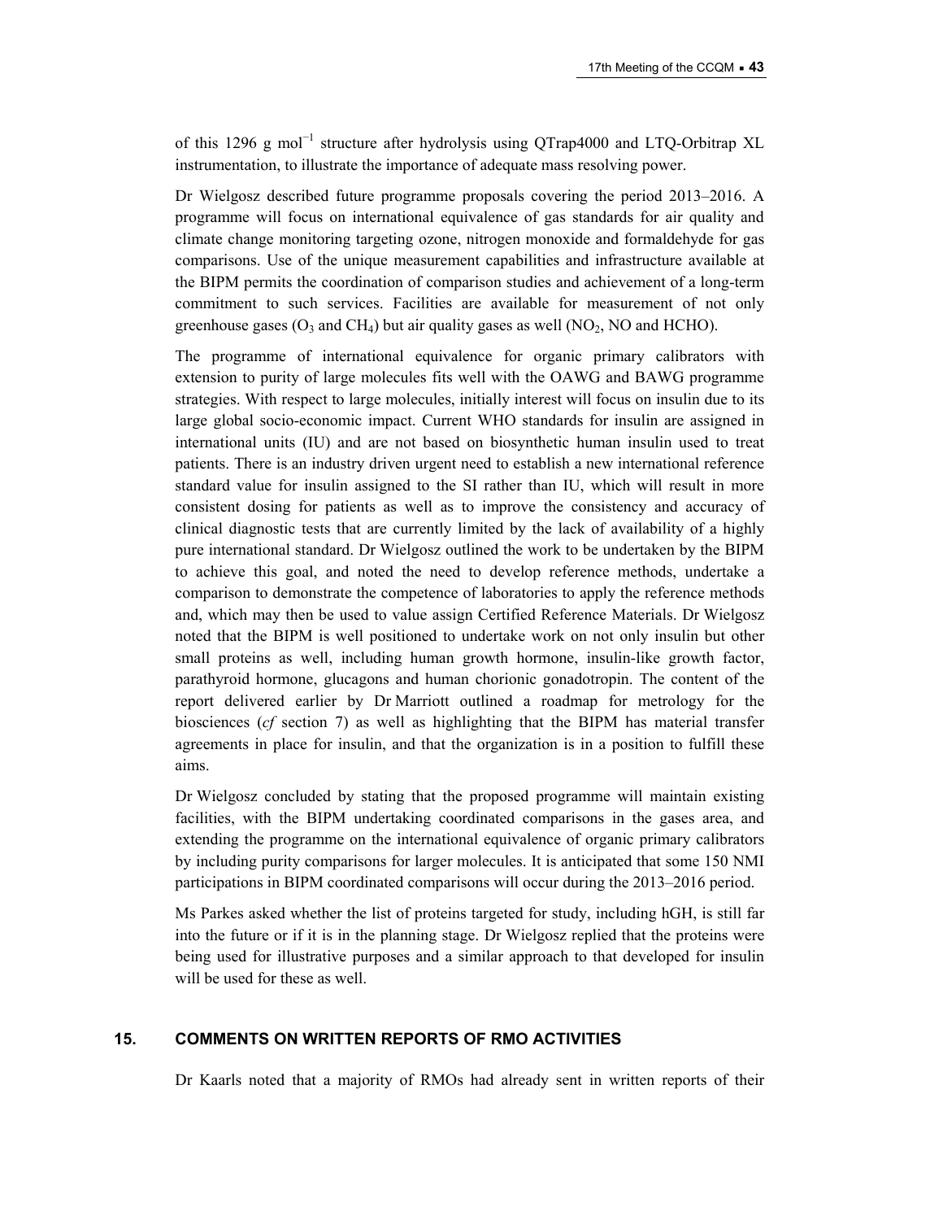of this 1296 g mol$^{-1}$ structure after hydrolysis using QTrap4000 and LTQ-Orbitrap XL instrumentation, to illustrate the importance of adequate mass resolving power.

Dr Wielgosz described future programme proposals covering the period 2013–2016. A programme will focus on international equivalence of gas standards for air quality and climate change monitoring targeting ozone, nitrogen monoxide and formaldehyde for gas comparisons. Use of the unique measurement capabilities and infrastructure available at the BIPM permits the coordination of comparison studies and achievement of a long-term commitment to such services. Facilities are available for measurement of not only greenhouse gases ($O_3$ and $CH_4$) but air quality gases as well ($NO_2$, NO and HCHO).

The programme of international equivalence for organic primary calibrators with extension to purity of large molecules fits well with the OAWG and BAWG programme strategies. With respect to large molecules, initially interest will focus on insulin due to its large global socio-economic impact. Current WHO standards for insulin are assigned in international units (IU) and are not based on biosynthetic human insulin used to treat patients. There is an industry driven urgent need to establish a new international reference standard value for insulin assigned to the SI rather than IU, which will result in more consistent dosing for patients as well as to improve the consistency and accuracy of clinical diagnostic tests that are currently limited by the lack of availability of a highly pure international standard. Dr Wielgosz outlined the work to be undertaken by the BIPM to achieve this goal, and noted the need to develop reference methods, undertake a comparison to demonstrate the competence of laboratories to apply the reference methods and, which may then be used to value assign Certified Reference Materials. Dr Wielgosz noted that the BIPM is well positioned to undertake work on not only insulin but other small proteins as well, including human growth hormone, insulin-like growth factor, parathyroid hormone, glucagons and human chorionic gonadotropin. The content of the report delivered earlier by Dr Marriott outlined a roadmap for metrology for the biosciences (*cf* section 7) as well as highlighting that the BIPM has material transfer agreements in place for insulin, and that the organization is in a position to fulfill these aims.

Dr Wielgosz concluded by stating that the proposed programme will maintain existing facilities, with the BIPM undertaking coordinated comparisons in the gases area, and extending the programme on the international equivalence of organic primary calibrators by including purity comparisons for larger molecules. It is anticipated that some 150 NMI participations in BIPM coordinated comparisons will occur during the 2013–2016 period.

Ms Parkes asked whether the list of proteins targeted for study, including hGH, is still far into the future or if it is in the planning stage. Dr Wielgosz replied that the proteins were being used for illustrative purposes and a similar approach to that developed for insulin will be used for these as well.

## 15. COMMENTS ON WRITTEN REPORTS OF RMO ACTIVITIES

Dr Kaarls noted that a majority of RMOs had already sent in written reports of their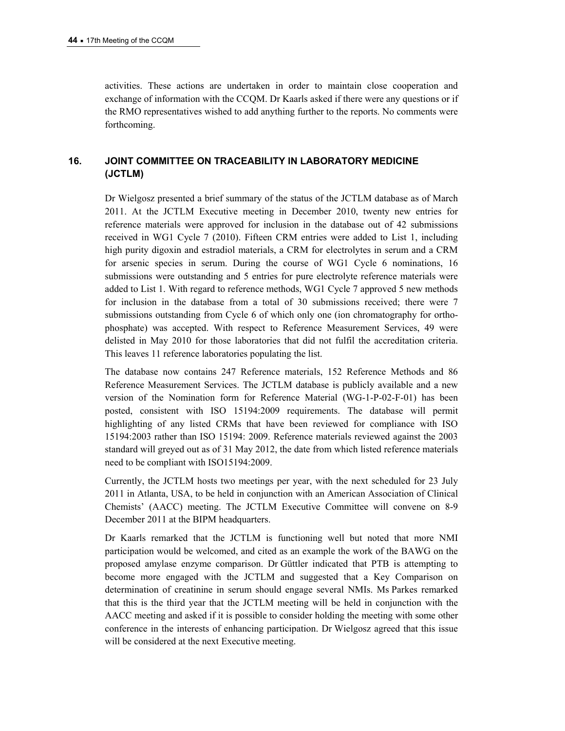activities. These actions are undertaken in order to maintain close cooperation and exchange of information with the CCQM. Dr Kaarls asked if there were any questions or if the RMO representatives wished to add anything further to the reports. No comments were forthcoming.

## 16. JOINT COMMITTEE ON TRACEABILITY IN LABORATORY MEDICINE (JCTLM)

Dr Wielgosz presented a brief summary of the status of the JCTLM database as of March 2011. At the JCTLM Executive meeting in December 2010, twenty new entries for reference materials were approved for inclusion in the database out of 42 submissions received in WG1 Cycle 7 (2010). Fifteen CRM entries were added to List 1, including high purity digoxin and estradiol materials, a CRM for electrolytes in serum and a CRM for arsenic species in serum. During the course of WG1 Cycle 6 nominations, 16 submissions were outstanding and 5 entries for pure electrolyte reference materials were added to List 1. With regard to reference methods, WG1 Cycle 7 approved 5 new methods for inclusion in the database from a total of 30 submissions received; there were 7 submissions outstanding from Cycle 6 of which only one (ion chromatography for ortho-phosphate) was accepted. With respect to Reference Measurement Services, 49 were delisted in May 2010 for those laboratories that did not fulfil the accreditation criteria. This leaves 11 reference laboratories populating the list.

The database now contains 247 Reference materials, 152 Reference Methods and 86 Reference Measurement Services. The JCTLM database is publicly available and a new version of the Nomination form for Reference Material (WG-1-P-02-F-01) has been posted, consistent with ISO 15194:2009 requirements. The database will permit highlighting of any listed CRMs that have been reviewed for compliance with ISO 15194:2003 rather than ISO 15194: 2009. Reference materials reviewed against the 2003 standard will greyed out as of 31 May 2012, the date from which listed reference materials need to be compliant with ISO15194:2009.

Currently, the JCTLM hosts two meetings per year, with the next scheduled for 23 July 2011 in Atlanta, USA, to be held in conjunction with an American Association of Clinical Chemists' (AACC) meeting. The JCTLM Executive Committee will convene on 8-9 December 2011 at the BIPM headquarters.

Dr Kaarls remarked that the JCTLM is functioning well but noted that more NMI participation would be welcomed, and cited as an example the work of the BAWG on the proposed amylase enzyme comparison. Dr Güttler indicated that PTB is attempting to become more engaged with the JCTLM and suggested that a Key Comparison on determination of creatinine in serum should engage several NMIs. Ms Parkes remarked that this is the third year that the JCTLM meeting will be held in conjunction with the AACC meeting and asked if it is possible to consider holding the meeting with some other conference in the interests of enhancing participation. Dr Wielgosz agreed that this issue will be considered at the next Executive meeting.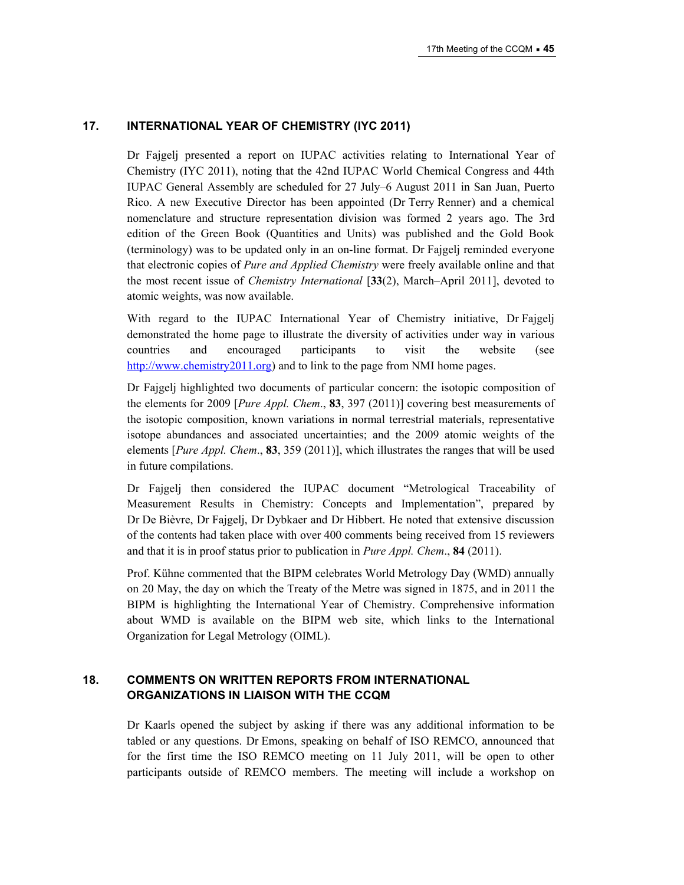## 17. INTERNATIONAL YEAR OF CHEMISTRY (IYC 2011)

Dr Fajgelj presented a report on IUPAC activities relating to International Year of Chemistry (IYC 2011), noting that the 42nd IUPAC World Chemical Congress and 44th IUPAC General Assembly are scheduled for 27 July–6 August 2011 in San Juan, Puerto Rico. A new Executive Director has been appointed (Dr Terry Renner) and a chemical nomenclature and structure representation division was formed 2 years ago. The 3rd edition of the Green Book (Quantities and Units) was published and the Gold Book (terminology) was to be updated only in an on-line format. Dr Fajgelj reminded everyone that electronic copies of *Pure and Applied Chemistry* were freely available online and that the most recent issue of *Chemistry International* [**33**(2), March–April 2011], devoted to atomic weights, was now available.

With regard to the IUPAC International Year of Chemistry initiative, Dr Fajgelj demonstrated the home page to illustrate the diversity of activities under way in various countries and encouraged participants to visit the website (see http://www.chemistry2011.org) and to link to the page from NMI home pages.

Dr Fajgelj highlighted two documents of particular concern: the isotopic composition of the elements for 2009 [*Pure Appl. Chem*., **83**, 397 (2011)] covering best measurements of the isotopic composition, known variations in normal terrestrial materials, representative isotope abundances and associated uncertainties; and the 2009 atomic weights of the elements [*Pure Appl. Chem*., **83**, 359 (2011)], which illustrates the ranges that will be used in future compilations.

Dr Fajgelj then considered the IUPAC document "Metrological Traceability of Measurement Results in Chemistry: Concepts and Implementation", prepared by Dr De Bièvre, Dr Fajgelj, Dr Dybkaer and Dr Hibbert. He noted that extensive discussion of the contents had taken place with over 400 comments being received from 15 reviewers and that it is in proof status prior to publication in *Pure Appl. Chem*., **84** (2011).

Prof. Kühne commented that the BIPM celebrates World Metrology Day (WMD) annually on 20 May, the day on which the Treaty of the Metre was signed in 1875, and in 2011 the BIPM is highlighting the International Year of Chemistry. Comprehensive information about WMD is available on the BIPM web site, which links to the International Organization for Legal Metrology (OIML).

## 18. COMMENTS ON WRITTEN REPORTS FROM INTERNATIONAL ORGANIZATIONS IN LIAISON WITH THE CCQM

Dr Kaarls opened the subject by asking if there was any additional information to be tabled or any questions. Dr Emons, speaking on behalf of ISO REMCO, announced that for the first time the ISO REMCO meeting on 11 July 2011, will be open to other participants outside of REMCO members. The meeting will include a workshop on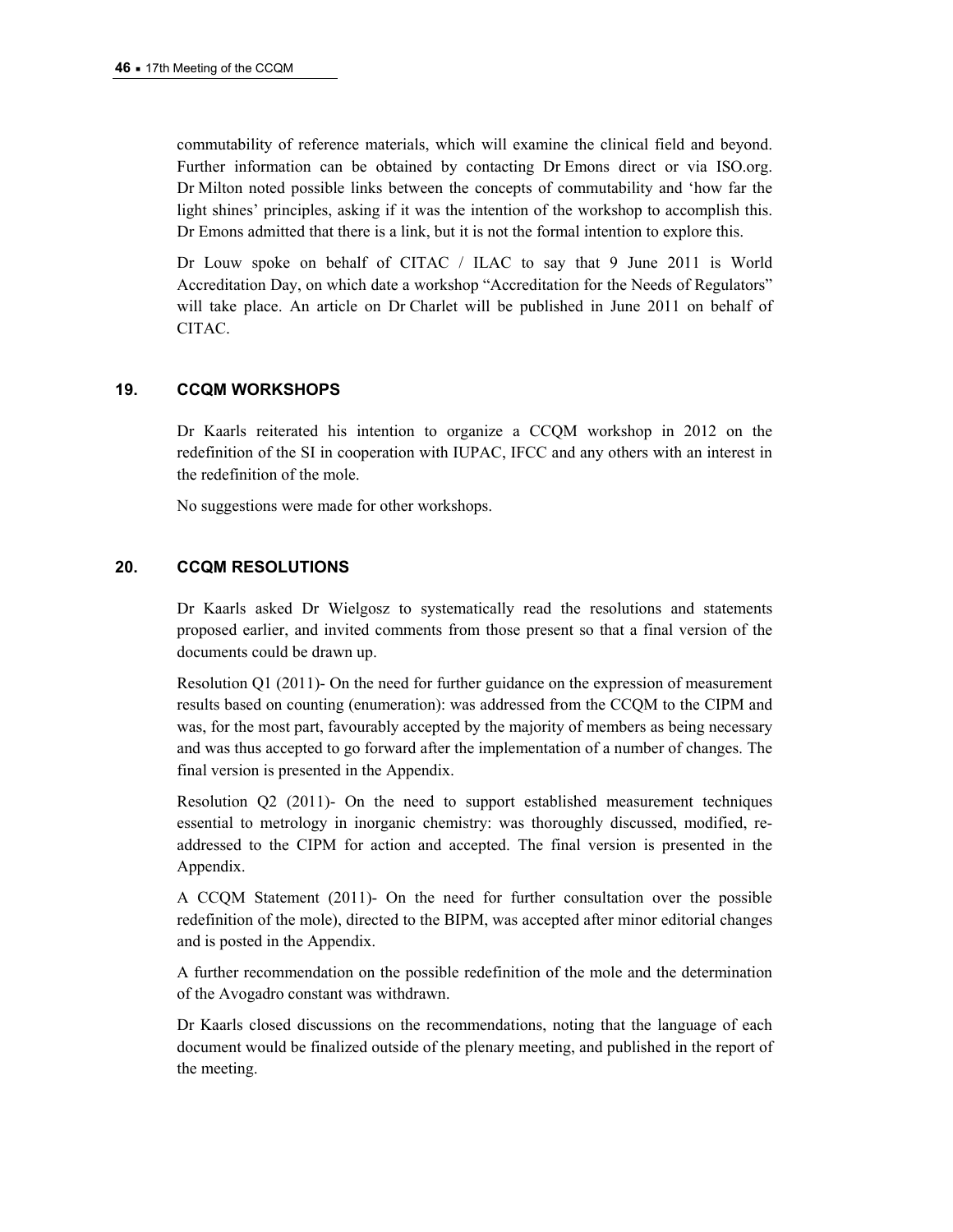commutability of reference materials, which will examine the clinical field and beyond. Further information can be obtained by contacting Dr Emons direct or via ISO.org. Dr Milton noted possible links between the concepts of commutability and 'how far the light shines' principles, asking if it was the intention of the workshop to accomplish this. Dr Emons admitted that there is a link, but it is not the formal intention to explore this.

Dr Louw spoke on behalf of CITAC / ILAC to say that 9 June 2011 is World Accreditation Day, on which date a workshop "Accreditation for the Needs of Regulators" will take place. An article on Dr Charlet will be published in June 2011 on behalf of CITAC.

## 19. CCQM WORKSHOPS

Dr Kaarls reiterated his intention to organize a CCQM workshop in 2012 on the redefinition of the SI in cooperation with IUPAC, IFCC and any others with an interest in the redefinition of the mole.

No suggestions were made for other workshops.

## 20. CCQM RESOLUTIONS

Dr Kaarls asked Dr Wielgosz to systematically read the resolutions and statements proposed earlier, and invited comments from those present so that a final version of the documents could be drawn up.

Resolution Q1 (2011)- On the need for further guidance on the expression of measurement results based on counting (enumeration): was addressed from the CCQM to the CIPM and was, for the most part, favourably accepted by the majority of members as being necessary and was thus accepted to go forward after the implementation of a number of changes. The final version is presented in the Appendix.

Resolution Q2 (2011)- On the need to support established measurement techniques essential to metrology in inorganic chemistry: was thoroughly discussed, modified, re-addressed to the CIPM for action and accepted. The final version is presented in the Appendix.

A CCQM Statement (2011)- On the need for further consultation over the possible redefinition of the mole), directed to the BIPM, was accepted after minor editorial changes and is posted in the Appendix.

A further recommendation on the possible redefinition of the mole and the determination of the Avogadro constant was withdrawn.

Dr Kaarls closed discussions on the recommendations, noting that the language of each document would be finalized outside of the plenary meeting, and published in the report of the meeting.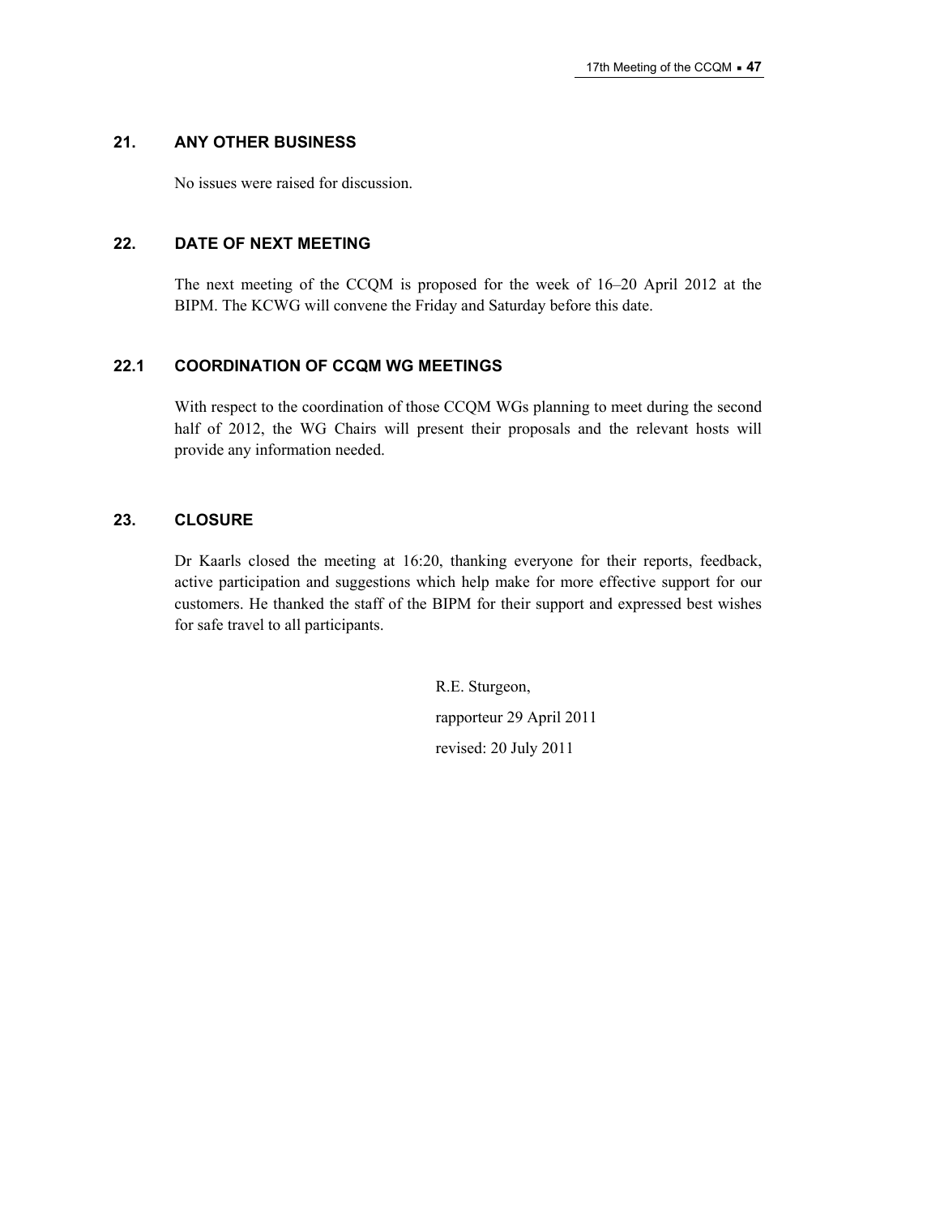## 21. ANY OTHER BUSINESS

No issues were raised for discussion.

## 22. DATE OF NEXT MEETING

The next meeting of the CCQM is proposed for the week of 16–20 April 2012 at the BIPM. The KCWG will convene the Friday and Saturday before this date.

### 22.1 COORDINATION OF CCQM WG MEETINGS

With respect to the coordination of those CCQM WGs planning to meet during the second half of 2012, the WG Chairs will present their proposals and the relevant hosts will provide any information needed.

## 23. CLOSURE

Dr Kaarls closed the meeting at 16:20, thanking everyone for their reports, feedback, active participation and suggestions which help make for more effective support for our customers. He thanked the staff of the BIPM for their support and expressed best wishes for safe travel to all participants.

R.E. Sturgeon,

rapporteur 29 April 2011

revised: 20 July 2011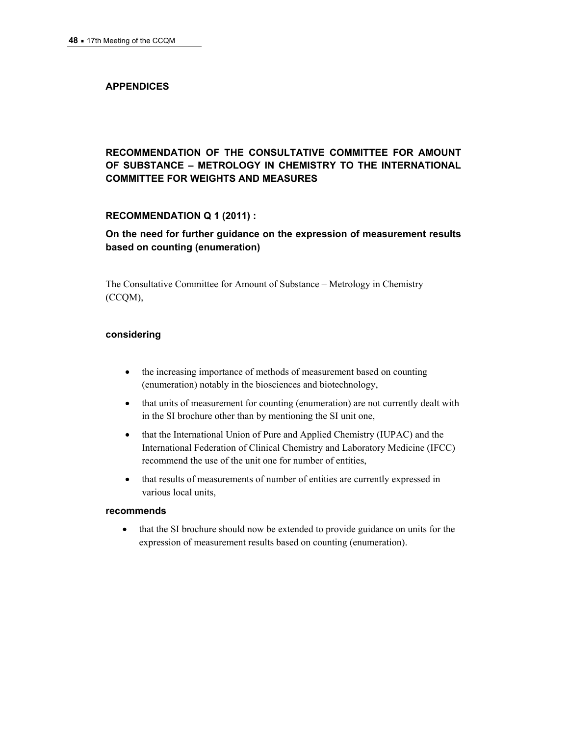## APPENDICES

## RECOMMENDATION OF THE CONSULTATIVE COMMITTEE FOR AMOUNT OF SUBSTANCE – METROLOGY IN CHEMISTRY TO THE INTERNATIONAL COMMITTEE FOR WEIGHTS AND MEASURES

### RECOMMENDATION Q 1 (2011) :

### On the need for further guidance on the expression of measurement results based on counting (enumeration)

The Consultative Committee for Amount of Substance – Metrology in Chemistry (CCQM),

**considering**

- the increasing importance of methods of measurement based on counting (enumeration) notably in the biosciences and biotechnology,
- that units of measurement for counting (enumeration) are not currently dealt with in the SI brochure other than by mentioning the SI unit one,
- that the International Union of Pure and Applied Chemistry (IUPAC) and the International Federation of Clinical Chemistry and Laboratory Medicine (IFCC) recommend the use of the unit one for number of entities,
- that results of measurements of number of entities are currently expressed in various local units,

**recommends**

- that the SI brochure should now be extended to provide guidance on units for the expression of measurement results based on counting (enumeration).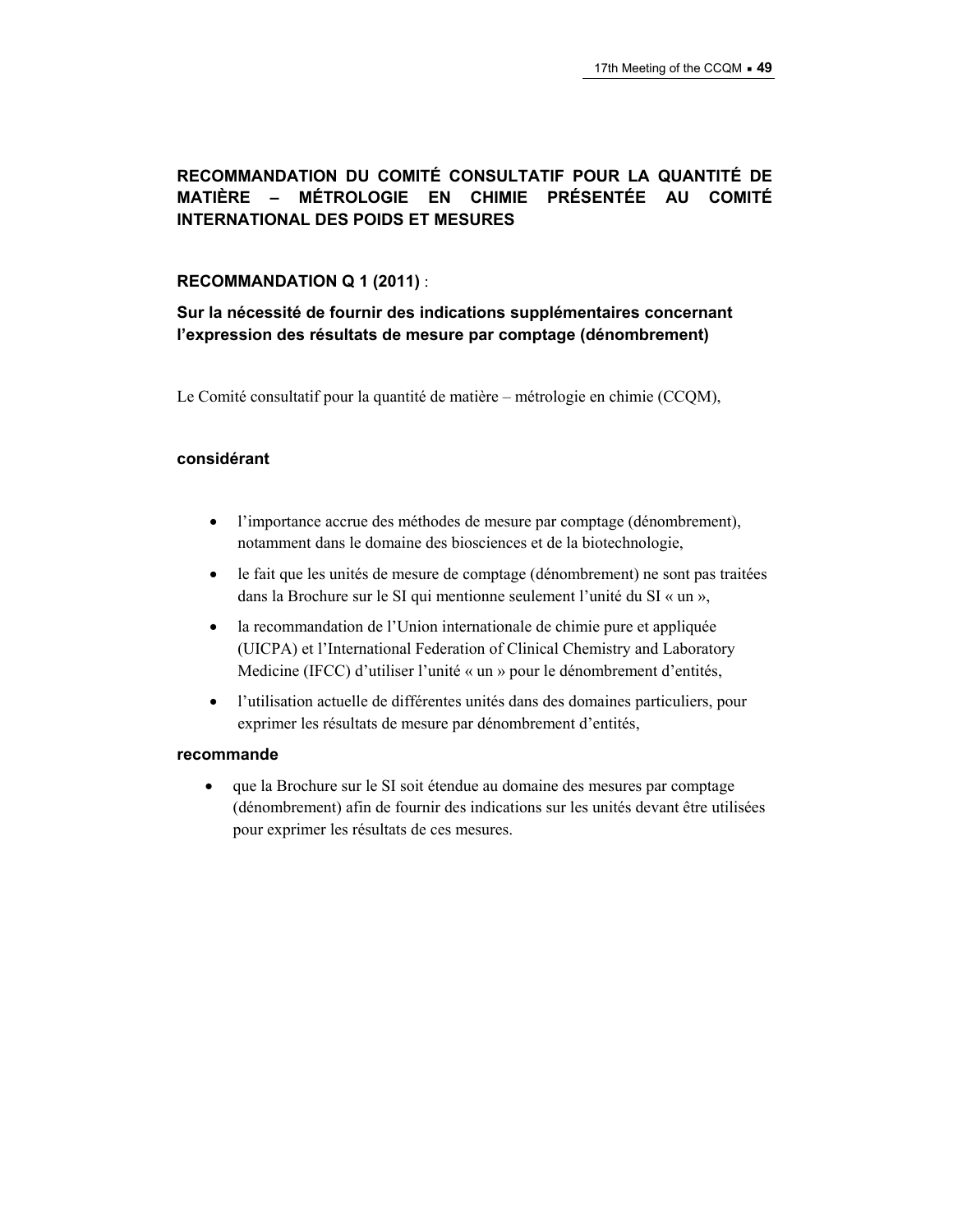## RECOMMANDATION DU COMITÉ CONSULTATIF POUR LA QUANTITÉ DE MATIÈRE – MÉTROLOGIE EN CHIMIE PRÉSENTÉE AU COMITÉ INTERNATIONAL DES POIDS ET MESURES

### RECOMMANDATION Q 1 (2011) :

### Sur la nécessité de fournir des indications supplémentaires concernant l'expression des résultats de mesure par comptage (dénombrement)

Le Comité consultatif pour la quantité de matière – métrologie en chimie (CCQM),

**considérant**

- l'importance accrue des méthodes de mesure par comptage (dénombrement), notamment dans le domaine des biosciences et de la biotechnologie,
- le fait que les unités de mesure de comptage (dénombrement) ne sont pas traitées dans la Brochure sur le SI qui mentionne seulement l'unité du SI « un »,
- la recommandation de l'Union internationale de chimie pure et appliquée (UICPA) et l'International Federation of Clinical Chemistry and Laboratory Medicine (IFCC) d'utiliser l'unité « un » pour le dénombrement d'entités,
- l'utilisation actuelle de différentes unités dans des domaines particuliers, pour exprimer les résultats de mesure par dénombrement d'entités,

**recommande**

- que la Brochure sur le SI soit étendue au domaine des mesures par comptage (dénombrement) afin de fournir des indications sur les unités devant être utilisées pour exprimer les résultats de ces mesures.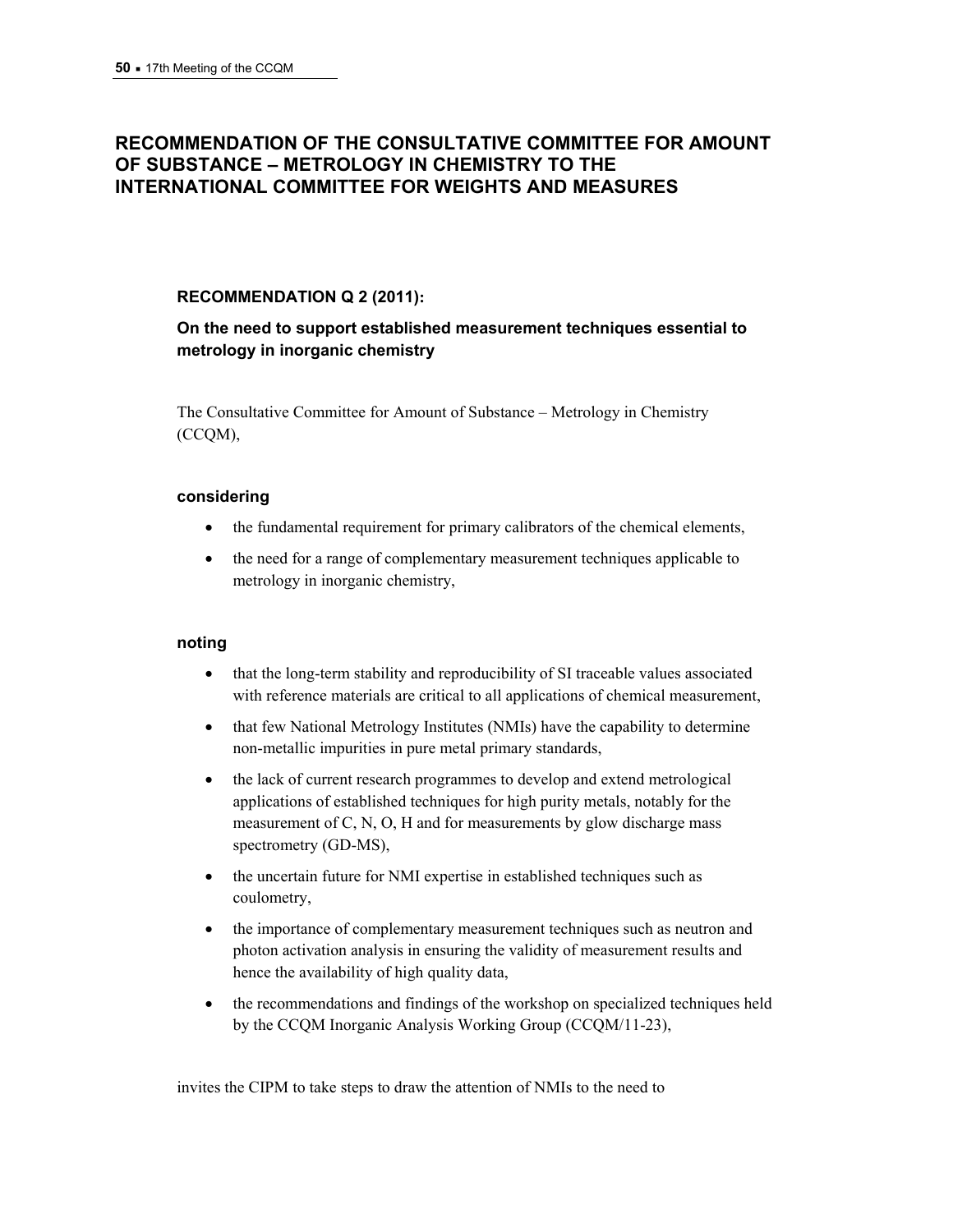## RECOMMENDATION OF THE CONSULTATIVE COMMITTEE FOR AMOUNT OF SUBSTANCE – METROLOGY IN CHEMISTRY TO THE INTERNATIONAL COMMITTEE FOR WEIGHTS AND MEASURES

### RECOMMENDATION Q 2 (2011):

### On the need to support established measurement techniques essential to metrology in inorganic chemistry

The Consultative Committee for Amount of Substance – Metrology in Chemistry (CCQM),

**considering**

- the fundamental requirement for primary calibrators of the chemical elements,
- the need for a range of complementary measurement techniques applicable to metrology in inorganic chemistry,

**noting**

- that the long-term stability and reproducibility of SI traceable values associated with reference materials are critical to all applications of chemical measurement,
- that few National Metrology Institutes (NMIs) have the capability to determine non-metallic impurities in pure metal primary standards,
- the lack of current research programmes to develop and extend metrological applications of established techniques for high purity metals, notably for the measurement of C, N, O, H and for measurements by glow discharge mass spectrometry (GD-MS),
- the uncertain future for NMI expertise in established techniques such as coulometry,
- the importance of complementary measurement techniques such as neutron and photon activation analysis in ensuring the validity of measurement results and hence the availability of high quality data,
- the recommendations and findings of the workshop on specialized techniques held by the CCQM Inorganic Analysis Working Group (CCQM/11-23),

invites the CIPM to take steps to draw the attention of NMIs to the need to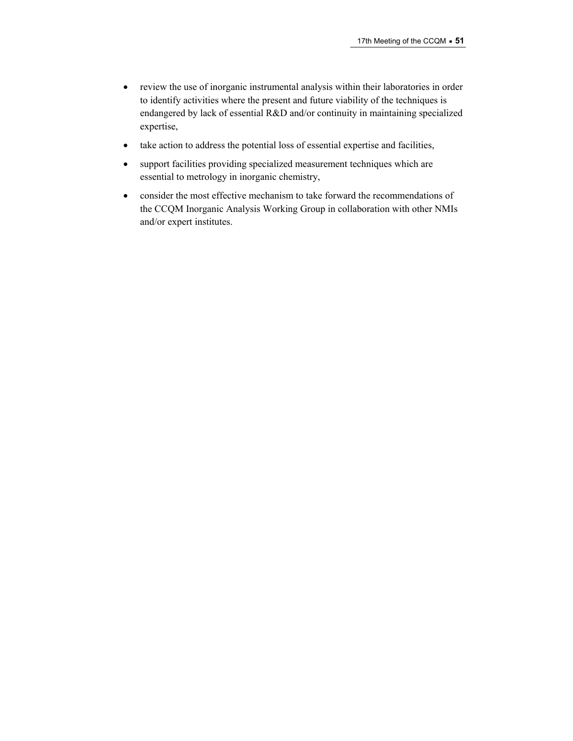- review the use of inorganic instrumental analysis within their laboratories in order to identify activities where the present and future viability of the techniques is endangered by lack of essential R&D and/or continuity in maintaining specialized expertise,
- take action to address the potential loss of essential expertise and facilities,
- support facilities providing specialized measurement techniques which are essential to metrology in inorganic chemistry,
- consider the most effective mechanism to take forward the recommendations of the CCQM Inorganic Analysis Working Group in collaboration with other NMIs and/or expert institutes.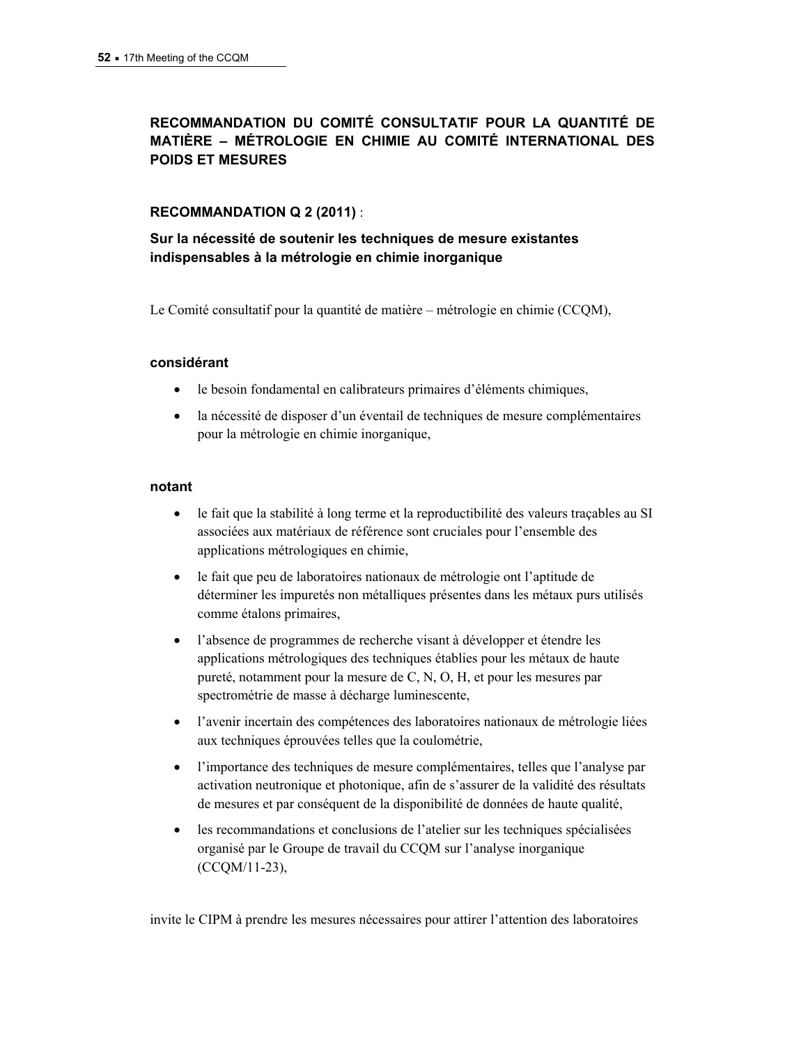## RECOMMANDATION DU COMITÉ CONSULTATIF POUR LA QUANTITÉ DE MATIÈRE – MÉTROLOGIE EN CHIMIE AU COMITÉ INTERNATIONAL DES POIDS ET MESURES

### RECOMMANDATION Q 2 (2011) :

### Sur la nécessité de soutenir les techniques de mesure existantes indispensables à la métrologie en chimie inorganique

Le Comité consultatif pour la quantité de matière – métrologie en chimie (CCQM),

**considérant**

- le besoin fondamental en calibrateurs primaires d'éléments chimiques,
- la nécessité de disposer d'un éventail de techniques de mesure complémentaires pour la métrologie en chimie inorganique,

**notant**

- le fait que la stabilité à long terme et la reproductibilité des valeurs traçables au SI associées aux matériaux de référence sont cruciales pour l'ensemble des applications métrologiques en chimie,
- le fait que peu de laboratoires nationaux de métrologie ont l'aptitude de déterminer les impuretés non métalliques présentes dans les métaux purs utilisés comme étalons primaires,
- l'absence de programmes de recherche visant à développer et étendre les applications métrologiques des techniques établies pour les métaux de haute pureté, notamment pour la mesure de C, N, O, H, et pour les mesures par spectrométrie de masse à décharge luminescente,
- l'avenir incertain des compétences des laboratoires nationaux de métrologie liées aux techniques éprouvées telles que la coulométrie,
- l'importance des techniques de mesure complémentaires, telles que l'analyse par activation neutronique et photonique, afin de s'assurer de la validité des résultats de mesures et par conséquent de la disponibilité de données de haute qualité,
- les recommandations et conclusions de l'atelier sur les techniques spécialisées organisé par le Groupe de travail du CCQM sur l'analyse inorganique (CCQM/11-23),

invite le CIPM à prendre les mesures nécessaires pour attirer l'attention des laboratoires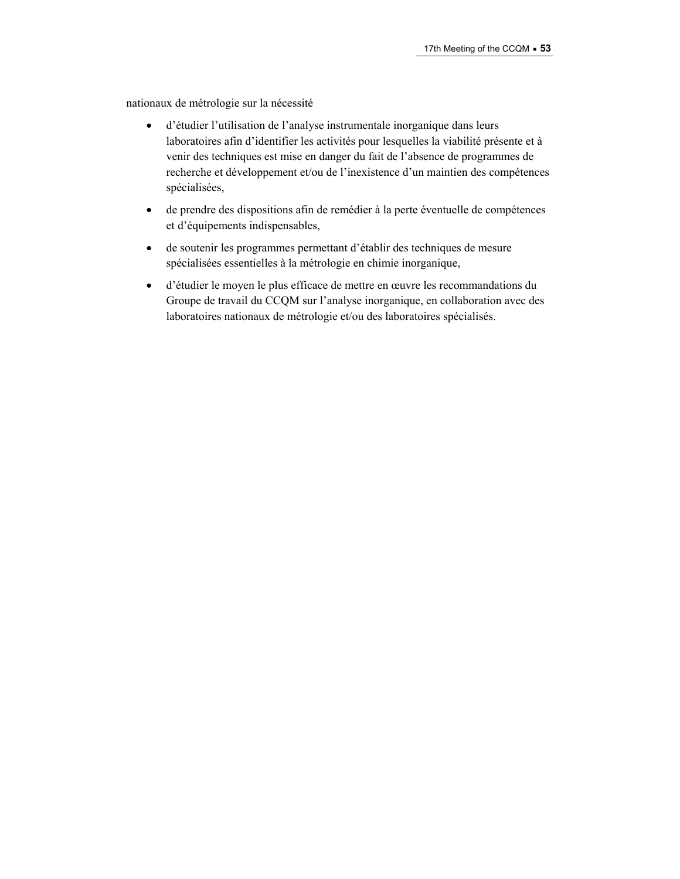nationaux de métrologie sur la nécessité

- d’étudier l’utilisation de l’analyse instrumentale inorganique dans leurs laboratoires afin d’identifier les activités pour lesquelles la viabilité présente et à venir des techniques est mise en danger du fait de l’absence de programmes de recherche et développement et/ou de l’inexistence d’un maintien des compétences spécialisées,
- de prendre des dispositions afin de remédier à la perte éventuelle de compétences et d’équipements indispensables,
- de soutenir les programmes permettant d’établir des techniques de mesure spécialisées essentielles à la métrologie en chimie inorganique,
- d’étudier le moyen le plus efficace de mettre en œuvre les recommandations du Groupe de travail du CCQM sur l’analyse inorganique, en collaboration avec des laboratoires nationaux de métrologie et/ou des laboratoires spécialisés.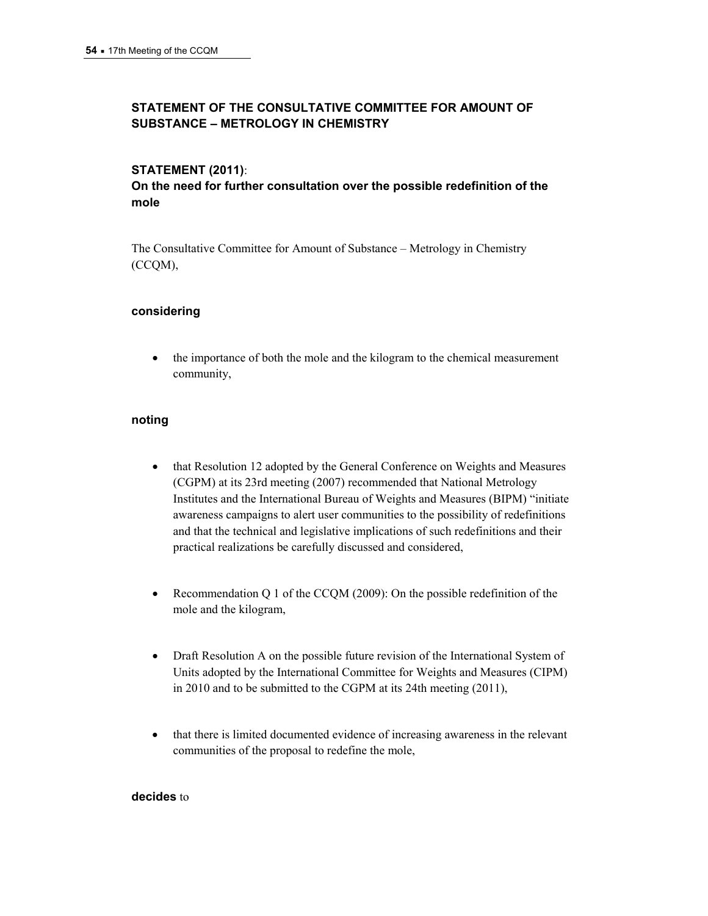## STATEMENT OF THE CONSULTATIVE COMMITTEE FOR AMOUNT OF SUBSTANCE – METROLOGY IN CHEMISTRY

### STATEMENT (2011):
### On the need for further consultation over the possible redefinition of the mole

The Consultative Committee for Amount of Substance – Metrology in Chemistry (CCQM),

**considering**

- the importance of both the mole and the kilogram to the chemical measurement community,

**noting**

- that Resolution 12 adopted by the General Conference on Weights and Measures (CGPM) at its 23rd meeting (2007) recommended that National Metrology Institutes and the International Bureau of Weights and Measures (BIPM) "initiate awareness campaigns to alert user communities to the possibility of redefinitions and that the technical and legislative implications of such redefinitions and their practical realizations be carefully discussed and considered,

- Recommendation Q 1 of the CCQM (2009): On the possible redefinition of the mole and the kilogram,

- Draft Resolution A on the possible future revision of the International System of Units adopted by the International Committee for Weights and Measures (CIPM) in 2010 and to be submitted to the CGPM at its 24th meeting (2011),

- that there is limited documented evidence of increasing awareness in the relevant communities of the proposal to redefine the mole,

**decides** to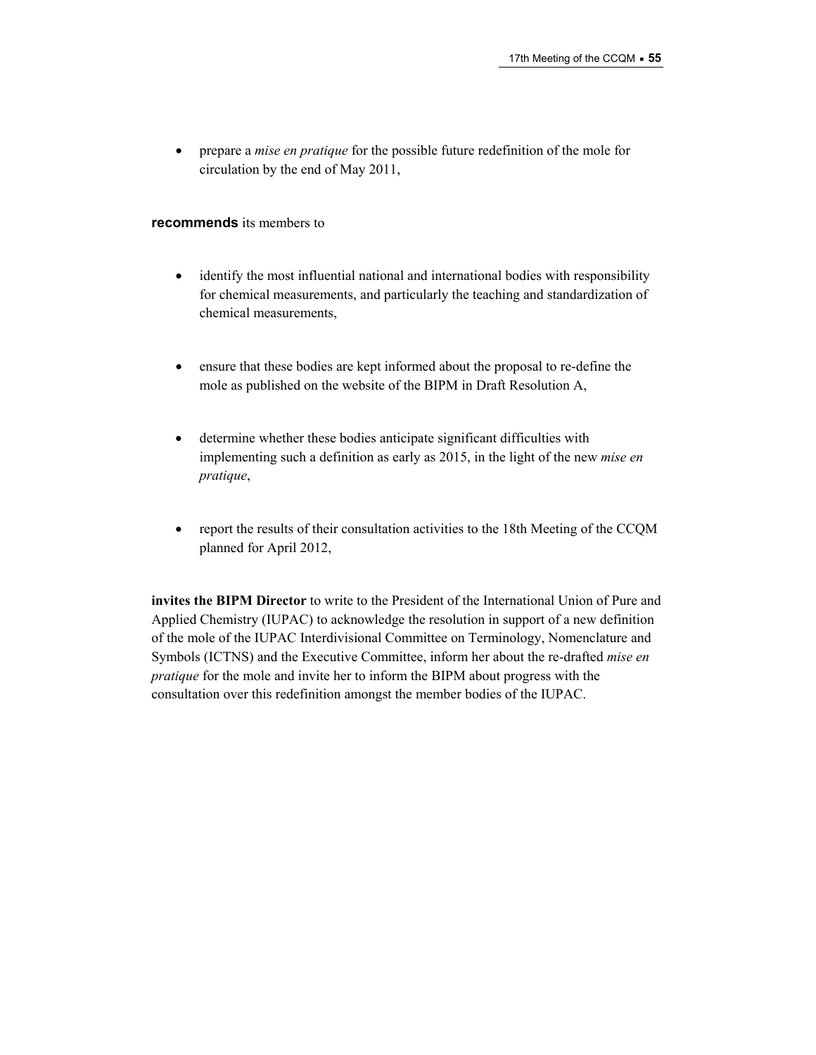- prepare a *mise en pratique* for the possible future redefinition of the mole for circulation by the end of May 2011,

**recommends** its members to

- identify the most influential national and international bodies with responsibility for chemical measurements, and particularly the teaching and standardization of chemical measurements,

- ensure that these bodies are kept informed about the proposal to re-define the mole as published on the website of the BIPM in Draft Resolution A,

- determine whether these bodies anticipate significant difficulties with implementing such a definition as early as 2015, in the light of the new *mise en pratique*,

- report the results of their consultation activities to the 18th Meeting of the CCQM planned for April 2012,

**invites the BIPM Director** to write to the President of the International Union of Pure and Applied Chemistry (IUPAC) to acknowledge the resolution in support of a new definition of the mole of the IUPAC Interdivisional Committee on Terminology, Nomenclature and Symbols (ICTNS) and the Executive Committee, inform her about the re-drafted *mise en pratique* for the mole and invite her to inform the BIPM about progress with the consultation over this redefinition amongst the member bodies of the IUPAC.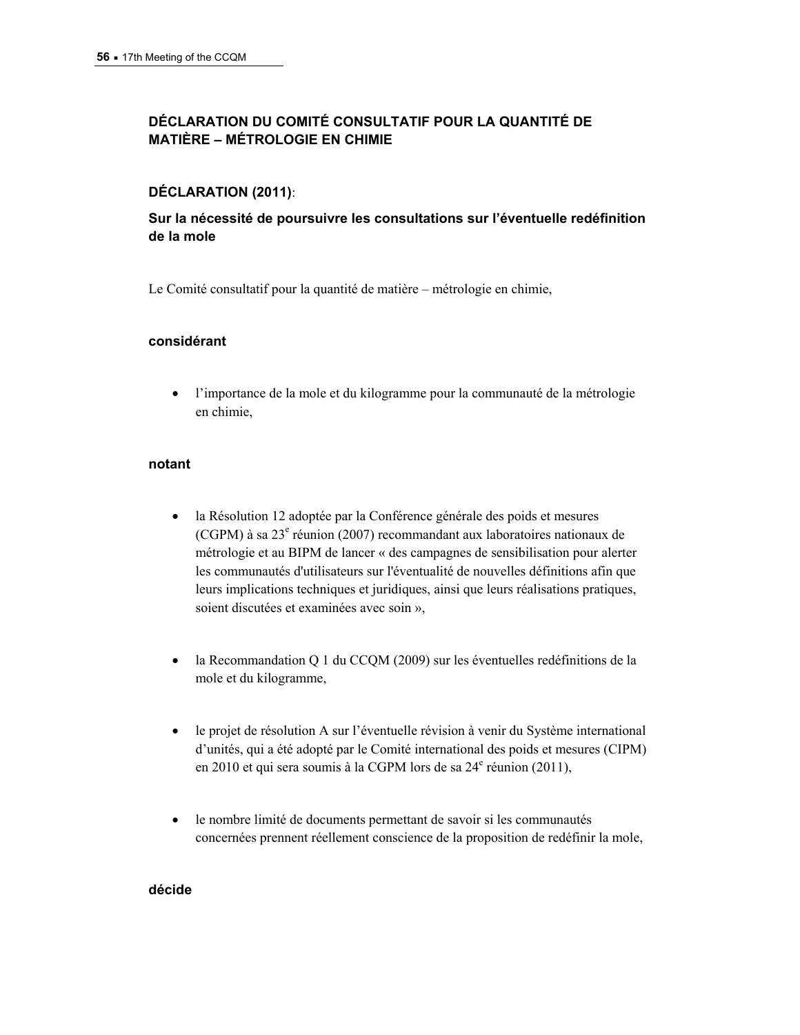## DÉCLARATION DU COMITÉ CONSULTATIF POUR LA QUANTITÉ DE MATIÈRE – MÉTROLOGIE EN CHIMIE

### DÉCLARATION (2011):

### Sur la nécessité de poursuivre les consultations sur l'éventuelle redéfinition de la mole

Le Comité consultatif pour la quantité de matière – métrologie en chimie,

**considérant**

- l'importance de la mole et du kilogramme pour la communauté de la métrologie en chimie,

**notant**

- la Résolution 12 adoptée par la Conférence générale des poids et mesures (CGPM) à sa 23e réunion (2007) recommandant aux laboratoires nationaux de métrologie et au BIPM de lancer « des campagnes de sensibilisation pour alerter les communautés d'utilisateurs sur l'éventualité de nouvelles définitions afin que leurs implications techniques et juridiques, ainsi que leurs réalisations pratiques, soient discutées et examinées avec soin »,

- la Recommandation Q 1 du CCQM (2009) sur les éventuelles redéfinitions de la mole et du kilogramme,

- le projet de résolution A sur l'éventuelle révision à venir du Système international d'unités, qui a été adopté par le Comité international des poids et mesures (CIPM) en 2010 et qui sera soumis à la CGPM lors de sa 24e réunion (2011),

- le nombre limité de documents permettant de savoir si les communautés concernées prennent réellement conscience de la proposition de redéfinir la mole,

**décide**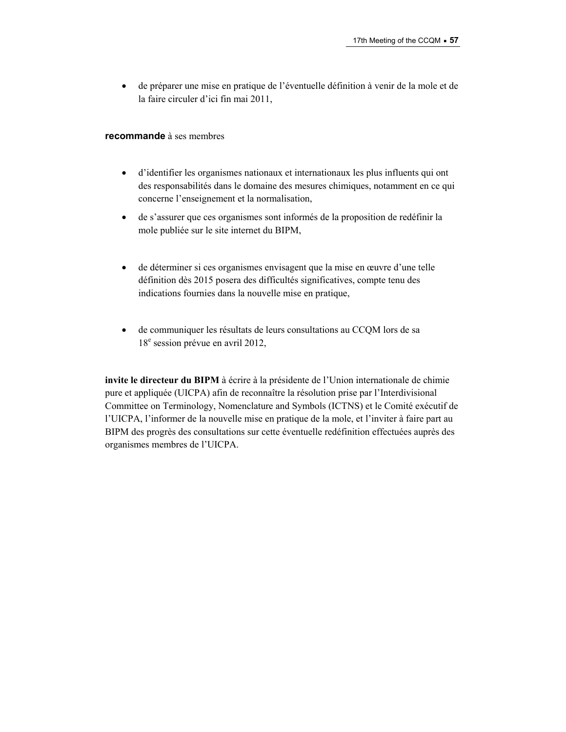- de préparer une mise en pratique de l'éventuelle définition à venir de la mole et de la faire circuler d'ici fin mai 2011,

**recommande** à ses membres

- d'identifier les organismes nationaux et internationaux les plus influents qui ont des responsabilités dans le domaine des mesures chimiques, notamment en ce qui concerne l'enseignement et la normalisation,
- de s'assurer que ces organismes sont informés de la proposition de redéfinir la mole publiée sur le site internet du BIPM,
- de déterminer si ces organismes envisagent que la mise en œuvre d'une telle définition dès 2015 posera des difficultés significatives, compte tenu des indications fournies dans la nouvelle mise en pratique,
- de communiquer les résultats de leurs consultations au CCQM lors de sa 18e session prévue en avril 2012,

**invite le directeur du BIPM** à écrire à la présidente de l'Union internationale de chimie pure et appliquée (UICPA) afin de reconnaître la résolution prise par l'Interdivisional Committee on Terminology, Nomenclature and Symbols (ICTNS) et le Comité exécutif de l'UICPA, l'informer de la nouvelle mise en pratique de la mole, et l'inviter à faire part au BIPM des progrès des consultations sur cette éventuelle redéfinition effectuées auprès des organismes membres de l'UICPA.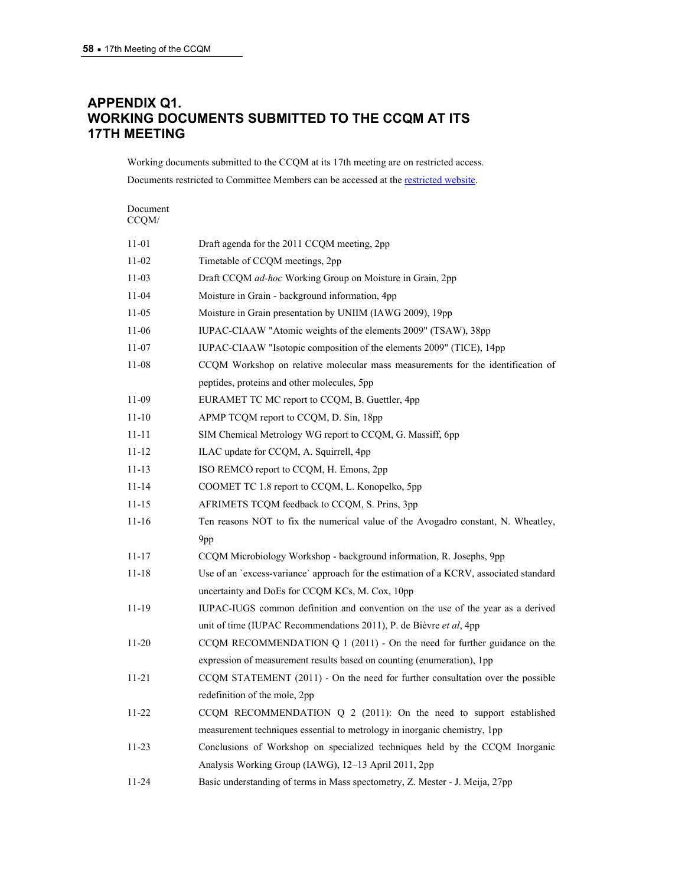# APPENDIX Q1.
# WORKING DOCUMENTS SUBMITTED TO THE CCQM AT ITS 17TH MEETING

Working documents submitted to the CCQM at its 17th meeting are on restricted access.

Documents restricted to Committee Members can be accessed at the restricted website.

| Document CCQM/ | |
|---|---|
| 11-01 | Draft agenda for the 2011 CCQM meeting, 2pp |
| 11-02 | Timetable of CCQM meetings, 2pp |
| 11-03 | Draft CCQM *ad-hoc* Working Group on Moisture in Grain, 2pp |
| 11-04 | Moisture in Grain - background information, 4pp |
| 11-05 | Moisture in Grain presentation by UNIIM (IAWG 2009), 19pp |
| 11-06 | IUPAC-CIAAW "Atomic weights of the elements 2009" (TSAW), 38pp |
| 11-07 | IUPAC-CIAAW "Isotopic composition of the elements 2009" (TICE), 14pp |
| 11-08 | CCQM Workshop on relative molecular mass measurements for the identification of peptides, proteins and other molecules, 5pp |
| 11-09 | EURAMET TC MC report to CCQM, B. Guettler, 4pp |
| 11-10 | APMP TCQM report to CCQM, D. Sin, 18pp |
| 11-11 | SIM Chemical Metrology WG report to CCQM, G. Massiff, 6pp |
| 11-12 | ILAC update for CCQM, A. Squirrell, 4pp |
| 11-13 | ISO REMCO report to CCQM, H. Emons, 2pp |
| 11-14 | COOMET TC 1.8 report to CCQM, L. Konopelko, 5pp |
| 11-15 | AFRIMETS TCQM feedback to CCQM, S. Prins, 3pp |
| 11-16 | Ten reasons NOT to fix the numerical value of the Avogadro constant, N. Wheatley, 9pp |
| 11-17 | CCQM Microbiology Workshop - background information, R. Josephs, 9pp |
| 11-18 | Use of an `excess-variance` approach for the estimation of a KCRV, associated standard uncertainty and DoEs for CCQM KCs, M. Cox, 10pp |
| 11-19 | IUPAC-IUGS common definition and convention on the use of the year as a derived unit of time (IUPAC Recommendations 2011), P. de Bièvre *et al*, 4pp |
| 11-20 | CCQM RECOMMENDATION Q 1 (2011) - On the need for further guidance on the expression of measurement results based on counting (enumeration), 1pp |
| 11-21 | CCQM STATEMENT (2011) - On the need for further consultation over the possible redefinition of the mole, 2pp |
| 11-22 | CCQM RECOMMENDATION Q 2 (2011): On the need to support established measurement techniques essential to metrology in inorganic chemistry, 1pp |
| 11-23 | Conclusions of Workshop on specialized techniques held by the CCQM Inorganic Analysis Working Group (IAWG), 12–13 April 2011, 2pp |
| 11-24 | Basic understanding of terms in Mass spectometry, Z. Mester - J. Meija, 27pp |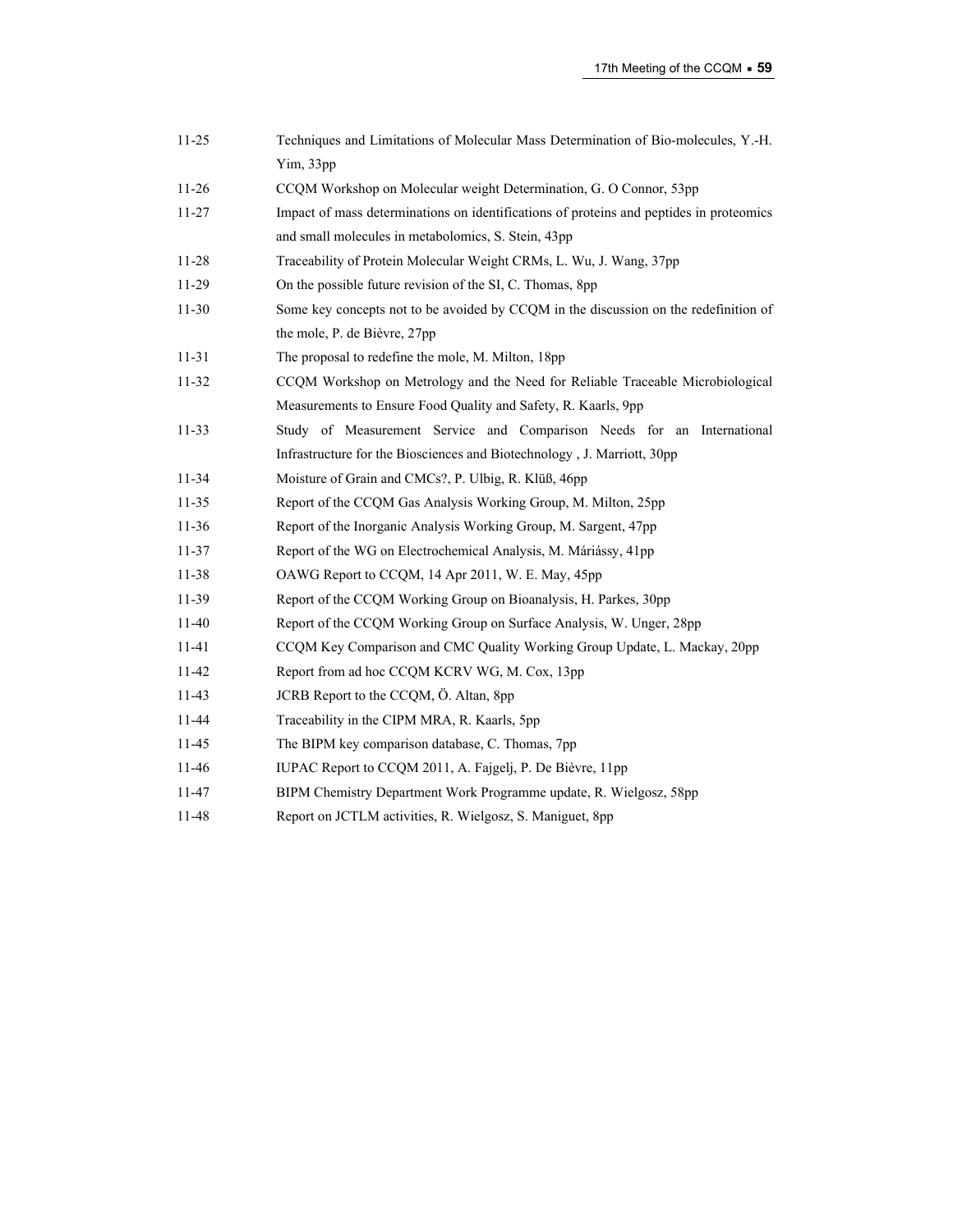| | |
|---|---|
| 11-25 | Techniques and Limitations of Molecular Mass Determination of Bio-molecules, Y.-H. Yim, 33pp |
| 11-26 | CCQM Workshop on Molecular weight Determination, G. O Connor, 53pp |
| 11-27 | Impact of mass determinations on identifications of proteins and peptides in proteomics and small molecules in metabolomics, S. Stein, 43pp |
| 11-28 | Traceability of Protein Molecular Weight CRMs, L. Wu, J. Wang, 37pp |
| 11-29 | On the possible future revision of the SI, C. Thomas, 8pp |
| 11-30 | Some key concepts not to be avoided by CCQM in the discussion on the redefinition of the mole, P. de Bièvre, 27pp |
| 11-31 | The proposal to redefine the mole, M. Milton, 18pp |
| 11-32 | CCQM Workshop on Metrology and the Need for Reliable Traceable Microbiological Measurements to Ensure Food Quality and Safety, R. Kaarls, 9pp |
| 11-33 | Study of Measurement Service and Comparison Needs for an International Infrastructure for the Biosciences and Biotechnology , J. Marriott, 30pp |
| 11-34 | Moisture of Grain and CMCs?, P. Ulbig, R. Klüß, 46pp |
| 11-35 | Report of the CCQM Gas Analysis Working Group, M. Milton, 25pp |
| 11-36 | Report of the Inorganic Analysis Working Group, M. Sargent, 47pp |
| 11-37 | Report of the WG on Electrochemical Analysis, M. Máriássy, 41pp |
| 11-38 | OAWG Report to CCQM, 14 Apr 2011, W. E. May, 45pp |
| 11-39 | Report of the CCQM Working Group on Bioanalysis, H. Parkes, 30pp |
| 11-40 | Report of the CCQM Working Group on Surface Analysis, W. Unger, 28pp |
| 11-41 | CCQM Key Comparison and CMC Quality Working Group Update, L. Mackay, 20pp |
| 11-42 | Report from ad hoc CCQM KCRV WG, M. Cox, 13pp |
| 11-43 | JCRB Report to the CCQM, Ö. Altan, 8pp |
| 11-44 | Traceability in the CIPM MRA, R. Kaarls, 5pp |
| 11-45 | The BIPM key comparison database, C. Thomas, 7pp |
| 11-46 | IUPAC Report to CCQM 2011, A. Fajgelj, P. De Bièvre, 11pp |
| 11-47 | BIPM Chemistry Department Work Programme update, R. Wielgosz, 58pp |
| 11-48 | Report on JCTLM activities, R. Wielgosz, S. Maniguet, 8pp |